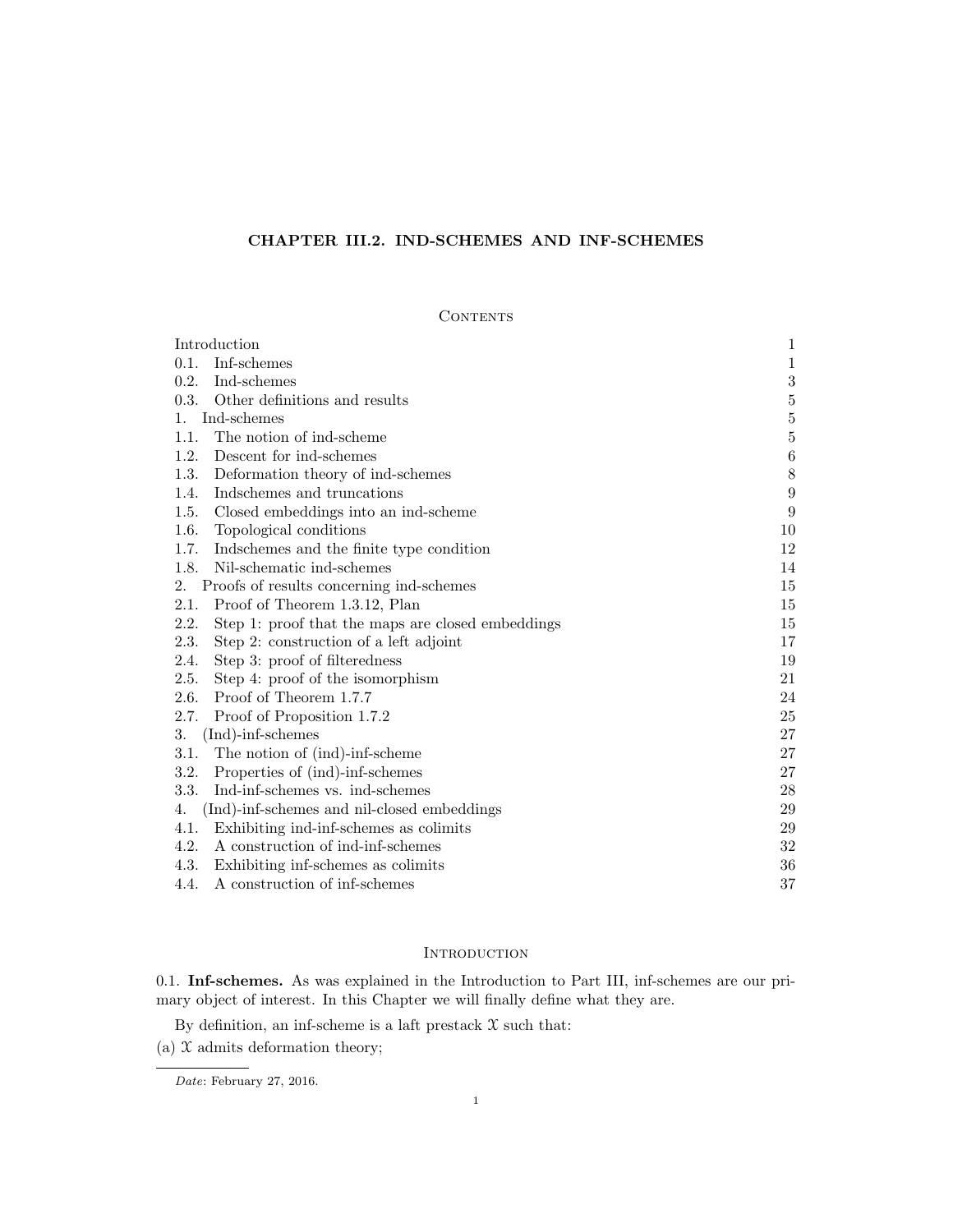# CHAPTER III.2. IND-SCHEMES AND INF-SCHEMES

## Contents

| | |
|---|---|
| Introduction | 1 |
| 0.1. Inf-schemes | 1 |
| 0.2. Ind-schemes | 3 |
| 0.3. Other definitions and results | 5 |
| 1. Ind-schemes | 5 |
| 1.1. The notion of ind-scheme | 5 |
| 1.2. Descent for ind-schemes | 6 |
| 1.3. Deformation theory of ind-schemes | 8 |
| 1.4. Indschemes and truncations | 9 |
| 1.5. Closed embeddings into an ind-scheme | 9 |
| 1.6. Topological conditions | 10 |
| 1.7. Indschemes and the finite type condition | 12 |
| 1.8. Nil-schematic ind-schemes | 14 |
| 2. Proofs of results concerning ind-schemes | 15 |
| 2.1. Proof of Theorem 1.3.12, Plan | 15 |
| 2.2. Step 1: proof that the maps are closed embeddings | 15 |
| 2.3. Step 2: construction of a left adjoint | 17 |
| 2.4. Step 3: proof of filteredness | 19 |
| 2.5. Step 4: proof of the isomorphism | 21 |
| 2.6. Proof of Theorem 1.7.7 | 24 |
| 2.7. Proof of Proposition 1.7.2 | 25 |
| 3. (Ind)-inf-schemes | 27 |
| 3.1. The notion of (ind)-inf-scheme | 27 |
| 3.2. Properties of (ind)-inf-schemes | 27 |
| 3.3. Ind-inf-schemes vs. ind-schemes | 28 |
| 4. (Ind)-inf-schemes and nil-closed embeddings | 29 |
| 4.1. Exhibiting ind-inf-schemes as colimits | 29 |
| 4.2. A construction of ind-inf-schemes | 32 |
| 4.3. Exhibiting inf-schemes as colimits | 36 |
| 4.4. A construction of inf-schemes | 37 |

## Introduction

0.1. **Inf-schemes.** As was explained in the Introduction to Part III, inf-schemes are our primary object of interest. In this Chapter we will finally define what they are.

By definition, an inf-scheme is a laft prestack $\mathcal{X}$ such that:

(a) $\mathcal{X}$ admits deformation theory;

*Date*: February 27, 2016.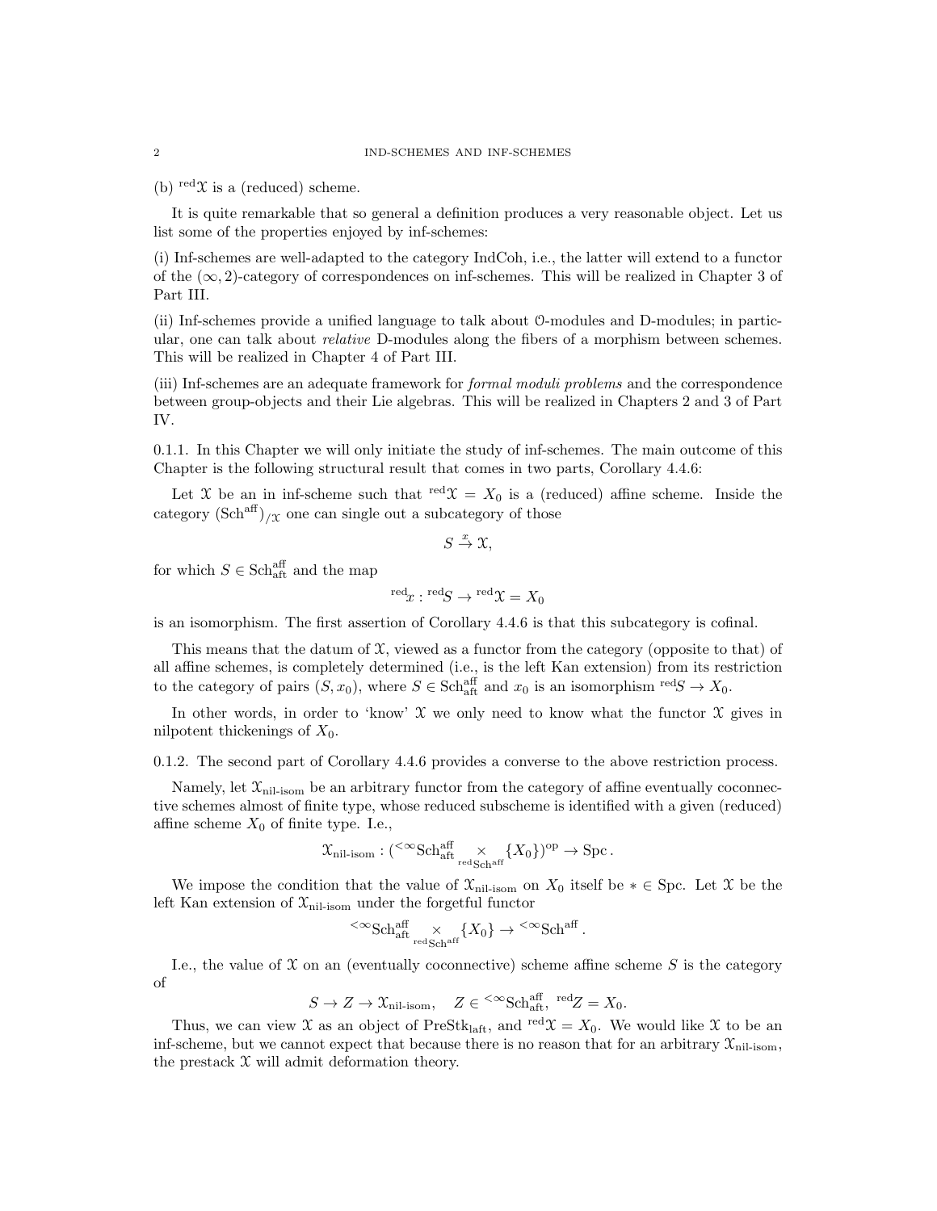(b) ${}^{\mathrm{red}}\mathcal{X}$ is a (reduced) scheme.

It is quite remarkable that so general a definition produces a very reasonable object. Let us list some of the properties enjoyed by inf-schemes:

(i) Inf-schemes are well-adapted to the category IndCoh, i.e., the latter will extend to a functor of the $(\infty, 2)$-category of correspondences on inf-schemes. This will be realized in Chapter 3 of Part III.

(ii) Inf-schemes provide a unified language to talk about $\mathcal{O}$-modules and D-modules; in particular, one can talk about *relative* D-modules along the fibers of a morphism between schemes. This will be realized in Chapter 4 of Part III.

(iii) Inf-schemes are an adequate framework for *formal moduli problems* and the correspondence between group-objects and their Lie algebras. This will be realized in Chapters 2 and 3 of Part IV.

0.1.1. In this Chapter we will only initiate the study of inf-schemes. The main outcome of this Chapter is the following structural result that comes in two parts, Corollary 4.4.6:

Let $\mathcal{X}$ be an in inf-scheme such that ${}^{\mathrm{red}}\mathcal{X} = X_0$ is a (reduced) affine scheme. Inside the category $(\mathrm{Sch}^{\mathrm{aff}})_{/\mathcal{X}}$ one can single out a subcategory of those

$$S \overset{x}{\to} \mathcal{X},$$

for which $S \in \mathrm{Sch}^{\mathrm{aff}}_{\mathrm{aft}}$ and the map

$${}^{\mathrm{red}}x : {}^{\mathrm{red}}S \to {}^{\mathrm{red}}\mathcal{X} = X_0$$

is an isomorphism. The first assertion of Corollary 4.4.6 is that this subcategory is cofinal.

This means that the datum of $\mathcal{X}$, viewed as a functor from the category (opposite to that) of all affine schemes, is completely determined (i.e., is the left Kan extension) from its restriction to the category of pairs $(S, x_0)$, where $S \in \mathrm{Sch}^{\mathrm{aff}}_{\mathrm{aft}}$ and $x_0$ is an isomorphism ${}^{\mathrm{red}}S \to X_0$.

In other words, in order to 'know' $\mathcal{X}$ we only need to know what the functor $\mathcal{X}$ gives in nilpotent thickenings of $X_0$.

0.1.2. The second part of Corollary 4.4.6 provides a converse to the above restriction process.

Namely, let $\mathcal{X}_{\text{nil-isom}}$ be an arbitrary functor from the category of affine eventually coconnective schemes almost of finite type, whose reduced subscheme is identified with a given (reduced) affine scheme $X_0$ of finite type. I.e.,

$$\mathcal{X}_{\text{nil-isom}} : ({}^{<\infty}\mathrm{Sch}^{\mathrm{aff}}_{\mathrm{aft}} \underset{{}^{\mathrm{red}}\mathrm{Sch}^{\mathrm{aff}}}{\times} \{X_0\})^{\mathrm{op}} \to \mathrm{Spc}\,.$$

We impose the condition that the value of $\mathcal{X}_{\text{nil-isom}}$ on $X_0$ itself be $* \in \mathrm{Spc}$. Let $\mathcal{X}$ be the left Kan extension of $\mathcal{X}_{\text{nil-isom}}$ under the forgetful functor

$${}^{<\infty}\mathrm{Sch}^{\mathrm{aff}}_{\mathrm{aft}} \underset{{}^{\mathrm{red}}\mathrm{Sch}^{\mathrm{aff}}}{\times} \{X_0\} \to {}^{<\infty}\mathrm{Sch}^{\mathrm{aff}}\,.$$

I.e., the value of $\mathcal{X}$ on an (eventually coconnective) scheme affine scheme $S$ is the category of

$$S \to Z \to \mathcal{X}_{\text{nil-isom}}, \quad Z \in {}^{<\infty}\mathrm{Sch}^{\mathrm{aff}}_{\mathrm{aft}},\ {}^{\mathrm{red}}Z = X_0.$$

Thus, we can view $\mathcal{X}$ as an object of $\mathrm{PreStk}_{\mathrm{laft}}$, and ${}^{\mathrm{red}}\mathcal{X} = X_0$. We would like $\mathcal{X}$ to be an inf-scheme, but we cannot expect that because there is no reason that for an arbitrary $\mathcal{X}_{\text{nil-isom}}$, the prestack $\mathcal{X}$ will admit deformation theory.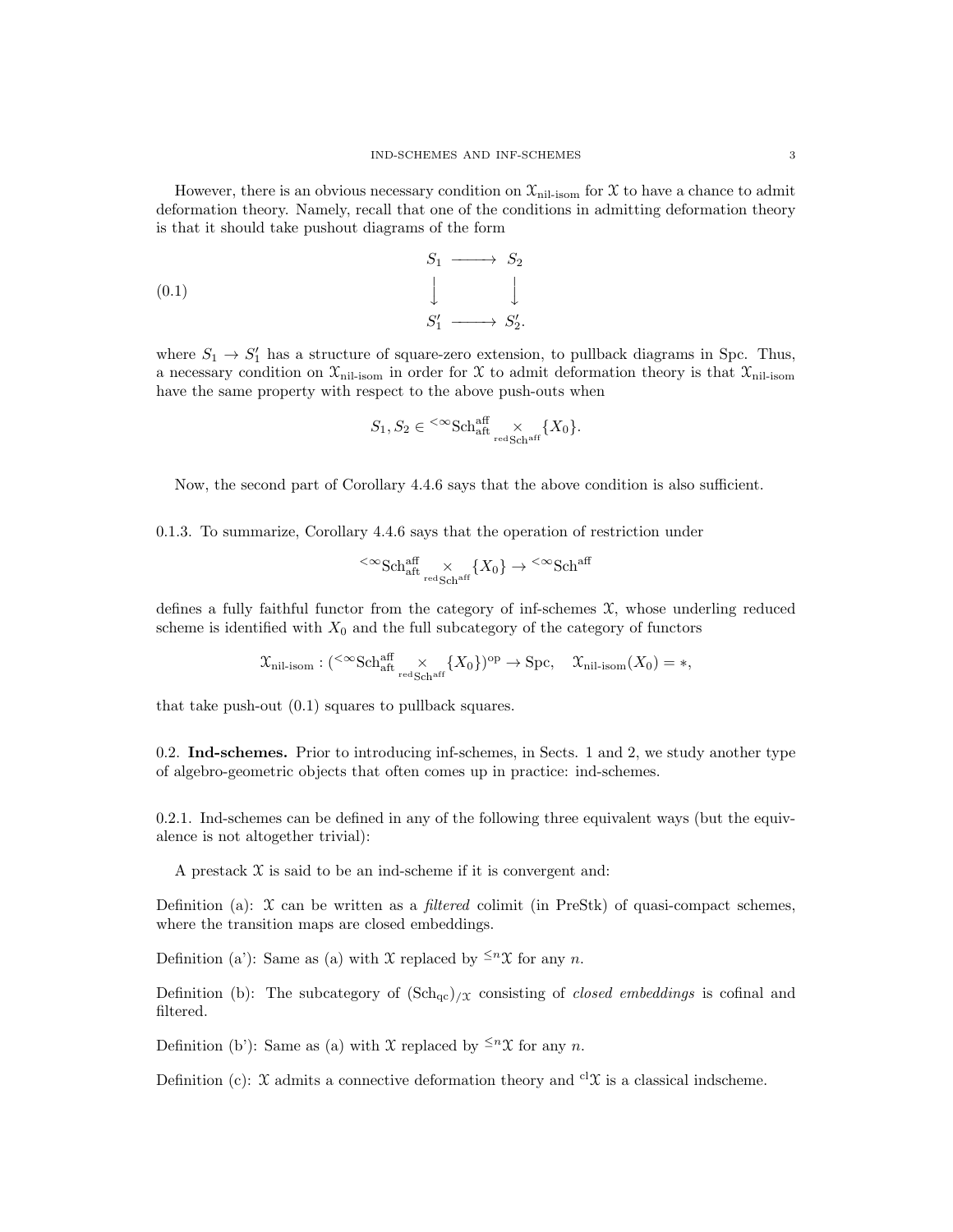However, there is an obvious necessary condition on $\mathcal{X}_{\text{nil-isom}}$ for $\mathcal{X}$ to have a chance to admit deformation theory. Namely, recall that one of the conditions in admitting deformation theory is that it should take pushout diagrams of the form

$$
\begin{array}{ccc}
S_1 & \longrightarrow & S_2 \\
\downarrow & & \downarrow \\
S_1' & \longrightarrow & S_2'.
\end{array}
\tag{0.1}
$$

where $S_1 \to S_1'$ has a structure of square-zero extension, to pullback diagrams in Spc. Thus, a necessary condition on $\mathcal{X}_{\text{nil-isom}}$ in order for $\mathcal{X}$ to admit deformation theory is that $\mathcal{X}_{\text{nil-isom}}$ have the same property with respect to the above push-outs when

$$S_1, S_2 \in {}^{<\infty}\text{Sch}^{\text{aff}}_{\text{aft}} \underset{{}^{\text{red}}\text{Sch}^{\text{aff}}}{\times} \{X_0\}.$$

Now, the second part of Corollary 4.4.6 says that the above condition is also sufficient.

0.1.3. To summarize, Corollary 4.4.6 says that the operation of restriction under

$${}^{<\infty}\text{Sch}^{\text{aff}}_{\text{aft}} \underset{{}^{\text{red}}\text{Sch}^{\text{aff}}}{\times} \{X_0\} \to {}^{<\infty}\text{Sch}^{\text{aff}}$$

defines a fully faithful functor from the category of inf-schemes $\mathcal{X}$, whose underling reduced scheme is identified with $X_0$ and the full subcategory of the category of functors

$$\mathcal{X}_{\text{nil-isom}} : ({}^{<\infty}\text{Sch}^{\text{aff}}_{\text{aft}} \underset{{}^{\text{red}}\text{Sch}^{\text{aff}}}{\times} \{X_0\})^{\text{op}} \to \text{Spc}, \quad \mathcal{X}_{\text{nil-isom}}(X_0) = *,$$

that take push-out (0.1) squares to pullback squares.

0.2. **Ind-schemes.** Prior to introducing inf-schemes, in Sects. 1 and 2, we study another type of algebro-geometric objects that often comes up in practice: ind-schemes.

0.2.1. Ind-schemes can be defined in any of the following three equivalent ways (but the equivalence is not altogether trivial):

A prestack $\mathcal{X}$ is said to be an ind-scheme if it is convergent and:

Definition (a): $\mathcal{X}$ can be written as a *filtered* colimit (in PreStk) of quasi-compact schemes, where the transition maps are closed embeddings.

Definition (a'): Same as (a) with $\mathcal{X}$ replaced by ${}^{\leq n}\mathcal{X}$ for any $n$.

Definition (b): The subcategory of $(\text{Sch}_{\text{qc}})_{/\mathcal{X}}$ consisting of *closed embeddings* is cofinal and filtered.

Definition (b'): Same as (a) with $\mathcal{X}$ replaced by ${}^{\leq n}\mathcal{X}$ for any $n$.

Definition (c): $\mathcal{X}$ admits a connective deformation theory and ${}^{\text{cl}}\mathcal{X}$ is a classical indscheme.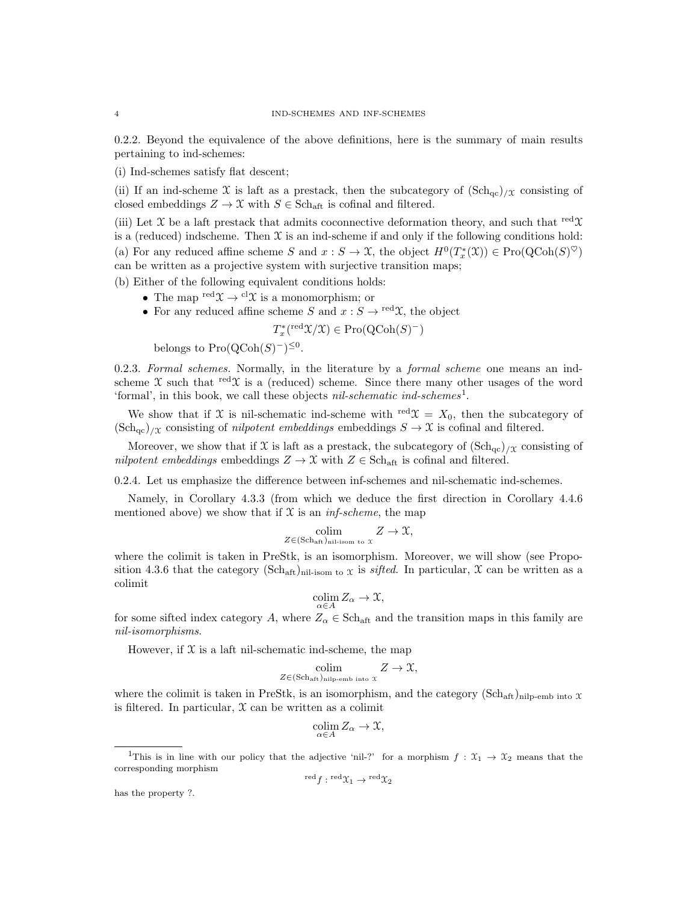0.2.2. Beyond the equivalence of the above definitions, here is the summary of main results pertaining to ind-schemes:

(i) Ind-schemes satisfy flat descent;

(ii) If an ind-scheme $\mathcal{X}$ is laft as a prestack, then the subcategory of $(\mathrm{Sch}_{\mathrm{qc}})_{/\mathcal{X}}$ consisting of closed embeddings $Z \to \mathcal{X}$ with $S \in \mathrm{Sch}_{\mathrm{aft}}$ is cofinal and filtered.

(iii) Let $\mathcal{X}$ be a laft prestack that admits coconnective deformation theory, and such that ${}^{\mathrm{red}}\mathcal{X}$ is a (reduced) indscheme. Then $\mathcal{X}$ is an ind-scheme if and only if the following conditions hold:
(a) For any reduced affine scheme $S$ and $x : S \to \mathcal{X}$, the object $H^0(T^*_x(\mathcal{X})) \in \mathrm{Pro}(\mathrm{QCoh}(S)^\heartsuit)$ can be written as a projective system with surjective transition maps;

(b) Either of the following equivalent conditions holds:

- The map ${}^{\mathrm{red}}\mathcal{X} \to {}^{\mathrm{cl}}\mathcal{X}$ is a monomorphism; or
- For any reduced affine scheme $S$ and $x : S \to {}^{\mathrm{red}}\mathcal{X}$, the object
$$T^*_x({}^{\mathrm{red}}\mathcal{X}/\mathcal{X}) \in \mathrm{Pro}(\mathrm{QCoh}(S)^-)$$
belongs to $\mathrm{Pro}(\mathrm{QCoh}(S)^-)^{\leq 0}$.

0.2.3. *Formal schemes.* Normally, in the literature by a *formal scheme* one means an ind-scheme $\mathcal{X}$ such that ${}^{\mathrm{red}}\mathcal{X}$ is a (reduced) scheme. Since there many other usages of the word 'formal', in this book, we call these objects *nil-schematic ind-schemes*[1].

We show that if $\mathcal{X}$ is nil-schematic ind-scheme with ${}^{\mathrm{red}}\mathcal{X} = X_0$, then the subcategory of $(\mathrm{Sch}_{\mathrm{qc}})_{/\mathcal{X}}$ consisting of *nilpotent embeddings* embeddings $S \to \mathcal{X}$ is cofinal and filtered.

Moreover, we show that if $\mathcal{X}$ is laft as a prestack, the subcategory of $(\mathrm{Sch}_{\mathrm{qc}})_{/\mathcal{X}}$ consisting of *nilpotent embeddings* embeddings $Z \to \mathcal{X}$ with $Z \in \mathrm{Sch}_{\mathrm{aft}}$ is cofinal and filtered.

0.2.4. Let us emphasize the difference between inf-schemes and nil-schematic ind-schemes.

Namely, in Corollary 4.3.3 (from which we deduce the first direction in Corollary 4.4.6 mentioned above) we show that if $\mathcal{X}$ is an *inf-scheme*, the map

$$\underset{Z \in (\mathrm{Sch}_{\mathrm{aft}})_{\text{nil-isom to } \mathcal{X}}}{\mathrm{colim}} Z \to \mathcal{X},$$

where the colimit is taken in PreStk, is an isomorphism. Moreover, we will show (see Proposition 4.3.6 that the category $(\mathrm{Sch}_{\mathrm{aft}})_{\text{nil-isom to } \mathcal{X}}$ is *sifted*. In particular, $\mathcal{X}$ can be written as a colimit

$$\underset{\alpha \in A}{\mathrm{colim}}\, Z_\alpha \to \mathcal{X},$$

for some sifted index category $A$, where $Z_\alpha \in \mathrm{Sch}_{\mathrm{aft}}$ and the transition maps in this family are *nil-isomorphisms*.

However, if $\mathcal{X}$ is a laft nil-schematic ind-scheme, the map

$$\underset{Z \in (\mathrm{Sch}_{\mathrm{aft}})_{\text{nilp-emb into } \mathcal{X}}}{\mathrm{colim}} Z \to \mathcal{X},$$

where the colimit is taken in PreStk, is an isomorphism, and the category $(\mathrm{Sch}_{\mathrm{aft}})_{\text{nilp-emb into } \mathcal{X}}$ is filtered. In particular, $\mathcal{X}$ can be written as a colimit

$$\underset{\alpha \in A}{\mathrm{colim}}\, Z_\alpha \to \mathcal{X},$$

[1] This is in line with our policy that the adjective 'nil-?' for a morphism $f : \mathcal{X}_1 \to \mathcal{X}_2$ means that the corresponding morphism

$${}^{\mathrm{red}}f : {}^{\mathrm{red}}\mathcal{X}_1 \to {}^{\mathrm{red}}\mathcal{X}_2$$

has the property ?.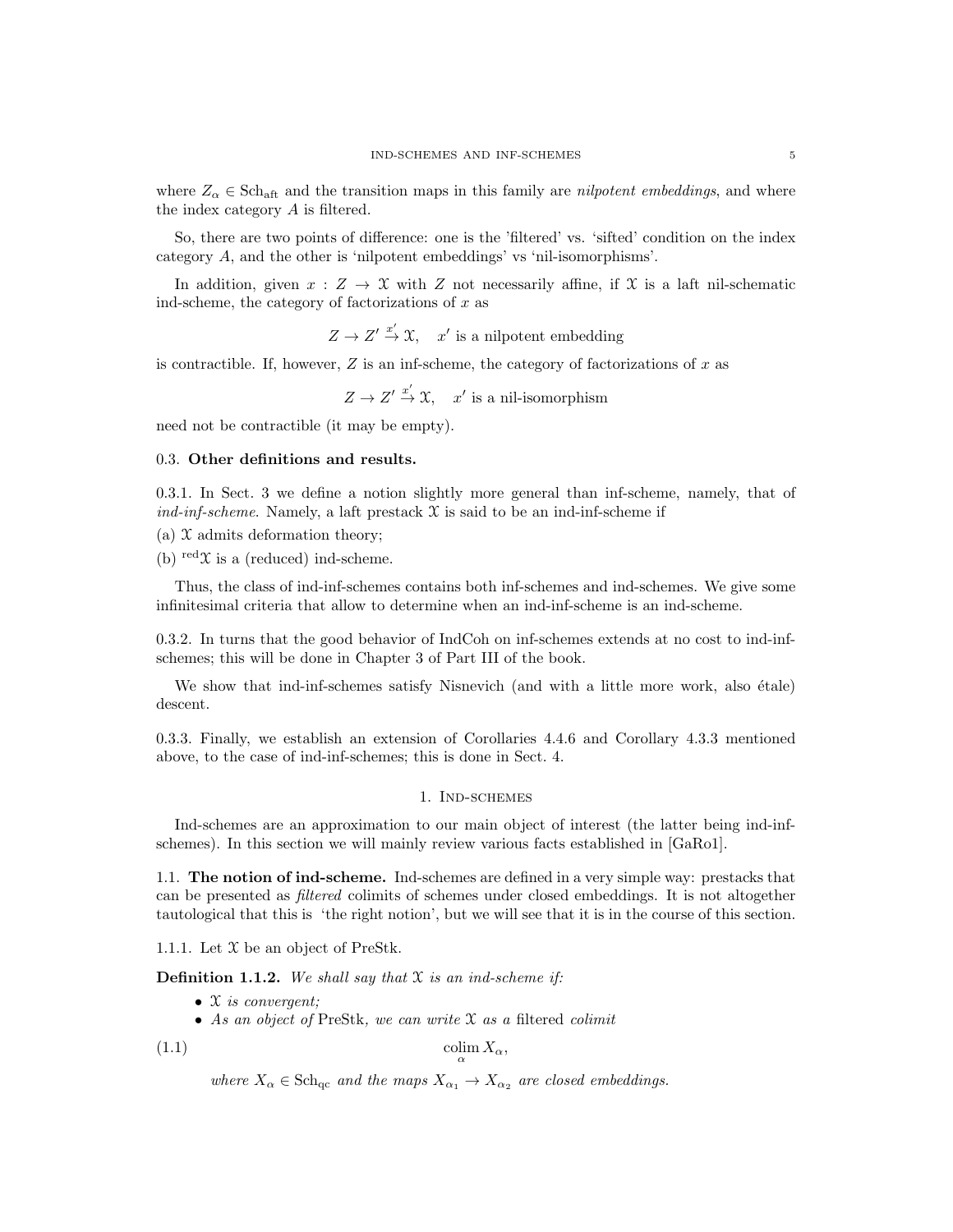where $Z_\alpha \in \text{Sch}_{\text{aft}}$ and the transition maps in this family are *nilpotent embeddings*, and where the index category $A$ is filtered.

So, there are two points of difference: one is the 'filtered' vs. 'sifted' condition on the index category $A$, and the other is 'nilpotent embeddings' vs 'nil-isomorphisms'.

In addition, given $x : Z \to \mathcal{X}$ with $Z$ not necessarily affine, if $\mathcal{X}$ is a laft nil-schematic ind-scheme, the category of factorizations of $x$ as

$$Z \to Z' \overset{x'}{\to} \mathcal{X}, \quad x' \text{ is a nilpotent embedding}$$

is contractible. If, however, $Z$ is an inf-scheme, the category of factorizations of $x$ as

$$Z \to Z' \overset{x'}{\to} \mathcal{X}, \quad x' \text{ is a nil-isomorphism}$$

need not be contractible (it may be empty).

### 0.3. Other definitions and results.

0.3.1. In Sect. 3 we define a notion slightly more general than inf-scheme, namely, that of *ind-inf-scheme*. Namely, a laft prestack $\mathcal{X}$ is said to be an ind-inf-scheme if

(a) $\mathcal{X}$ admits deformation theory;

(b) ${}^{\text{red}}\mathcal{X}$ is a (reduced) ind-scheme.

Thus, the class of ind-inf-schemes contains both inf-schemes and ind-schemes. We give some infinitesimal criteria that allow to determine when an ind-inf-scheme is an ind-scheme.

0.3.2. In turns that the good behavior of IndCoh on inf-schemes extends at no cost to ind-inf-schemes; this will be done in Chapter 3 of Part III of the book.

We show that ind-inf-schemes satisfy Nisnevich (and with a little more work, also étale) descent.

0.3.3. Finally, we establish an extension of Corollaries 4.4.6 and Corollary 4.3.3 mentioned above, to the case of ind-inf-schemes; this is done in Sect. 4.

## 1. Ind-schemes

Ind-schemes are an approximation to our main object of interest (the latter being ind-inf-schemes). In this section we will mainly review various facts established in [GaRo1].

### 1.1. The notion of ind-scheme.

Ind-schemes are defined in a very simple way: prestacks that can be presented as *filtered* colimits of schemes under closed embeddings. It is not altogether tautological that this is 'the right notion', but we will see that it is in the course of this section.

1.1.1. Let $\mathcal{X}$ be an object of PreStk.

**Definition 1.1.2.** *We shall say that $\mathcal{X}$ is an ind-scheme if:*

- *$\mathcal{X}$ is convergent;*
- *As an object of* PreStk, *we can write $\mathcal{X}$ as a* filtered *colimit*

$$\underset{\alpha}{\text{colim}}\, X_\alpha, \tag{1.1}$$

*where $X_\alpha \in \text{Sch}_{\text{qc}}$ and the maps $X_{\alpha_1} \to X_{\alpha_2}$ are closed embeddings.*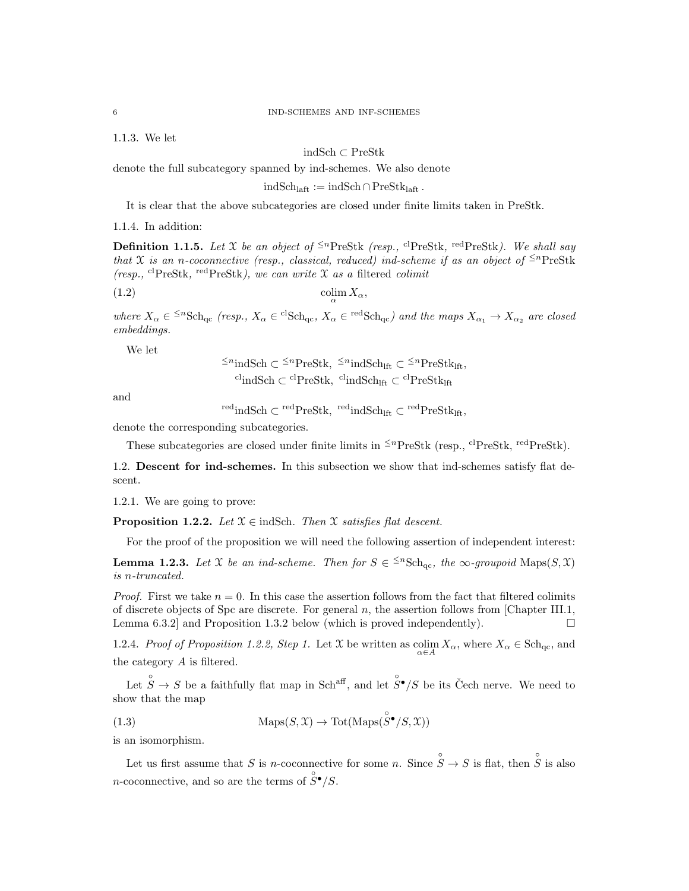1.1.3. We let

$$\text{indSch} \subset \text{PreStk}$$

denote the full subcategory spanned by ind-schemes. We also denote

$$\text{indSch}_{\text{laft}} := \text{indSch} \cap \text{PreStk}_{\text{laft}}.$$

It is clear that the above subcategories are closed under finite limits taken in PreStk.

1.1.4. In addition:

**Definition 1.1.5.** *Let $\mathcal{X}$ be an object of ${}^{\leq n}\text{PreStk}$ (resp., ${}^{\text{cl}}\text{PreStk}$, ${}^{\text{red}}\text{PreStk}$). We shall say that $\mathcal{X}$ is an n-coconnective (resp., classical, reduced) ind-scheme if as an object of ${}^{\leq n}\text{PreStk}$ (resp., ${}^{\text{cl}}\text{PreStk}$, ${}^{\text{red}}\text{PreStk}$), we can write $\mathcal{X}$ as a* filtered *colimit*

$$\operatorname*{colim}_{\alpha} X_\alpha, \tag{1.2}$$

*where $X_\alpha \in {}^{\leq n}\text{Sch}_{\text{qc}}$ (resp., $X_\alpha \in {}^{\text{cl}}\text{Sch}_{\text{qc}}$, $X_\alpha \in {}^{\text{red}}\text{Sch}_{\text{qc}}$) and the maps $X_{\alpha_1} \to X_{\alpha_2}$ are closed embeddings.*

We let

$${}^{\leq n}\text{indSch} \subset {}^{\leq n}\text{PreStk}, \; {}^{\leq n}\text{indSch}_{\text{lft}} \subset {}^{\leq n}\text{PreStk}_{\text{lft}},$$
$${}^{\text{cl}}\text{indSch} \subset {}^{\text{cl}}\text{PreStk}, \; {}^{\text{cl}}\text{indSch}_{\text{lft}} \subset {}^{\text{cl}}\text{PreStk}_{\text{lft}}$$

and

$${}^{\text{red}}\text{indSch} \subset {}^{\text{red}}\text{PreStk}, \; {}^{\text{red}}\text{indSch}_{\text{lft}} \subset {}^{\text{red}}\text{PreStk}_{\text{lft}},$$

denote the corresponding subcategories.

These subcategories are closed under finite limits in ${}^{\leq n}\text{PreStk}$ (resp., ${}^{\text{cl}}\text{PreStk}$, ${}^{\text{red}}\text{PreStk}$).

## 1.2. Descent for ind-schemes.

In this subsection we show that ind-schemes satisfy flat descent.

1.2.1. We are going to prove:

**Proposition 1.2.2.** *Let $\mathcal{X} \in \text{indSch}$. Then $\mathcal{X}$ satisfies flat descent.*

For the proof of the proposition we will need the following assertion of independent interest:

**Lemma 1.2.3.** *Let $\mathcal{X}$ be an ind-scheme. Then for $S \in {}^{\leq n}\text{Sch}_{\text{qc}}$, the $\infty$-groupoid $\text{Maps}(S, \mathcal{X})$ is n-truncated.*

*Proof.* First we take $n = 0$. In this case the assertion follows from the fact that filtered colimits of discrete objects of Spc are discrete. For general $n$, the assertion follows from [Chapter III.1, Lemma 6.3.2] and Proposition 1.3.2 below (which is proved independently). □

1.2.4. *Proof of Proposition 1.2.2, Step 1.* Let $\mathcal{X}$ be written as $\operatorname*{colim}_{\alpha \in A} X_\alpha$, where $X_\alpha \in \text{Sch}_{\text{qc}}$, and the category $A$ is filtered.

Let $\overset{\circ}{S} \to S$ be a faithfully flat map in $\text{Sch}^{\text{aff}}$, and let $\overset{\circ}{S}{}^\bullet/S$ be its Čech nerve. We need to show that the map

$$\text{Maps}(S, \mathcal{X}) \to \text{Tot}(\text{Maps}(\overset{\circ}{S}{}^\bullet/S, \mathcal{X})) \tag{1.3}$$

is an isomorphism.

Let us first assume that $S$ is $n$-coconnective for some $n$. Since $\overset{\circ}{S} \to S$ is flat, then $\overset{\circ}{S}$ is also $n$-coconnective, and so are the terms of $\overset{\circ}{S}{}^\bullet/S$.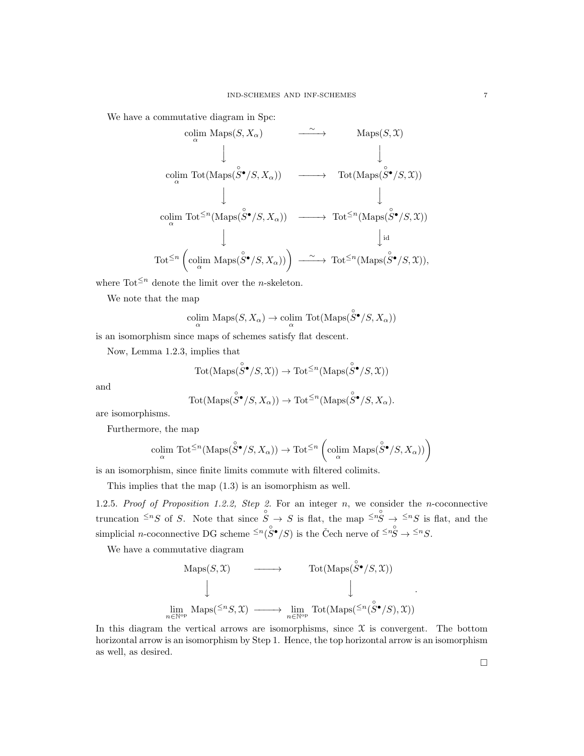We have a commutative diagram in Spc:

$$
\begin{array}{ccc}
\underset{\alpha}{\operatorname{colim}} \operatorname{Maps}(S, X_\alpha) & \overset{\sim}{\longrightarrow} & \operatorname{Maps}(S, \mathcal{X}) \\
\big\downarrow & & \big\downarrow \\
\underset{\alpha}{\operatorname{colim}} \operatorname{Tot}(\operatorname{Maps}(\overset{\circ}{S}{}^\bullet/S, X_\alpha)) & \longrightarrow & \operatorname{Tot}(\operatorname{Maps}(\overset{\circ}{S}{}^\bullet/S, \mathcal{X})) \\
\big\downarrow & & \big\downarrow \\
\underset{\alpha}{\operatorname{colim}} \operatorname{Tot}^{\leq n}(\operatorname{Maps}(\overset{\circ}{S}{}^\bullet/S, X_\alpha)) & \longrightarrow & \operatorname{Tot}^{\leq n}(\operatorname{Maps}(\overset{\circ}{S}{}^\bullet/S, \mathcal{X})) \\
\big\downarrow & & \big\downarrow \text{id} \\
\operatorname{Tot}^{\leq n}\left(\underset{\alpha}{\operatorname{colim}} \operatorname{Maps}(\overset{\circ}{S}{}^\bullet/S, X_\alpha)\right) & \overset{\sim}{\longrightarrow} & \operatorname{Tot}^{\leq n}(\operatorname{Maps}(\overset{\circ}{S}{}^\bullet/S, \mathcal{X})),
\end{array}
$$

where $\operatorname{Tot}^{\leq n}$ denote the limit over the $n$-skeleton.

We note that the map

$$\underset{\alpha}{\operatorname{colim}} \operatorname{Maps}(S, X_\alpha) \to \underset{\alpha}{\operatorname{colim}} \operatorname{Tot}(\operatorname{Maps}(\overset{\circ}{S}{}^\bullet/S, X_\alpha))$$

is an isomorphism since maps of schemes satisfy flat descent.

Now, Lemma 1.2.3, implies that

$$\operatorname{Tot}(\operatorname{Maps}(\overset{\circ}{S}{}^\bullet/S, \mathcal{X})) \to \operatorname{Tot}^{\leq n}(\operatorname{Maps}(\overset{\circ}{S}{}^\bullet/S, \mathcal{X}))$$

and

$$\operatorname{Tot}(\operatorname{Maps}(\overset{\circ}{S}{}^\bullet/S, X_\alpha)) \to \operatorname{Tot}^{\leq n}(\operatorname{Maps}(\overset{\circ}{S}{}^\bullet/S, X_\alpha).$$

are isomorphisms.

Furthermore, the map

$$\underset{\alpha}{\operatorname{colim}} \operatorname{Tot}^{\leq n}(\operatorname{Maps}(\overset{\circ}{S}{}^\bullet/S, X_\alpha)) \to \operatorname{Tot}^{\leq n}\left(\underset{\alpha}{\operatorname{colim}} \operatorname{Maps}(\overset{\circ}{S}{}^\bullet/S, X_\alpha))\right)$$

is an isomorphism, since finite limits commute with filtered colimits.

This implies that the map (1.3) is an isomorphism as well.

1.2.5. *Proof of Proposition 1.2.2, Step 2.* For an integer $n$, we consider the $n$-coconnective truncation ${}^{\leq n}S$ of $S$. Note that since $\overset{\circ}{S} \to S$ is flat, the map ${}^{\leq n}\overset{\circ}{S} \to {}^{\leq n}S$ is flat, and the simplicial $n$-coconnective DG scheme ${}^{\leq n}(\overset{\circ}{S}{}^\bullet/S)$ is the Čech nerve of ${}^{\leq n}\overset{\circ}{S} \to {}^{\leq n}S$.

We have a commutative diagram

$$
\begin{array}{ccc}
\operatorname{Maps}(S, \mathcal{X}) & \longrightarrow & \operatorname{Tot}(\operatorname{Maps}(\overset{\circ}{S}{}^\bullet/S, \mathcal{X})) \\
\big\downarrow & & \big\downarrow \\
\underset{n \in \mathbb{N}^{\text{op}}}{\lim} \operatorname{Maps}({}^{\leq n}S, \mathcal{X}) & \longrightarrow & \underset{n \in \mathbb{N}^{\text{op}}}{\lim} \operatorname{Tot}(\operatorname{Maps}({}^{\leq n}(\overset{\circ}{S}{}^\bullet/S), \mathcal{X}))
\end{array}.
$$

In this diagram the vertical arrows are isomorphisms, since $\mathcal{X}$ is convergent. The bottom horizontal arrow is an isomorphism by Step 1. Hence, the top horizontal arrow is an isomorphism as well, as desired.

□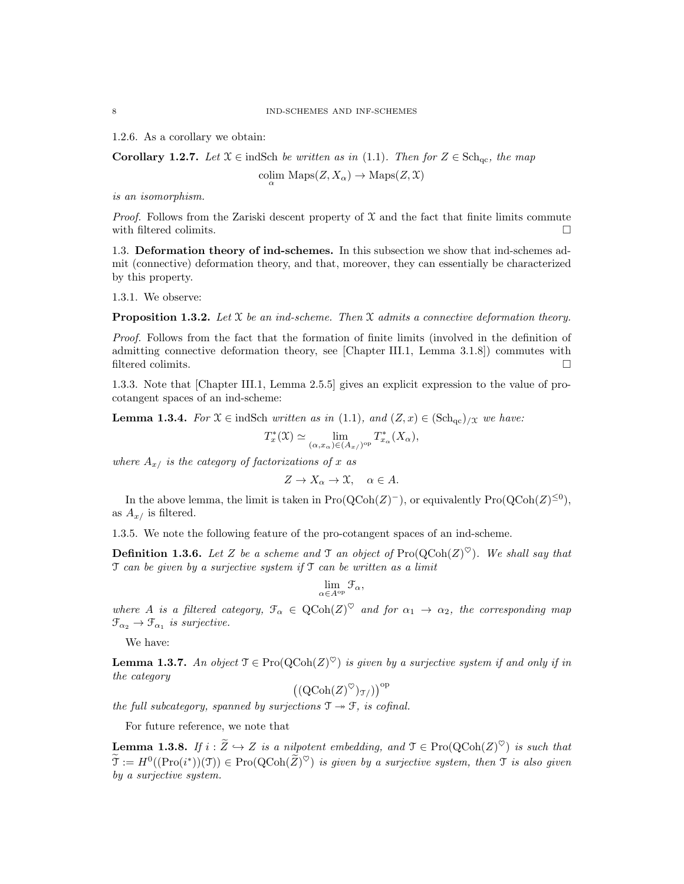1.2.6. As a corollary we obtain:

**Corollary 1.2.7.** *Let $\mathcal{X} \in \mathrm{indSch}$ be written as in (1.1). Then for $Z \in \mathrm{Sch}_{\mathrm{qc}}$, the map*

$$\underset{\alpha}{\mathrm{colim}}\, \mathrm{Maps}(Z, X_\alpha) \to \mathrm{Maps}(Z, \mathcal{X})$$

*is an isomorphism.*

*Proof.* Follows from the Zariski descent property of $\mathcal{X}$ and the fact that finite limits commute with filtered colimits. □

## 1.3. Deformation theory of ind-schemes.

In this subsection we show that ind-schemes admit (connective) deformation theory, and that, moreover, they can essentially be characterized by this property.

1.3.1. We observe:

**Proposition 1.3.2.** *Let $\mathcal{X}$ be an ind-scheme. Then $\mathcal{X}$ admits a connective deformation theory.*

*Proof.* Follows from the fact that the formation of finite limits (involved in the definition of admitting connective deformation theory, see [Chapter III.1, Lemma 3.1.8]) commutes with filtered colimits. □

1.3.3. Note that [Chapter III.1, Lemma 2.5.5] gives an explicit expression to the value of pro-cotangent spaces of an ind-scheme:

**Lemma 1.3.4.** *For $\mathcal{X} \in \mathrm{indSch}$ written as in (1.1), and $(Z, x) \in (\mathrm{Sch}_{\mathrm{qc}})_{/\mathcal{X}}$ we have:*

$$T^*_x(\mathcal{X}) \simeq \lim_{(\alpha, x_\alpha) \in (A_{x/})^{\mathrm{op}}} T^*_{x_\alpha}(X_\alpha),$$

*where $A_{x/}$ is the category of factorizations of $x$ as*

$$Z \to X_\alpha \to \mathcal{X}, \quad \alpha \in A.$$

In the above lemma, the limit is taken in $\mathrm{Pro}(\mathrm{QCoh}(Z)^-)$, or equivalently $\mathrm{Pro}(\mathrm{QCoh}(Z)^{\leq 0})$, as $A_{x/}$ is filtered.

1.3.5. We note the following feature of the pro-cotangent spaces of an ind-scheme.

**Definition 1.3.6.** *Let $Z$ be a scheme and $\mathcal{T}$ an object of $\mathrm{Pro}(\mathrm{QCoh}(Z)^\heartsuit)$. We shall say that $\mathcal{T}$ can be given by a surjective system if $\mathcal{T}$ can be written as a limit*

$$\lim_{\alpha \in A^{\mathrm{op}}} \mathcal{F}_\alpha,$$

*where $A$ is a filtered category, $\mathcal{F}_\alpha \in \mathrm{QCoh}(Z)^\heartsuit$ and for $\alpha_1 \to \alpha_2$, the corresponding map $\mathcal{F}_{\alpha_2} \to \mathcal{F}_{\alpha_1}$ is surjective.*

We have:

**Lemma 1.3.7.** *An object $\mathcal{T} \in \mathrm{Pro}(\mathrm{QCoh}(Z)^\heartsuit)$ is given by a surjective system if and only if in the category*

$$\left((\mathrm{QCoh}(Z)^\heartsuit)_{\mathcal{T}/}\right)^{\mathrm{op}}$$

*the full subcategory, spanned by surjections $\mathcal{T} \twoheadrightarrow \mathcal{F}$, is cofinal.*

For future reference, we note that

**Lemma 1.3.8.** *If $i : \widetilde{Z} \hookrightarrow Z$ is a nilpotent embedding, and $\mathcal{T} \in \mathrm{Pro}(\mathrm{QCoh}(Z)^\heartsuit)$ is such that $\widetilde{\mathcal{T}} := H^0((\mathrm{Pro}(i^*))(\mathcal{T})) \in \mathrm{Pro}(\mathrm{QCoh}(\widetilde{Z})^\heartsuit)$ is given by a surjective system, then $\mathcal{T}$ is also given by a surjective system.*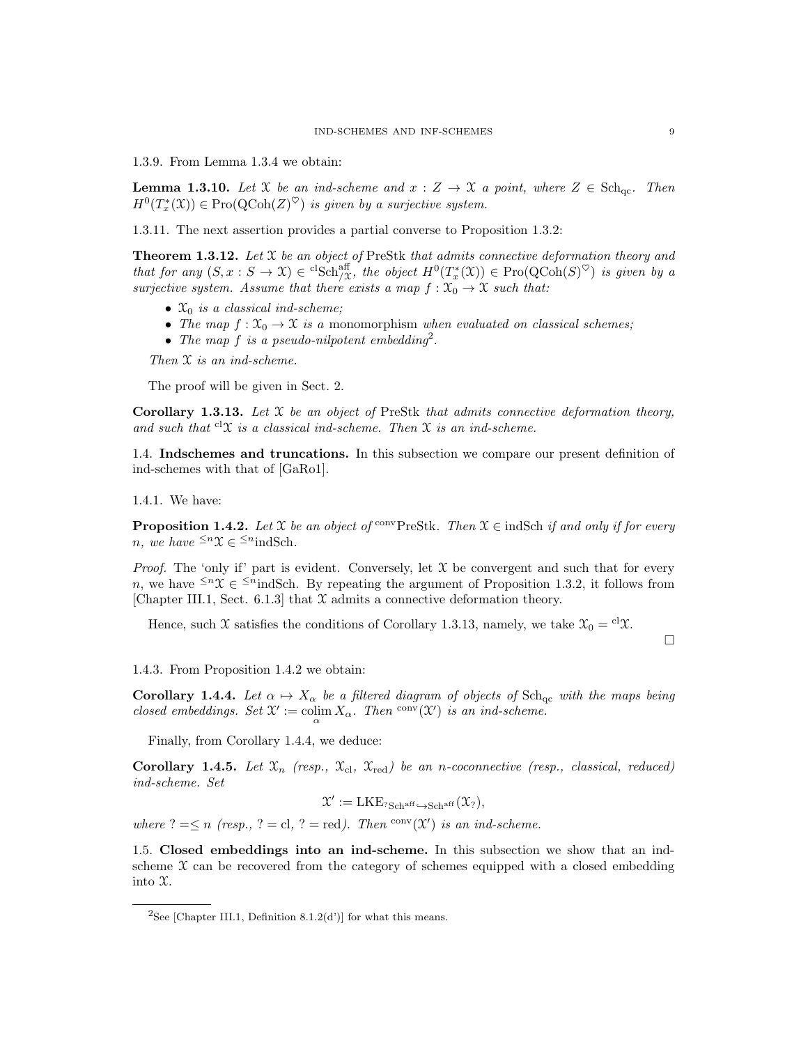1.3.9. From Lemma 1.3.4 we obtain:

**Lemma 1.3.10.** *Let $\mathcal{X}$ be an ind-scheme and $x : Z \to \mathcal{X}$ a point, where $Z \in \mathrm{Sch}_{\mathrm{qc}}$. Then $H^0(T^*_x(\mathcal{X})) \in \mathrm{Pro}(\mathrm{QCoh}(Z)^{\heartsuit})$ is given by a surjective system.*

1.3.11. The next assertion provides a partial converse to Proposition 1.3.2:

**Theorem 1.3.12.** *Let $\mathcal{X}$ be an object of* PreStk *that admits connective deformation theory and that for any $(S, x : S \to \mathcal{X}) \in {}^{\mathrm{cl}}\mathrm{Sch}^{\mathrm{aff}}_{/\mathcal{X}}$, the object $H^0(T^*_x(\mathcal{X})) \in \mathrm{Pro}(\mathrm{QCoh}(S)^{\heartsuit})$ is given by a surjective system. Assume that there exists a map $f : \mathcal{X}_0 \to \mathcal{X}$ such that:*

- *$\mathcal{X}_0$ is a classical ind-scheme;*
- *The map $f : \mathcal{X}_0 \to \mathcal{X}$ is a* monomorphism *when evaluated on classical schemes;*
- *The map $f$ is a pseudo-nilpotent embedding*[2].

*Then $\mathcal{X}$ is an ind-scheme.*

The proof will be given in Sect. 2.

**Corollary 1.3.13.** *Let $\mathcal{X}$ be an object of* PreStk *that admits connective deformation theory, and such that ${}^{\mathrm{cl}}\mathcal{X}$ is a classical ind-scheme. Then $\mathcal{X}$ is an ind-scheme.*

1.4. **Indschemes and truncations.** In this subsection we compare our present definition of ind-schemes with that of [GaRo1].

1.4.1. We have:

**Proposition 1.4.2.** *Let $\mathcal{X}$ be an object of ${}^{\mathrm{conv}}\mathrm{PreStk}$. Then $\mathcal{X} \in \mathrm{indSch}$ if and only if for every $n$, we have ${}^{\leq n}\mathcal{X} \in {}^{\leq n}\mathrm{indSch}$.*

*Proof.* The 'only if' part is evident. Conversely, let $\mathcal{X}$ be convergent and such that for every $n$, we have ${}^{\leq n}\mathcal{X} \in {}^{\leq n}\mathrm{indSch}$. By repeating the argument of Proposition 1.3.2, it follows from [Chapter III.1, Sect. 6.1.3] that $\mathcal{X}$ admits a connective deformation theory.

Hence, such $\mathcal{X}$ satisfies the conditions of Corollary 1.3.13, namely, we take $\mathcal{X}_0 = {}^{\mathrm{cl}}\mathcal{X}$.

□

1.4.3. From Proposition 1.4.2 we obtain:

**Corollary 1.4.4.** *Let $\alpha \mapsto X_\alpha$ be a filtered diagram of objects of $\mathrm{Sch}_{\mathrm{qc}}$ with the maps being closed embeddings. Set $\mathcal{X}' := \underset{\alpha}{\mathrm{colim}}\, X_\alpha$. Then ${}^{\mathrm{conv}}(\mathcal{X}')$ is an ind-scheme.*

Finally, from Corollary 1.4.4, we deduce:

**Corollary 1.4.5.** *Let $\mathcal{X}_n$ (resp., $\mathcal{X}_{\mathrm{cl}}$, $\mathcal{X}_{\mathrm{red}}$) be an $n$-coconnective (resp., classical, reduced) ind-scheme. Set*

$$\mathcal{X}' := \mathrm{LKE}_{{}^{?}\mathrm{Sch}^{\mathrm{aff}} \hookrightarrow \mathrm{Sch}^{\mathrm{aff}}}(\mathcal{X}_?),$$

*where $? = \leq n$ (resp., $? = \mathrm{cl}$, $? = \mathrm{red}$). Then ${}^{\mathrm{conv}}(\mathcal{X}')$ is an ind-scheme.*

1.5. **Closed embeddings into an ind-scheme.** In this subsection we show that an ind-scheme $\mathcal{X}$ can be recovered from the category of schemes equipped with a closed embedding into $\mathcal{X}$.

[2] See [Chapter III.1, Definition 8.1.2(d')] for what this means.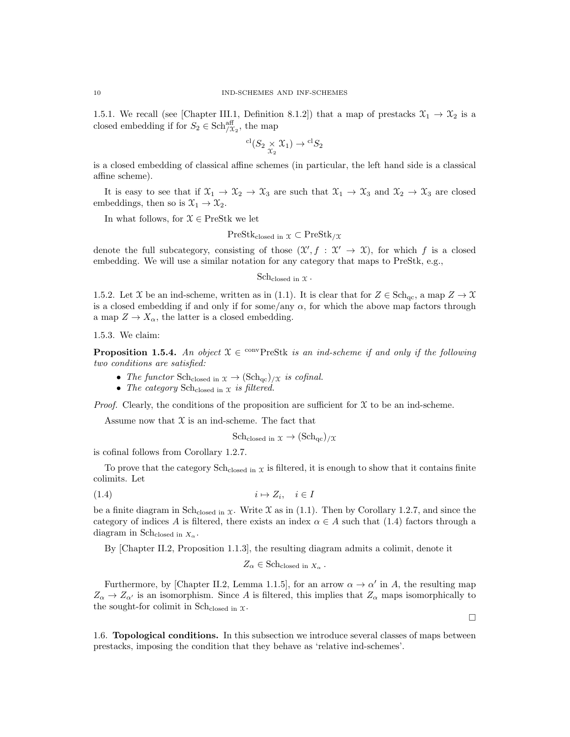1.5.1. We recall (see [Chapter III.1, Definition 8.1.2]) that a map of prestacks $\mathcal{X}_1 \to \mathcal{X}_2$ is a closed embedding if for $S_2 \in \mathrm{Sch}^{\mathrm{aff}}_{/\mathcal{X}_2}$, the map

$$^{\mathrm{cl}}(S_2 \underset{\mathcal{X}_2}{\times} \mathcal{X}_1) \to {}^{\mathrm{cl}}S_2$$

is a closed embedding of classical affine schemes (in particular, the left hand side is a classical affine scheme).

It is easy to see that if $\mathcal{X}_1 \to \mathcal{X}_2 \to \mathcal{X}_3$ are such that $\mathcal{X}_1 \to \mathcal{X}_3$ and $\mathcal{X}_2 \to \mathcal{X}_3$ are closed embeddings, then so is $\mathcal{X}_1 \to \mathcal{X}_2$.

In what follows, for $\mathcal{X} \in \mathrm{PreStk}$ we let

$$\mathrm{PreStk}_{\mathrm{closed\ in\ }\mathcal{X}} \subset \mathrm{PreStk}_{/\mathcal{X}}$$

denote the full subcategory, consisting of those $(\mathcal{X}', f : \mathcal{X}' \to \mathcal{X})$, for which $f$ is a closed embedding. We will use a similar notation for any category that maps to PreStk, e.g.,

$$\mathrm{Sch}_{\mathrm{closed\ in\ }\mathcal{X}}.$$

1.5.2. Let $\mathcal{X}$ be an ind-scheme, written as in (1.1). It is clear that for $Z \in \mathrm{Sch}_{\mathrm{qc}}$, a map $Z \to \mathcal{X}$ is a closed embedding if and only if for some/any $\alpha$, for which the above map factors through a map $Z \to X_\alpha$, the latter is a closed embedding.

1.5.3. We claim:

**Proposition 1.5.4.** *An object $\mathcal{X} \in {}^{\mathrm{conv}}\mathrm{PreStk}$ is an ind-scheme if and only if the following two conditions are satisfied:*

- *The functor $\mathrm{Sch}_{\mathrm{closed\ in\ }\mathcal{X}} \to (\mathrm{Sch}_{\mathrm{qc}})_{/\mathcal{X}}$ is cofinal.*
- *The category $\mathrm{Sch}_{\mathrm{closed\ in\ }\mathcal{X}}$ is filtered.*

*Proof.* Clearly, the conditions of the proposition are sufficient for $\mathcal{X}$ to be an ind-scheme.

Assume now that $\mathcal{X}$ is an ind-scheme. The fact that

$$\mathrm{Sch}_{\mathrm{closed\ in\ }\mathcal{X}} \to (\mathrm{Sch}_{\mathrm{qc}})_{/\mathcal{X}}$$

is cofinal follows from Corollary 1.2.7.

To prove that the category $\mathrm{Sch}_{\mathrm{closed\ in\ }\mathcal{X}}$ is filtered, it is enough to show that it contains finite colimits. Let

$$i \mapsto Z_i, \quad i \in I \tag{1.4}$$

be a finite diagram in $\mathrm{Sch}_{\mathrm{closed\ in\ }\mathcal{X}}$. Write $\mathcal{X}$ as in (1.1). Then by Corollary 1.2.7, and since the category of indices $A$ is filtered, there exists an index $\alpha \in A$ such that (1.4) factors through a diagram in $\mathrm{Sch}_{\mathrm{closed\ in\ }X_\alpha}$.

By [Chapter II.2, Proposition 1.1.3], the resulting diagram admits a colimit, denote it

$$Z_\alpha \in \mathrm{Sch}_{\mathrm{closed\ in\ }X_\alpha}.$$

Furthermore, by [Chapter II.2, Lemma 1.1.5], for an arrow $\alpha \to \alpha'$ in $A$, the resulting map $Z_\alpha \to Z_{\alpha'}$ is an isomorphism. Since $A$ is filtered, this implies that $Z_\alpha$ maps isomorphically to the sought-for colimit in $\mathrm{Sch}_{\mathrm{closed\ in\ }\mathcal{X}}$.

□

1.6. **Topological conditions.** In this subsection we introduce several classes of maps between prestacks, imposing the condition that they behave as 'relative ind-schemes'.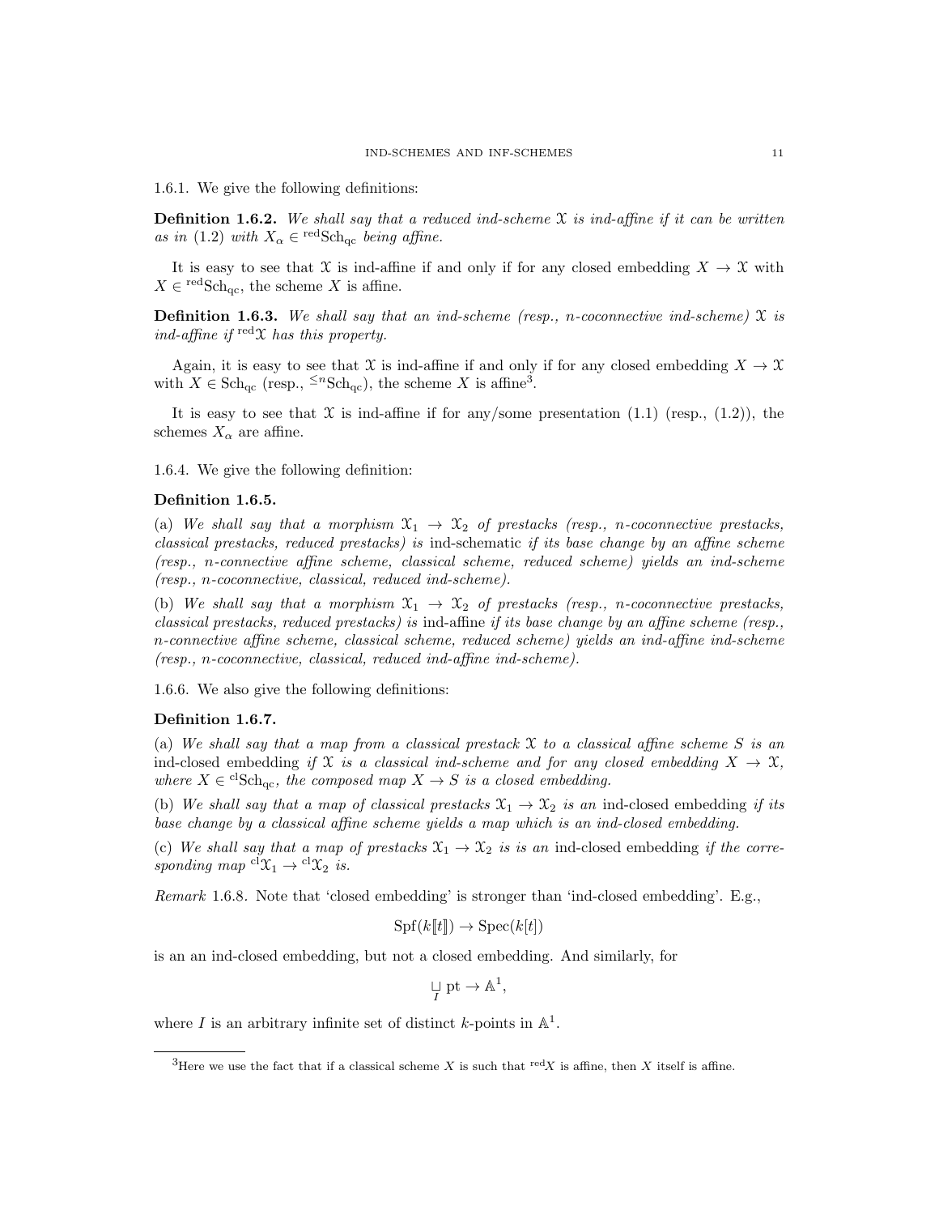1.6.1. We give the following definitions:

**Definition 1.6.2.** *We shall say that a reduced ind-scheme $\mathcal{X}$ is ind-affine if it can be written as in* (1.2) *with $X_\alpha \in {}^{\mathrm{red}}\mathrm{Sch}_{\mathrm{qc}}$ being affine.*

It is easy to see that $\mathcal{X}$ is ind-affine if and only if for any closed embedding $X \to \mathcal{X}$ with $X \in {}^{\mathrm{red}}\mathrm{Sch}_{\mathrm{qc}}$, the scheme $X$ is affine.

**Definition 1.6.3.** *We shall say that an ind-scheme (resp., n-coconnective ind-scheme) $\mathcal{X}$ is ind-affine if ${}^{\mathrm{red}}\mathcal{X}$ has this property.*

Again, it is easy to see that $\mathcal{X}$ is ind-affine if and only if for any closed embedding $X \to \mathcal{X}$ with $X \in \mathrm{Sch}_{\mathrm{qc}}$ (resp., ${}^{\leq n}\mathrm{Sch}_{\mathrm{qc}}$), the scheme $X$ is affine[3].

It is easy to see that $\mathcal{X}$ is ind-affine if for any/some presentation (1.1) (resp., (1.2)), the schemes $X_\alpha$ are affine.

1.6.4. We give the following definition:

**Definition 1.6.5.**

(a) *We shall say that a morphism $\mathcal{X}_1 \to \mathcal{X}_2$ of prestacks (resp., n-coconnective prestacks, classical prestacks, reduced prestacks) is* ind-schematic *if its base change by an affine scheme (resp., n-connective affine scheme, classical scheme, reduced scheme) yields an ind-scheme (resp., n-coconnective, classical, reduced ind-scheme).*

(b) *We shall say that a morphism $\mathcal{X}_1 \to \mathcal{X}_2$ of prestacks (resp., n-coconnective prestacks, classical prestacks, reduced prestacks) is* ind-affine *if its base change by an affine scheme (resp., n-connective affine scheme, classical scheme, reduced scheme) yields an ind-affine ind-scheme (resp., n-coconnective, classical, reduced ind-affine ind-scheme).*

1.6.6. We also give the following definitions:

**Definition 1.6.7.**

(a) *We shall say that a map from a classical prestack $\mathcal{X}$ to a classical affine scheme $S$ is an* ind-closed embedding *if $\mathcal{X}$ is a classical ind-scheme and for any closed embedding $X \to \mathcal{X}$, where $X \in {}^{\mathrm{cl}}\mathrm{Sch}_{\mathrm{qc}}$, the composed map $X \to S$ is a closed embedding.*

(b) *We shall say that a map of classical prestacks $\mathcal{X}_1 \to \mathcal{X}_2$ is an* ind-closed embedding *if its base change by a classical affine scheme yields a map which is an ind-closed embedding.*

(c) *We shall say that a map of prestacks $\mathcal{X}_1 \to \mathcal{X}_2$ is is an* ind-closed embedding *if the corresponding map ${}^{\mathrm{cl}}\mathcal{X}_1 \to {}^{\mathrm{cl}}\mathcal{X}_2$ is.*

*Remark* 1.6.8. Note that 'closed embedding' is stronger than 'ind-closed embedding'. E.g.,

$$\mathrm{Spf}(k[\![t]\!]) \to \mathrm{Spec}(k[t])$$

is an an ind-closed embedding, but not a closed embedding. And similarly, for

$$\underset{I}{\sqcup}\ \mathrm{pt} \to \mathbb{A}^1,$$

where $I$ is an arbitrary infinite set of distinct $k$-points in $\mathbb{A}^1$.

[3]Here we use the fact that if a classical scheme $X$ is such that ${}^{\mathrm{red}}X$ is affine, then $X$ itself is affine.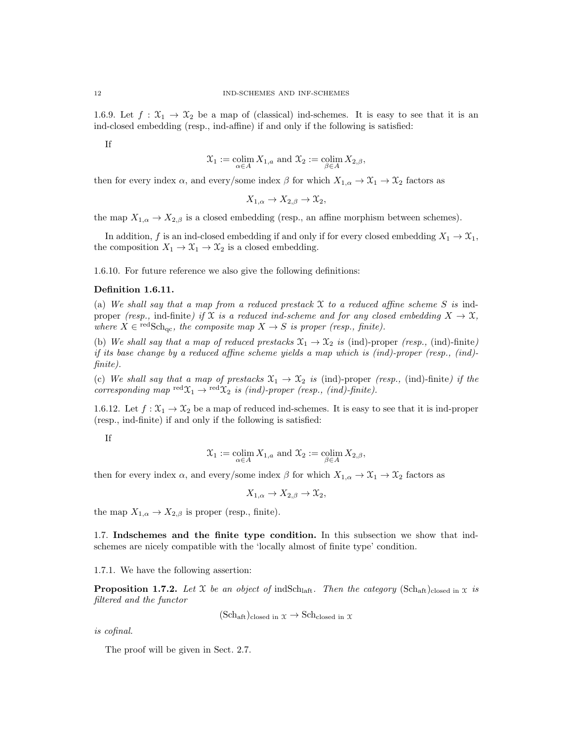1.6.9. Let $f : \mathcal{X}_1 \to \mathcal{X}_2$ be a map of (classical) ind-schemes. It is easy to see that it is an ind-closed embedding (resp., ind-affine) if and only if the following is satisfied:

If

$$\mathcal{X}_1 := \underset{\alpha \in A}{\operatorname{colim}} X_{1,a} \text{ and } \mathcal{X}_2 := \underset{\beta \in A}{\operatorname{colim}} X_{2,\beta},$$

then for every index $\alpha$, and every/some index $\beta$ for which $X_{1,\alpha} \to \mathcal{X}_1 \to \mathcal{X}_2$ factors as

$$X_{1,\alpha} \to X_{2,\beta} \to \mathcal{X}_2,$$

the map $X_{1,\alpha} \to X_{2,\beta}$ is a closed embedding (resp., an affine morphism between schemes).

In addition, $f$ is an ind-closed embedding if and only if for every closed embedding $X_1 \to \mathcal{X}_1$, the composition $X_1 \to \mathcal{X}_1 \to \mathcal{X}_2$ is a closed embedding.

1.6.10. For future reference we also give the following definitions:

**Definition 1.6.11.**

(a) *We shall say that a map from a reduced prestack $\mathcal{X}$ to a reduced affine scheme $S$ is* ind-proper *(resp.,* ind-finite*) if $\mathcal{X}$ is a reduced ind-scheme and for any closed embedding $X \to \mathcal{X}$, where $X \in {}^{\mathrm{red}}\mathrm{Sch}_{\mathrm{qc}}$, the composite map $X \to S$ is proper (resp., finite).*

(b) *We shall say that a map of reduced prestacks $\mathcal{X}_1 \to \mathcal{X}_2$ is* (ind)-proper *(resp.,* (ind)-finite*) if its base change by a reduced affine scheme yields a map which is (ind)-proper (resp., (ind)-finite).*

(c) *We shall say that a map of prestacks $\mathcal{X}_1 \to \mathcal{X}_2$ is* (ind)-proper *(resp.,* (ind)-finite*) if the corresponding map ${}^{\mathrm{red}}\mathcal{X}_1 \to {}^{\mathrm{red}}\mathcal{X}_2$ is (ind)-proper (resp., (ind)-finite).*

1.6.12. Let $f : \mathcal{X}_1 \to \mathcal{X}_2$ be a map of reduced ind-schemes. It is easy to see that it is ind-proper (resp., ind-finite) if and only if the following is satisfied:

If

$$\mathcal{X}_1 := \underset{\alpha \in A}{\operatorname{colim}} X_{1,a} \text{ and } \mathcal{X}_2 := \underset{\beta \in A}{\operatorname{colim}} X_{2,\beta},$$

then for every index $\alpha$, and every/some index $\beta$ for which $X_{1,\alpha} \to \mathcal{X}_1 \to \mathcal{X}_2$ factors as

$$X_{1,\alpha} \to X_{2,\beta} \to \mathcal{X}_2,$$

the map $X_{1,\alpha} \to X_{2,\beta}$ is proper (resp., finite).

1.7. **Indschemes and the finite type condition.** In this subsection we show that indschemes are nicely compatible with the 'locally almost of finite type' condition.

1.7.1. We have the following assertion:

**Proposition 1.7.2.** *Let $\mathcal{X}$ be an object of $\mathrm{indSch}_{\mathrm{laft}}$. Then the category $(\mathrm{Sch}_{\mathrm{aft}})_{\text{closed in } \mathcal{X}}$ is filtered and the functor*

$$(\mathrm{Sch}_{\mathrm{aft}})_{\text{closed in } \mathcal{X}} \to \mathrm{Sch}_{\text{closed in } \mathcal{X}}$$

*is cofinal.*

The proof will be given in Sect. 2.7.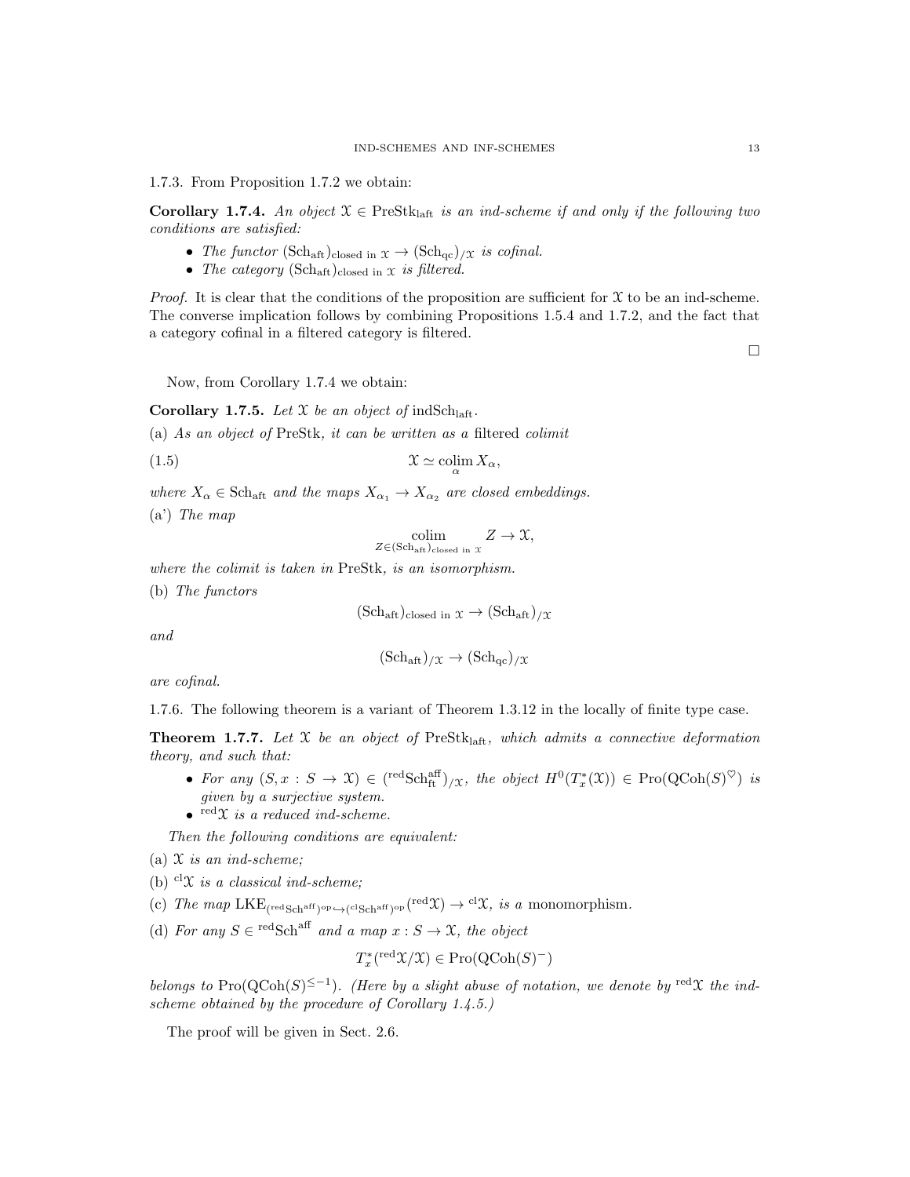1.7.3. From Proposition 1.7.2 we obtain:

**Corollary 1.7.4.** *An object $\mathcal{X} \in \text{PreStk}_{\text{laft}}$ is an ind-scheme if and only if the following two conditions are satisfied:*

- *The functor $(\text{Sch}_{\text{aft}})_{\text{closed in } \mathcal{X}} \to (\text{Sch}_{\text{qc}})_{/\mathcal{X}}$ is cofinal.*
- *The category $(\text{Sch}_{\text{aft}})_{\text{closed in } \mathcal{X}}$ is filtered.*

*Proof.* It is clear that the conditions of the proposition are sufficient for $\mathcal{X}$ to be an ind-scheme. The converse implication follows by combining Propositions 1.5.4 and 1.7.2, and the fact that a category cofinal in a filtered category is filtered.

□

Now, from Corollary 1.7.4 we obtain:

**Corollary 1.7.5.** *Let $\mathcal{X}$ be an object of $\text{indSch}_{\text{laft}}$.*

(a) *As an object of PreStk, it can be written as a* filtered *colimit*

$$\mathcal{X} \simeq \underset{\alpha}{\text{colim}}\, X_\alpha, \tag{1.5}$$

*where $X_\alpha \in \text{Sch}_{\text{aft}}$ and the maps $X_{\alpha_1} \to X_{\alpha_2}$ are closed embeddings.*

(a') *The map*

$$\underset{Z \in (\text{Sch}_{\text{aft}})_{\text{closed in } \mathcal{X}}}{\text{colim}} Z \to \mathcal{X},$$

*where the colimit is taken in PreStk, is an isomorphism.*

(b) *The functors*

$$(\text{Sch}_{\text{aft}})_{\text{closed in } \mathcal{X}} \to (\text{Sch}_{\text{aft}})_{/\mathcal{X}}$$

*and*

$$(\text{Sch}_{\text{aft}})_{/\mathcal{X}} \to (\text{Sch}_{\text{qc}})_{/\mathcal{X}}$$

*are cofinal.*

1.7.6. The following theorem is a variant of Theorem 1.3.12 in the locally of finite type case.

**Theorem 1.7.7.** *Let $\mathcal{X}$ be an object of $\text{PreStk}_{\text{laft}}$, which admits a connective deformation theory, and such that:*

- *For any $(S, x : S \to \mathcal{X}) \in ({}^{\text{red}}\text{Sch}^{\text{aff}}_{\text{ft}})_{/\mathcal{X}}$, the object $H^0(T^*_x(\mathcal{X})) \in \text{Pro}(\text{QCoh}(S)^\heartsuit)$ is given by a surjective system.*
- *${}^{\text{red}}\mathcal{X}$ is a reduced ind-scheme.*

*Then the following conditions are equivalent:*

(a) *$\mathcal{X}$ is an ind-scheme;*

(b) *${}^{\text{cl}}\mathcal{X}$ is a classical ind-scheme;*

(c) *The map $\text{LKE}_{({}^{\text{red}}\text{Sch}^{\text{aff}})^{\text{op}} \hookrightarrow ({}^{\text{cl}}\text{Sch}^{\text{aff}})^{\text{op}}}({}^{\text{red}}\mathcal{X}) \to {}^{\text{cl}}\mathcal{X}$, is a* monomorphism.

(d) *For any $S \in {}^{\text{red}}\text{Sch}^{\text{aff}}$ and a map $x : S \to \mathcal{X}$, the object*

$$T^*_x({}^{\text{red}}\mathcal{X}/\mathcal{X}) \in \text{Pro}(\text{QCoh}(S)^-)$$

*belongs to $\text{Pro}(\text{QCoh}(S)^{\leq -1})$. (Here by a slight abuse of notation, we denote by ${}^{\text{red}}\mathcal{X}$ the ind-scheme obtained by the procedure of Corollary 1.4.5.)*

The proof will be given in Sect. 2.6.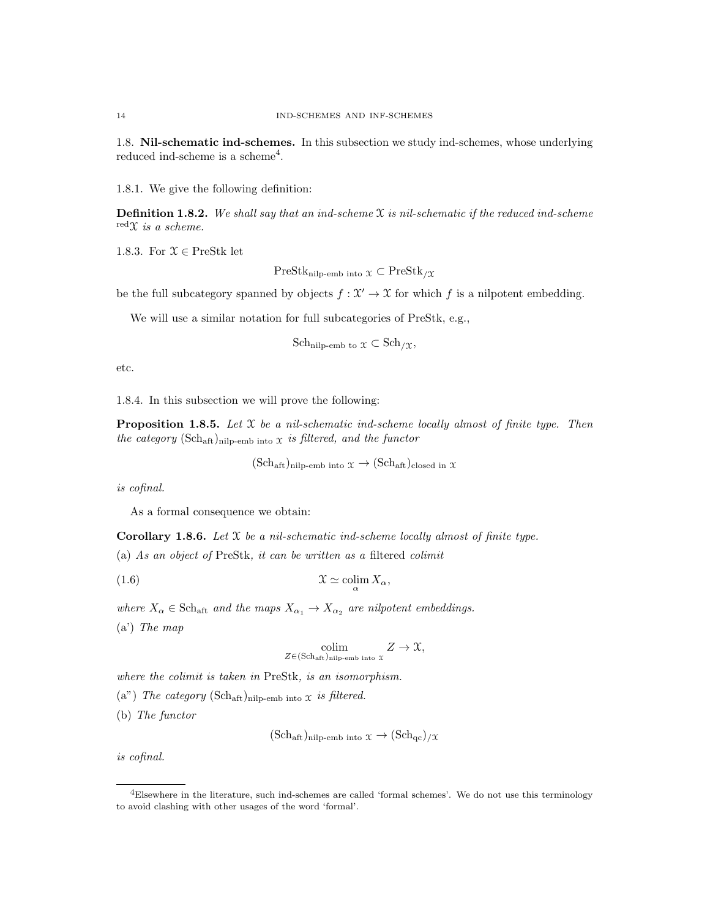## 1.8. Nil-schematic ind-schemes.

In this subsection we study ind-schemes, whose underlying reduced ind-scheme is a scheme[4].

1.8.1. We give the following definition:

**Definition 1.8.2.** *We shall say that an ind-scheme $\mathcal{X}$ is nil-schematic if the reduced ind-scheme ${}^{\mathrm{red}}\mathcal{X}$ is a scheme.*

1.8.3. For $\mathcal{X} \in \mathrm{PreStk}$ let

$$\mathrm{PreStk}_{\text{nilp-emb into } \mathcal{X}} \subset \mathrm{PreStk}_{/\mathcal{X}}$$

be the full subcategory spanned by objects $f : \mathcal{X}' \to \mathcal{X}$ for which $f$ is a nilpotent embedding.

We will use a similar notation for full subcategories of PreStk, e.g.,

$$\mathrm{Sch}_{\text{nilp-emb to } \mathcal{X}} \subset \mathrm{Sch}_{/\mathcal{X}},$$

etc.

1.8.4. In this subsection we will prove the following:

**Proposition 1.8.5.** *Let $\mathcal{X}$ be a nil-schematic ind-scheme locally almost of finite type. Then the category $(\mathrm{Sch}_{\mathrm{aft}})_{\text{nilp-emb into } \mathcal{X}}$ is filtered, and the functor*

$$(\mathrm{Sch}_{\mathrm{aft}})_{\text{nilp-emb into } \mathcal{X}} \to (\mathrm{Sch}_{\mathrm{aft}})_{\text{closed in } \mathcal{X}}$$

*is cofinal.*

As a formal consequence we obtain:

**Corollary 1.8.6.** *Let $\mathcal{X}$ be a nil-schematic ind-scheme locally almost of finite type.*

(a) *As an object of* PreStk*, it can be written as a* filtered *colimit*

$$\mathcal{X} \simeq \operatorname*{colim}_{\alpha} X_\alpha, \tag{1.6}$$

*where $X_\alpha \in \mathrm{Sch}_{\mathrm{aft}}$ and the maps $X_{\alpha_1} \to X_{\alpha_2}$ are nilpotent embeddings.*

(a') *The map*

$$\operatorname*{colim}_{Z \in (\mathrm{Sch}_{\mathrm{aft}})_{\text{nilp-emb into } \mathcal{X}}} Z \to \mathcal{X},$$

*where the colimit is taken in* PreStk*, is an isomorphism.*

(a") *The category $(\mathrm{Sch}_{\mathrm{aft}})_{\text{nilp-emb into } \mathcal{X}}$ is filtered.*

(b) *The functor*

$$(\mathrm{Sch}_{\mathrm{aft}})_{\text{nilp-emb into } \mathcal{X}} \to (\mathrm{Sch}_{\mathrm{qc}})_{/\mathcal{X}}$$

*is cofinal.*

---

[4]Elsewhere in the literature, such ind-schemes are called 'formal schemes'. We do not use this terminology to avoid clashing with other usages of the word 'formal'.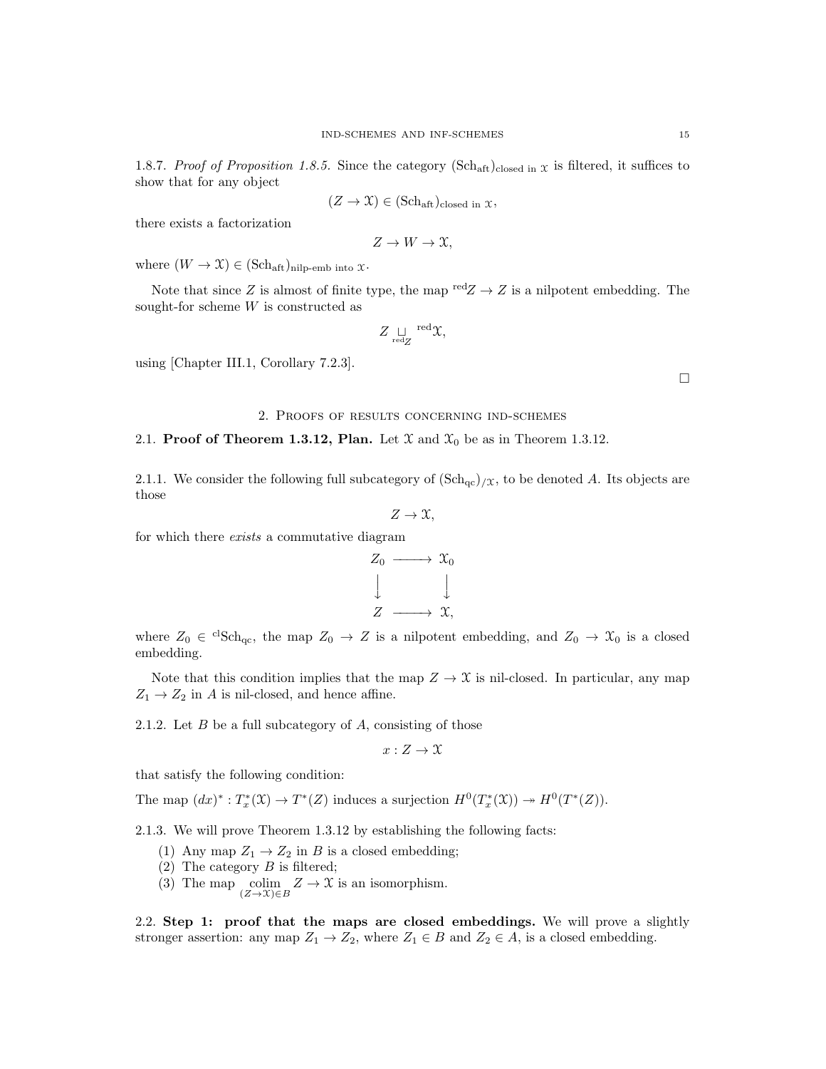1.8.7. *Proof of Proposition 1.8.5.* Since the category $(\mathrm{Sch}_{\mathrm{aft}})_{\text{closed in } \mathcal{X}}$ is filtered, it suffices to show that for any object

$$(Z \to \mathcal{X}) \in (\mathrm{Sch}_{\mathrm{aft}})_{\text{closed in } \mathcal{X}},$$

there exists a factorization

$$Z \to W \to \mathcal{X},$$

where $(W \to \mathcal{X}) \in (\mathrm{Sch}_{\mathrm{aft}})_{\text{nilp-emb into } \mathcal{X}}$.

Note that since $Z$ is almost of finite type, the map ${}^{\mathrm{red}}Z \to Z$ is a nilpotent embedding. The sought-for scheme $W$ is constructed as

$$Z \underset{{}^{\mathrm{red}}Z}{\sqcup} {}^{\mathrm{red}}\mathcal{X},$$

using [Chapter III.1, Corollary 7.2.3].

□

## 2. Proofs of results concerning ind-schemes

### 2.1. Proof of Theorem 1.3.12, Plan.

Let $\mathcal{X}$ and $\mathcal{X}_0$ be as in Theorem 1.3.12.

2.1.1. We consider the following full subcategory of $(\mathrm{Sch}_{\mathrm{qc}})_{/\mathcal{X}}$, to be denoted $A$. Its objects are those

$$Z \to \mathcal{X},$$

for which there *exists* a commutative diagram

$$\begin{array}{ccc} Z_0 & \longrightarrow & \mathcal{X}_0 \\ \downarrow & & \downarrow \\ Z & \longrightarrow & \mathcal{X}, \end{array}$$

where $Z_0 \in {}^{\mathrm{cl}}\mathrm{Sch}_{\mathrm{qc}}$, the map $Z_0 \to Z$ is a nilpotent embedding, and $Z_0 \to \mathcal{X}_0$ is a closed embedding.

Note that this condition implies that the map $Z \to \mathcal{X}$ is nil-closed. In particular, any map $Z_1 \to Z_2$ in $A$ is nil-closed, and hence affine.

2.1.2. Let $B$ be a full subcategory of $A$, consisting of those

$$x : Z \to \mathcal{X}$$

that satisfy the following condition:

The map $(dx)^* : T^*_x(\mathcal{X}) \to T^*(Z)$ induces a surjection $H^0(T^*_x(\mathcal{X})) \twoheadrightarrow H^0(T^*(Z))$.

2.1.3. We will prove Theorem 1.3.12 by establishing the following facts:

1. Any map $Z_1 \to Z_2$ in $B$ is a closed embedding;
2. The category $B$ is filtered;
3. The map $\underset{(Z \to \mathcal{X}) \in B}{\mathrm{colim}}\, Z \to \mathcal{X}$ is an isomorphism.

### 2.2. Step 1: proof that the maps are closed embeddings.

We will prove a slightly stronger assertion: any map $Z_1 \to Z_2$, where $Z_1 \in B$ and $Z_2 \in A$, is a closed embedding.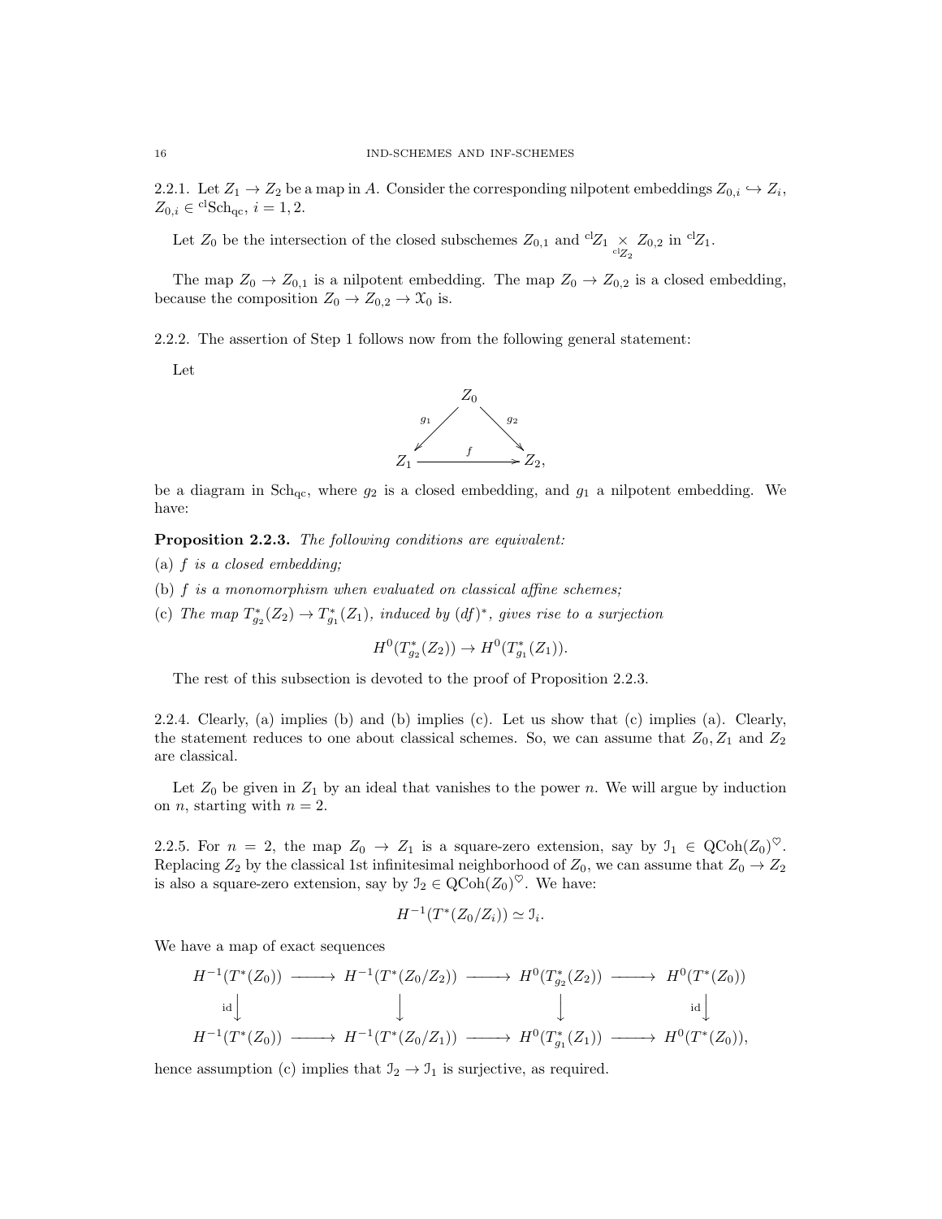2.2.1. Let $Z_1 \to Z_2$ be a map in $A$. Consider the corresponding nilpotent embeddings $Z_{0,i} \hookrightarrow Z_i$, $Z_{0,i} \in {}^{\mathrm{cl}}\mathrm{Sch}_{\mathrm{qc}}$, $i = 1, 2$.

Let $Z_0$ be the intersection of the closed subschemes $Z_{0,1}$ and ${}^{\mathrm{cl}}Z_1 \underset{{}^{\mathrm{cl}}Z_2}{\times} Z_{0,2}$ in ${}^{\mathrm{cl}}Z_1$.

The map $Z_0 \to Z_{0,1}$ is a nilpotent embedding. The map $Z_0 \to Z_{0,2}$ is a closed embedding, because the composition $Z_0 \to Z_{0,2} \to \mathcal{X}_0$ is.

2.2.2. The assertion of Step 1 follows now from the following general statement:

Let

$$
\begin{array}{ccc}
 & Z_0 & \\
{}^{g_1}\swarrow & & \searrow^{g_2} \\
Z_1 & \xrightarrow{\quad f \quad} & Z_2,
\end{array}
$$

be a diagram in $\mathrm{Sch}_{\mathrm{qc}}$, where $g_2$ is a closed embedding, and $g_1$ a nilpotent embedding. We have:

**Proposition 2.2.3.** *The following conditions are equivalent:*

(a) *$f$ is a closed embedding;*

(b) *$f$ is a monomorphism when evaluated on classical affine schemes;*

(c) *The map $T^*_{g_2}(Z_2) \to T^*_{g_1}(Z_1)$, induced by $(df)^*$, gives rise to a surjection*

$$H^0(T^*_{g_2}(Z_2)) \to H^0(T^*_{g_1}(Z_1)).$$

The rest of this subsection is devoted to the proof of Proposition 2.2.3.

2.2.4. Clearly, (a) implies (b) and (b) implies (c). Let us show that (c) implies (a). Clearly, the statement reduces to one about classical schemes. So, we can assume that $Z_0, Z_1$ and $Z_2$ are classical.

Let $Z_0$ be given in $Z_1$ by an ideal that vanishes to the power $n$. We will argue by induction on $n$, starting with $n = 2$.

2.2.5. For $n = 2$, the map $Z_0 \to Z_1$ is a square-zero extension, say by $\mathcal{I}_1 \in \mathrm{QCoh}(Z_0)^{\heartsuit}$. Replacing $Z_2$ by the classical 1st infinitesimal neighborhood of $Z_0$, we can assume that $Z_0 \to Z_2$ is also a square-zero extension, say by $\mathcal{I}_2 \in \mathrm{QCoh}(Z_0)^{\heartsuit}$. We have:

$$H^{-1}(T^*(Z_0/Z_i)) \simeq \mathcal{I}_i.$$

We have a map of exact sequences

$$
\begin{array}{ccccccc}
H^{-1}(T^*(Z_0)) & \longrightarrow & H^{-1}(T^*(Z_0/Z_2)) & \longrightarrow & H^0(T^*_{g_2}(Z_2)) & \longrightarrow & H^0(T^*(Z_0)) \\
\Big\downarrow{\scriptstyle \mathrm{id}} & & \Big\downarrow & & \Big\downarrow & & \Big\downarrow{\scriptstyle \mathrm{id}} \\
H^{-1}(T^*(Z_0)) & \longrightarrow & H^{-1}(T^*(Z_0/Z_1)) & \longrightarrow & H^0(T^*_{g_1}(Z_1)) & \longrightarrow & H^0(T^*(Z_0)),
\end{array}
$$

hence assumption (c) implies that $\mathcal{I}_2 \to \mathcal{I}_1$ is surjective, as required.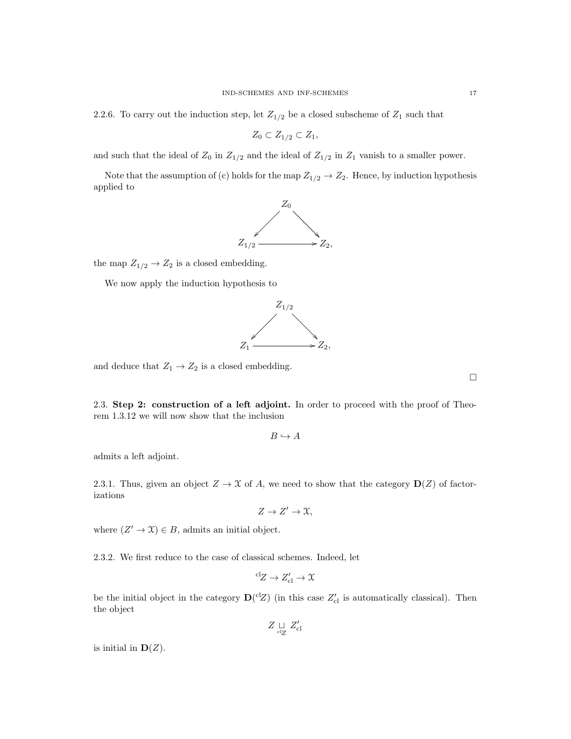2.2.6. To carry out the induction step, let $Z_{1/2}$ be a closed subscheme of $Z_1$ such that

$$Z_0 \subset Z_{1/2} \subset Z_1,$$

and such that the ideal of $Z_0$ in $Z_{1/2}$ and the ideal of $Z_{1/2}$ in $Z_1$ vanish to a smaller power.

Note that the assumption of (c) holds for the map $Z_{1/2} \to Z_2$. Hence, by induction hypothesis applied to

$$\begin{array}{ccc} & Z_0 & \\ \swarrow & & \searrow \\ Z_{1/2} & \longrightarrow & Z_2, \end{array}$$

the map $Z_{1/2} \to Z_2$ is a closed embedding.

We now apply the induction hypothesis to

$$\begin{array}{ccc} & Z_{1/2} & \\ \swarrow & & \searrow \\ Z_1 & \longrightarrow & Z_2, \end{array}$$

and deduce that $Z_1 \to Z_2$ is a closed embedding.

□

2.3. **Step 2: construction of a left adjoint.** In order to proceed with the proof of Theorem 1.3.12 we will now show that the inclusion

$$B \hookrightarrow A$$

admits a left adjoint.

2.3.1. Thus, given an object $Z \to \mathcal{X}$ of $A$, we need to show that the category $\mathbf{D}(Z)$ of factorizations

$$Z \to Z' \to \mathcal{X},$$

where $(Z' \to \mathcal{X}) \in B$, admits an initial object.

2.3.2. We first reduce to the case of classical schemes. Indeed, let

$${}^{\mathrm{cl}}Z \to Z'_{\mathrm{cl}} \to \mathcal{X}$$

be the initial object in the category $\mathbf{D}({}^{\mathrm{cl}}Z)$ (in this case $Z'_{\mathrm{cl}}$ is automatically classical). Then the object

$$Z \underset{{}^{\mathrm{cl}}Z}{\sqcup} Z'_{\mathrm{cl}}$$

is initial in $\mathbf{D}(Z)$.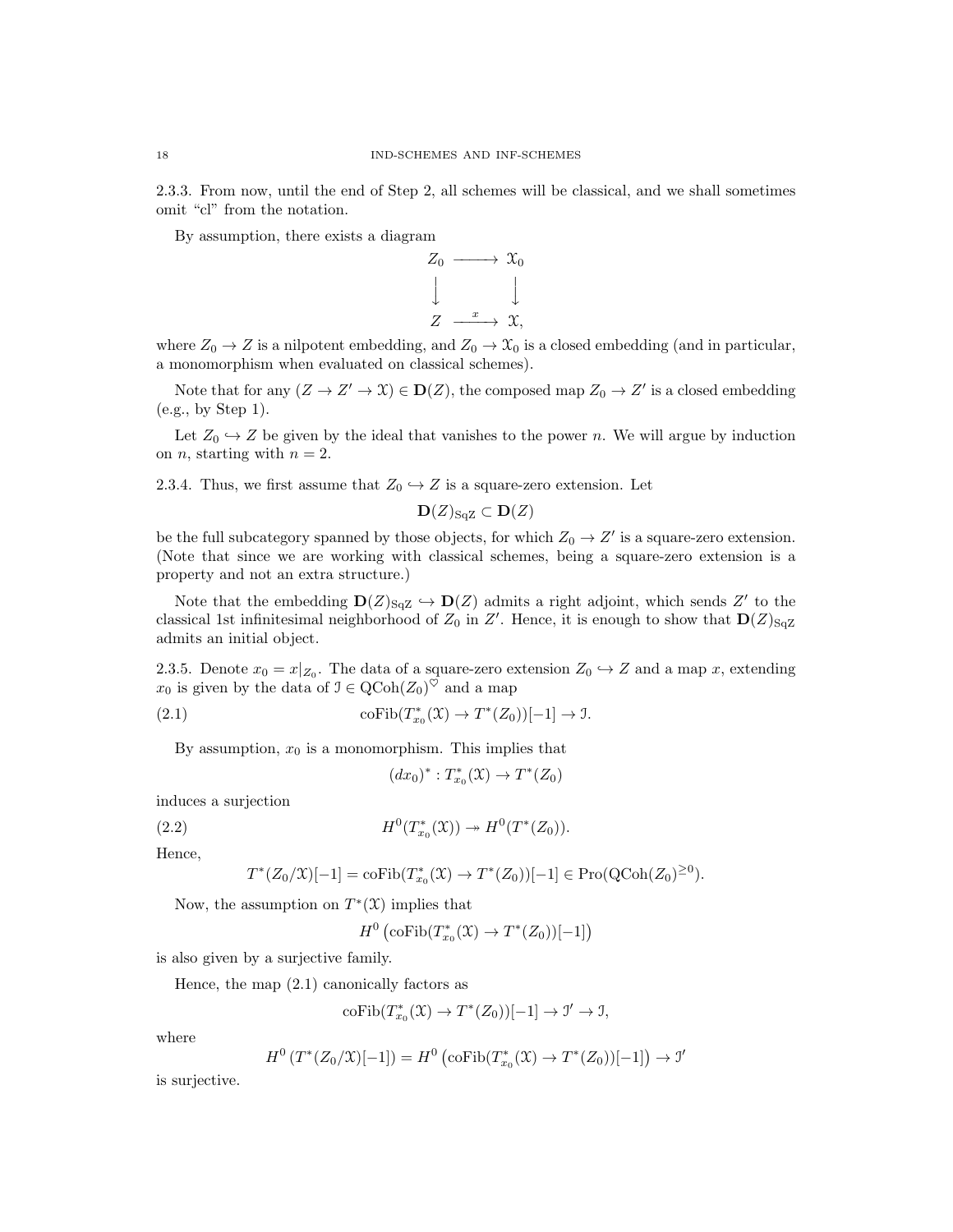2.3.3. From now, until the end of Step 2, all schemes will be classical, and we shall sometimes omit "cl" from the notation.

By assumption, there exists a diagram

$$\begin{array}{ccc} Z_0 & \longrightarrow & \mathcal{X}_0 \\ \downarrow & & \downarrow \\ Z & \xrightarrow{x} & \mathcal{X}, \end{array}$$

where $Z_0 \to Z$ is a nilpotent embedding, and $Z_0 \to \mathcal{X}_0$ is a closed embedding (and in particular, a monomorphism when evaluated on classical schemes).

Note that for any $(Z \to Z' \to \mathcal{X}) \in \mathbf{D}(Z)$, the composed map $Z_0 \to Z'$ is a closed embedding (e.g., by Step 1).

Let $Z_0 \hookrightarrow Z$ be given by the ideal that vanishes to the power $n$. We will argue by induction on $n$, starting with $n = 2$.

2.3.4. Thus, we first assume that $Z_0 \hookrightarrow Z$ is a square-zero extension. Let

$$\mathbf{D}(Z)_{\mathrm{SqZ}} \subset \mathbf{D}(Z)$$

be the full subcategory spanned by those objects, for which $Z_0 \to Z'$ is a square-zero extension. (Note that since we are working with classical schemes, being a square-zero extension is a property and not an extra structure.)

Note that the embedding $\mathbf{D}(Z)_{\mathrm{SqZ}} \hookrightarrow \mathbf{D}(Z)$ admits a right adjoint, which sends $Z'$ to the classical 1st infinitesimal neighborhood of $Z_0$ in $Z'$. Hence, it is enough to show that $\mathbf{D}(Z)_{\mathrm{SqZ}}$ admits an initial object.

2.3.5. Denote $x_0 = x|_{Z_0}$. The data of a square-zero extension $Z_0 \hookrightarrow Z$ and a map $x$, extending $x_0$ is given by the data of $\mathcal{I} \in \mathrm{QCoh}(Z_0)^{\heartsuit}$ and a map

$$\mathrm{coFib}(T^*_{x_0}(\mathcal{X}) \to T^*(Z_0))[-1] \to \mathcal{I}. \tag{2.1}$$

By assumption, $x_0$ is a monomorphism. This implies that

$$(dx_0)^* : T^*_{x_0}(\mathcal{X}) \to T^*(Z_0)$$

induces a surjection

$$H^0(T^*_{x_0}(\mathcal{X})) \twoheadrightarrow H^0(T^*(Z_0)). \tag{2.2}$$

Hence,

$$T^*(Z_0/\mathcal{X})[-1] = \mathrm{coFib}(T^*_{x_0}(\mathcal{X}) \to T^*(Z_0))[-1] \in \mathrm{Pro}(\mathrm{QCoh}(Z_0)^{\geq 0}).$$

Now, the assumption on $T^*(\mathcal{X})$ implies that

$$H^0\left(\mathrm{coFib}(T^*_{x_0}(\mathcal{X}) \to T^*(Z_0))[-1]\right)$$

is also given by a surjective family.

Hence, the map (2.1) canonically factors as

$$\mathrm{coFib}(T^*_{x_0}(\mathcal{X}) \to T^*(Z_0))[-1] \to \mathcal{I}' \to \mathcal{I},$$

where

$$H^0\left(T^*(Z_0/\mathcal{X})[-1]\right) = H^0\left(\mathrm{coFib}(T^*_{x_0}(\mathcal{X}) \to T^*(Z_0))[-1]\right) \to \mathcal{I}'$$

is surjective.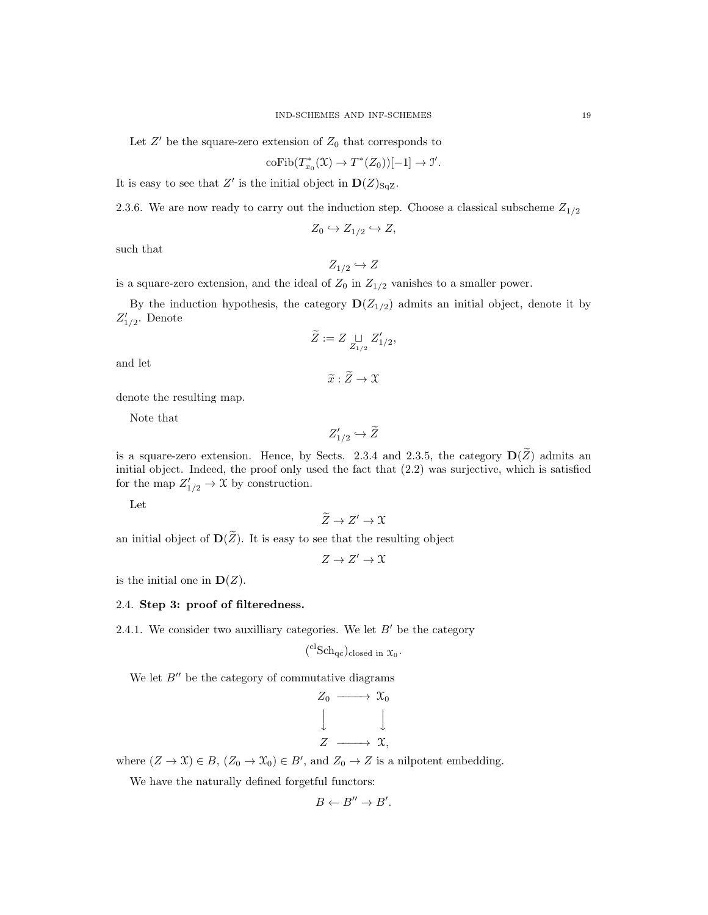Let $Z'$ be the square-zero extension of $Z_0$ that corresponds to

$$\text{coFib}(T^*_{x_0}(\mathcal{X}) \to T^*(Z_0))[-1] \to \mathcal{I}'.$$

It is easy to see that $Z'$ is the initial object in $\mathbf{D}(Z)_{\text{SqZ}}$.

2.3.6. We are now ready to carry out the induction step. Choose a classical subscheme $Z_{1/2}$

$$Z_0 \hookrightarrow Z_{1/2} \hookrightarrow Z,$$

such that

$$Z_{1/2} \hookrightarrow Z$$

is a square-zero extension, and the ideal of $Z_0$ in $Z_{1/2}$ vanishes to a smaller power.

By the induction hypothesis, the category $\mathbf{D}(Z_{1/2})$ admits an initial object, denote it by $Z'_{1/2}$. Denote

$$\widetilde{Z} := Z \underset{Z_{1/2}}{\sqcup} Z'_{1/2},$$

and let

$$\widetilde{x} : \widetilde{Z} \to \mathcal{X}$$

denote the resulting map.

Note that

$$Z'_{1/2} \hookrightarrow \widetilde{Z}$$

is a square-zero extension. Hence, by Sects. 2.3.4 and 2.3.5, the category $\mathbf{D}(\widetilde{Z})$ admits an initial object. Indeed, the proof only used the fact that (2.2) was surjective, which is satisfied for the map $Z'_{1/2} \to \mathcal{X}$ by construction.

Let

$$\widetilde{Z} \to Z' \to \mathcal{X}$$

an initial object of $\mathbf{D}(\widetilde{Z})$. It is easy to see that the resulting object

$$Z \to Z' \to \mathcal{X}$$

is the initial one in $\mathbf{D}(Z)$.

## 2.4. **Step 3: proof of filteredness.**

2.4.1. We consider two auxilliary categories. We let $B'$ be the category

$$({}^{\text{cl}}\text{Sch}_{\text{qc}})_{\text{closed in } \mathcal{X}_0}.$$

We let $B''$ be the category of commutative diagrams

$$\begin{array}{ccc} Z_0 & \longrightarrow & \mathcal{X}_0 \\ \downarrow & & \downarrow \\ Z & \longrightarrow & \mathcal{X}, \end{array}$$

where $(Z \to \mathcal{X}) \in B$, $(Z_0 \to \mathcal{X}_0) \in B'$, and $Z_0 \to Z$ is a nilpotent embedding.

We have the naturally defined forgetful functors:

$$B \leftarrow B'' \to B'.$$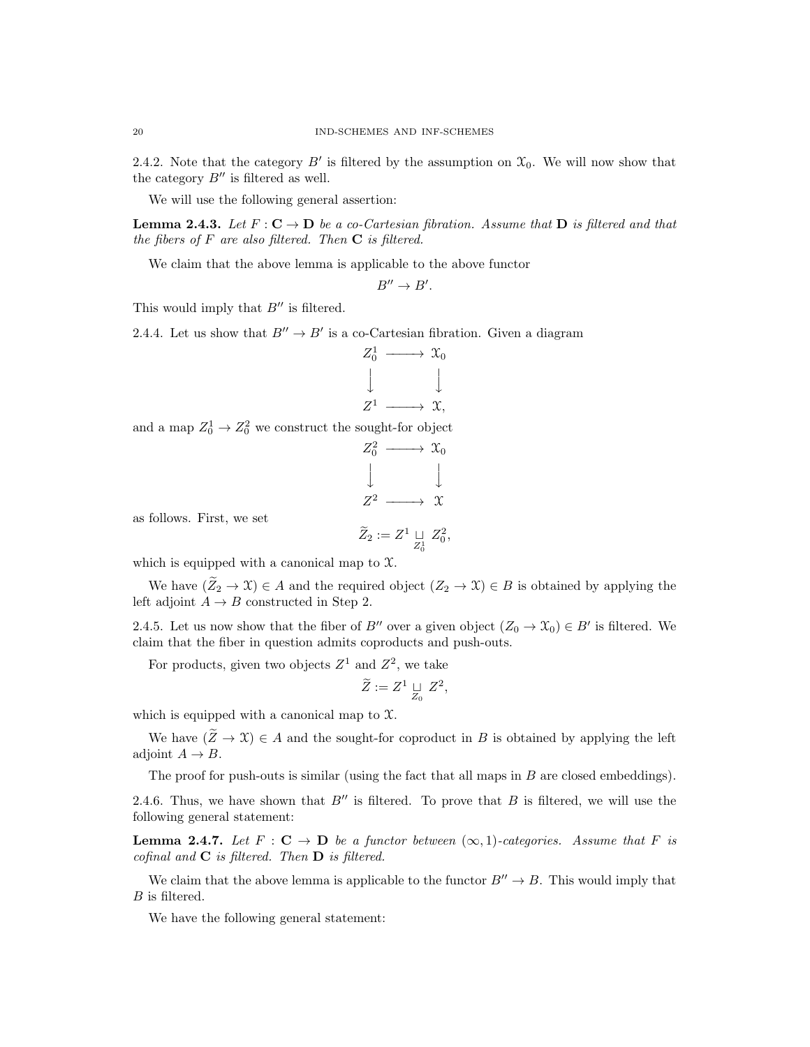2.4.2. Note that the category $B'$ is filtered by the assumption on $\mathcal{X}_0$. We will now show that the category $B''$ is filtered as well.

We will use the following general assertion:

**Lemma 2.4.3.** *Let $F : \mathbf{C} \to \mathbf{D}$ be a co-Cartesian fibration. Assume that $\mathbf{D}$ is filtered and that the fibers of $F$ are also filtered. Then $\mathbf{C}$ is filtered.*

We claim that the above lemma is applicable to the above functor

$$B'' \to B'.$$

This would imply that $B''$ is filtered.

2.4.4. Let us show that $B'' \to B'$ is a co-Cartesian fibration. Given a diagram

$$\begin{array}{ccc} Z_0^1 & \longrightarrow & \mathcal{X}_0 \\ \downarrow & & \downarrow \\ Z^1 & \longrightarrow & \mathcal{X}, \end{array}$$

and a map $Z_0^1 \to Z_0^2$ we construct the sought-for object

$$\begin{array}{ccc} Z_0^2 & \longrightarrow & \mathcal{X}_0 \\ \downarrow & & \downarrow \\ Z^2 & \longrightarrow & \mathcal{X} \end{array}$$

as follows. First, we set

$$\widetilde{Z}_2 := Z^1 \underset{Z_0^1}{\sqcup} Z_0^2,$$

which is equipped with a canonical map to $\mathcal{X}$.

We have $(\widetilde{Z}_2 \to \mathcal{X}) \in A$ and the required object $(Z_2 \to \mathcal{X}) \in B$ is obtained by applying the left adjoint $A \to B$ constructed in Step 2.

2.4.5. Let us now show that the fiber of $B''$ over a given object $(Z_0 \to \mathcal{X}_0) \in B'$ is filtered. We claim that the fiber in question admits coproducts and push-outs.

For products, given two objects $Z^1$ and $Z^2$, we take

$$\widetilde{Z} := Z^1 \underset{Z_0}{\sqcup} Z^2,$$

which is equipped with a canonical map to $\mathcal{X}$.

We have $(\widetilde{Z} \to \mathcal{X}) \in A$ and the sought-for coproduct in $B$ is obtained by applying the left adjoint $A \to B$.

The proof for push-outs is similar (using the fact that all maps in $B$ are closed embeddings).

2.4.6. Thus, we have shown that $B''$ is filtered. To prove that $B$ is filtered, we will use the following general statement:

**Lemma 2.4.7.** *Let $F : \mathbf{C} \to \mathbf{D}$ be a functor between $(\infty, 1)$-categories. Assume that $F$ is cofinal and $\mathbf{C}$ is filtered. Then $\mathbf{D}$ is filtered.*

We claim that the above lemma is applicable to the functor $B'' \to B$. This would imply that $B$ is filtered.

We have the following general statement: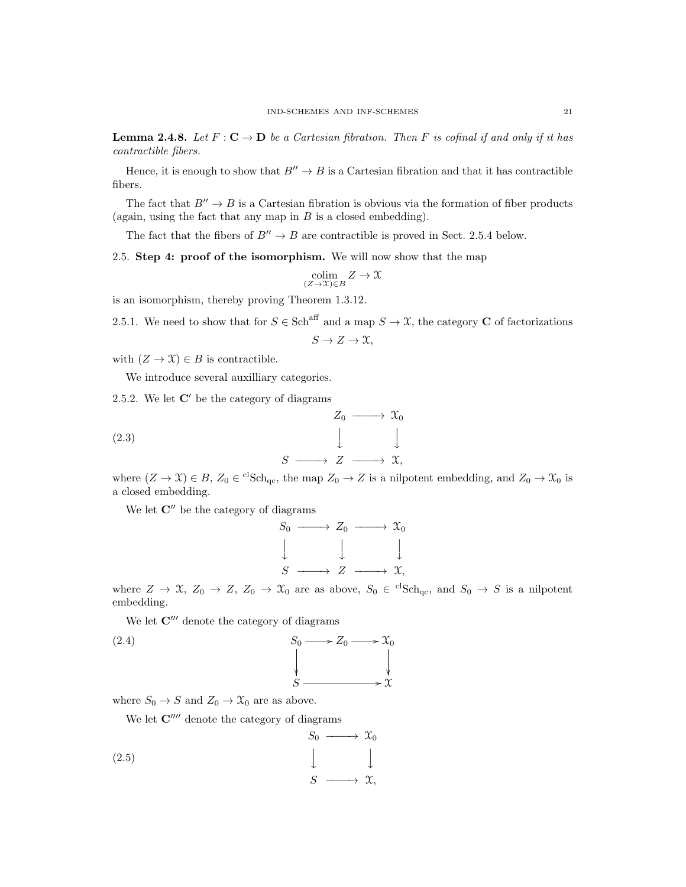**Lemma 2.4.8.** *Let $F : \mathbf{C} \to \mathbf{D}$ be a Cartesian fibration. Then $F$ is cofinal if and only if it has contractible fibers.*

Hence, it is enough to show that $B'' \to B$ is a Cartesian fibration and that it has contractible fibers.

The fact that $B'' \to B$ is a Cartesian fibration is obvious via the formation of fiber products (again, using the fact that any map in $B$ is a closed embedding).

The fact that the fibers of $B'' \to B$ are contractible is proved in Sect. 2.5.4 below.

2.5. **Step 4: proof of the isomorphism.** We will now show that the map

$$\underset{(Z\to\mathcal{X})\in B}{\operatorname{colim}} Z \to \mathcal{X}$$

is an isomorphism, thereby proving Theorem 1.3.12.

2.5.1. We need to show that for $S \in \operatorname{Sch}^{\operatorname{aff}}$ and a map $S \to \mathcal{X}$, the category $\mathbf{C}$ of factorizations

$$S \to Z \to \mathcal{X},$$

with $(Z \to \mathcal{X}) \in B$ is contractible.

We introduce several auxilliary categories.

2.5.2. We let $\mathbf{C}'$ be the category of diagrams

$$\begin{array}{ccccc} & & Z_0 & \longrightarrow & \mathcal{X}_0 \\ & & \downarrow & & \downarrow \\ S & \longrightarrow & Z & \longrightarrow & \mathcal{X}, \end{array} \tag{2.3}$$

where $(Z \to \mathcal{X}) \in B$, $Z_0 \in {}^{\operatorname{cl}}\operatorname{Sch}_{\operatorname{qc}}$, the map $Z_0 \to Z$ is a nilpotent embedding, and $Z_0 \to \mathcal{X}_0$ is a closed embedding.

We let $\mathbf{C}''$ be the category of diagrams

$$\begin{array}{ccccc} S_0 & \longrightarrow & Z_0 & \longrightarrow & \mathcal{X}_0 \\ \downarrow & & \downarrow & & \downarrow \\ S & \longrightarrow & Z & \longrightarrow & \mathcal{X}, \end{array}$$

where $Z \to \mathcal{X}$, $Z_0 \to Z$, $Z_0 \to \mathcal{X}_0$ are as above, $S_0 \in {}^{\operatorname{cl}}\operatorname{Sch}_{\operatorname{qc}}$, and $S_0 \to S$ is a nilpotent embedding.

We let $\mathbf{C}'''$ denote the category of diagrams

$$\begin{array}{ccccc} S_0 & \longrightarrow & Z_0 & \longrightarrow & \mathcal{X}_0 \\ \downarrow & & & & \downarrow \\ S & & \longrightarrow & & \mathcal{X} \end{array} \tag{2.4}$$

where $S_0 \to S$ and $Z_0 \to \mathcal{X}_0$ are as above.

We let $\mathbf{C}''''$ denote the category of diagrams

$$\begin{array}{ccc} S_0 & \longrightarrow & \mathcal{X}_0 \\ \downarrow & & \downarrow \\ S & \longrightarrow & \mathcal{X}, \end{array} \tag{2.5}$$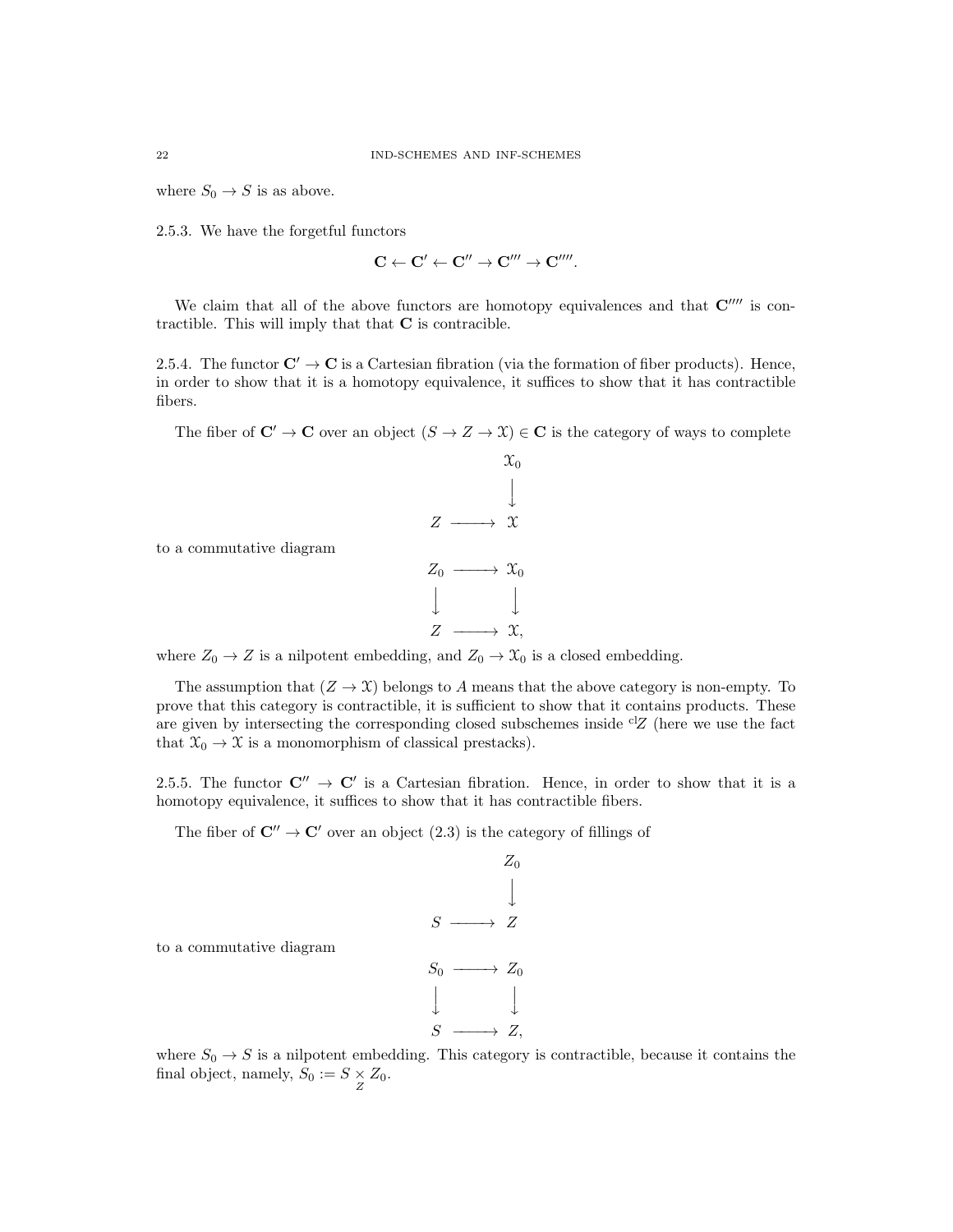where $S_0 \to S$ is as above.

2.5.3. We have the forgetful functors

$$\mathbf{C} \leftarrow \mathbf{C}' \leftarrow \mathbf{C}'' \to \mathbf{C}''' \to \mathbf{C}''''.$$

We claim that all of the above functors are homotopy equivalences and that $\mathbf{C}''''$ is contractible. This will imply that that $\mathbf{C}$ is contracible.

2.5.4. The functor $\mathbf{C}' \to \mathbf{C}$ is a Cartesian fibration (via the formation of fiber products). Hence, in order to show that it is a homotopy equivalence, it suffices to show that it has contractible fibers.

The fiber of $\mathbf{C}' \to \mathbf{C}$ over an object $(S \to Z \to \mathcal{X}) \in \mathbf{C}$ is the category of ways to complete

$$\begin{array}{ccc} & & \mathcal{X}_0 \\ & & \downarrow \\ Z & \longrightarrow & \mathcal{X} \end{array}$$

to a commutative diagram

$$\begin{array}{ccc} Z_0 & \longrightarrow & \mathcal{X}_0 \\ \downarrow & & \downarrow \\ Z & \longrightarrow & \mathcal{X}, \end{array}$$

where $Z_0 \to Z$ is a nilpotent embedding, and $Z_0 \to \mathcal{X}_0$ is a closed embedding.

The assumption that $(Z \to \mathcal{X})$ belongs to $A$ means that the above category is non-empty. To prove that this category is contractible, it is sufficient to show that it contains products. These are given by intersecting the corresponding closed subschemes inside ${}^{\mathrm{cl}}Z$ (here we use the fact that $\mathcal{X}_0 \to \mathcal{X}$ is a monomorphism of classical prestacks).

2.5.5. The functor $\mathbf{C}'' \to \mathbf{C}'$ is a Cartesian fibration. Hence, in order to show that it is a homotopy equivalence, it suffices to show that it has contractible fibers.

The fiber of $\mathbf{C}'' \to \mathbf{C}'$ over an object (2.3) is the category of fillings of

$$\begin{array}{ccc} & & Z_0 \\ & & \downarrow \\ S & \longrightarrow & Z \end{array}$$

to a commutative diagram

$$\begin{array}{ccc} S_0 & \longrightarrow & Z_0 \\ \downarrow & & \downarrow \\ S & \longrightarrow & Z, \end{array}$$

where $S_0 \to S$ is a nilpotent embedding. This category is contractible, because it contains the final object, namely, $S_0 := S \underset{Z}{\times} Z_0$.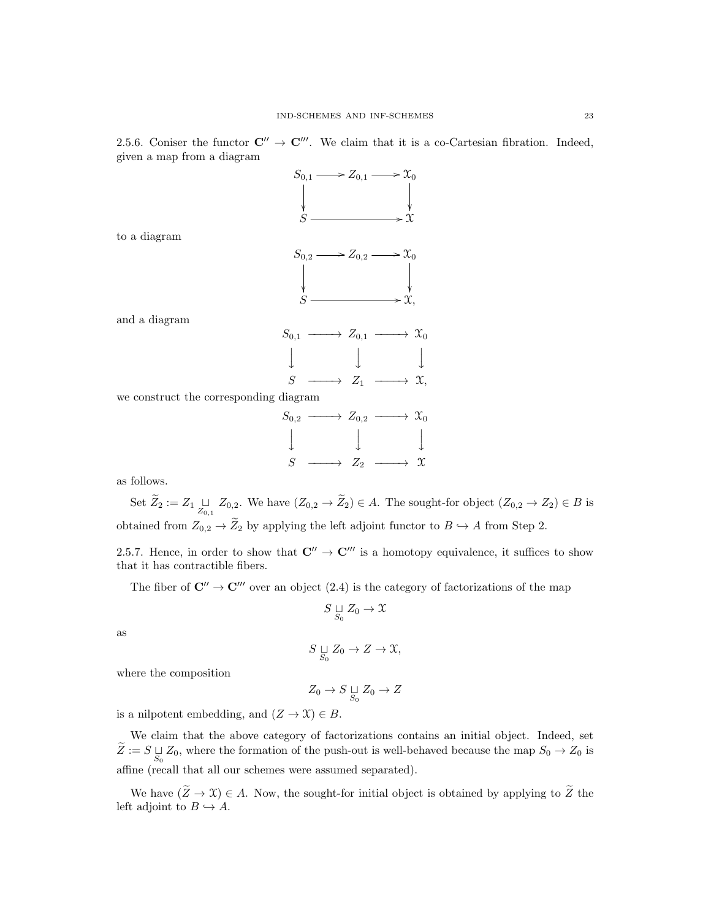2.5.6. Coniser the functor $\mathbf{C}'' \to \mathbf{C}'''$. We claim that it is a co-Cartesian fibration. Indeed, given a map from a diagram

$$\begin{array}{ccccc} S_{0,1} & \longrightarrow & Z_{0,1} & \longrightarrow & \mathcal{X}_0 \\ \downarrow & & & & \downarrow \\ S & & \longrightarrow & & \mathcal{X} \end{array}$$

to a diagram

$$\begin{array}{ccccc} S_{0,2} & \longrightarrow & Z_{0,2} & \longrightarrow & \mathcal{X}_0 \\ \downarrow & & & & \downarrow \\ S & & \longrightarrow & & \mathcal{X}, \end{array}$$

and a diagram

$$\begin{array}{ccccc} S_{0,1} & \longrightarrow & Z_{0,1} & \longrightarrow & \mathcal{X}_0 \\ \downarrow & & \downarrow & & \downarrow \\ S & \longrightarrow & Z_1 & \longrightarrow & \mathcal{X}, \end{array}$$

we construct the corresponding diagram

$$\begin{array}{ccccc} S_{0,2} & \longrightarrow & Z_{0,2} & \longrightarrow & \mathcal{X}_0 \\ \downarrow & & \downarrow & & \downarrow \\ S & \longrightarrow & Z_2 & \longrightarrow & \mathcal{X} \end{array}$$

as follows.

Set $\widetilde{Z}_2 := Z_1 \underset{Z_{0,1}}{\sqcup} Z_{0,2}$. We have $(Z_{0,2} \to \widetilde{Z}_2) \in A$. The sought-for object $(Z_{0,2} \to Z_2) \in B$ is obtained from $Z_{0,2} \to \widetilde{Z}_2$ by applying the left adjoint functor to $B \hookrightarrow A$ from Step 2.

2.5.7. Hence, in order to show that $\mathbf{C}'' \to \mathbf{C}'''$ is a homotopy equivalence, it suffices to show that it has contractible fibers.

The fiber of $\mathbf{C}'' \to \mathbf{C}'''$ over an object (2.4) is the category of factorizations of the map

$$S \underset{S_0}{\sqcup} Z_0 \to \mathcal{X}$$

as

$$S \underset{S_0}{\sqcup} Z_0 \to Z \to \mathcal{X},$$

where the composition

$$Z_0 \to S \underset{S_0}{\sqcup} Z_0 \to Z$$

is a nilpotent embedding, and $(Z \to \mathcal{X}) \in B$.

We claim that the above category of factorizations contains an initial object. Indeed, set $\widetilde{Z} := S \underset{S_0}{\sqcup} Z_0$, where the formation of the push-out is well-behaved because the map $S_0 \to Z_0$ is affine (recall that all our schemes were assumed separated).

We have $(\widetilde{Z} \to \mathcal{X}) \in A$. Now, the sought-for initial object is obtained by applying to $\widetilde{Z}$ the left adjoint to $B \hookrightarrow A$.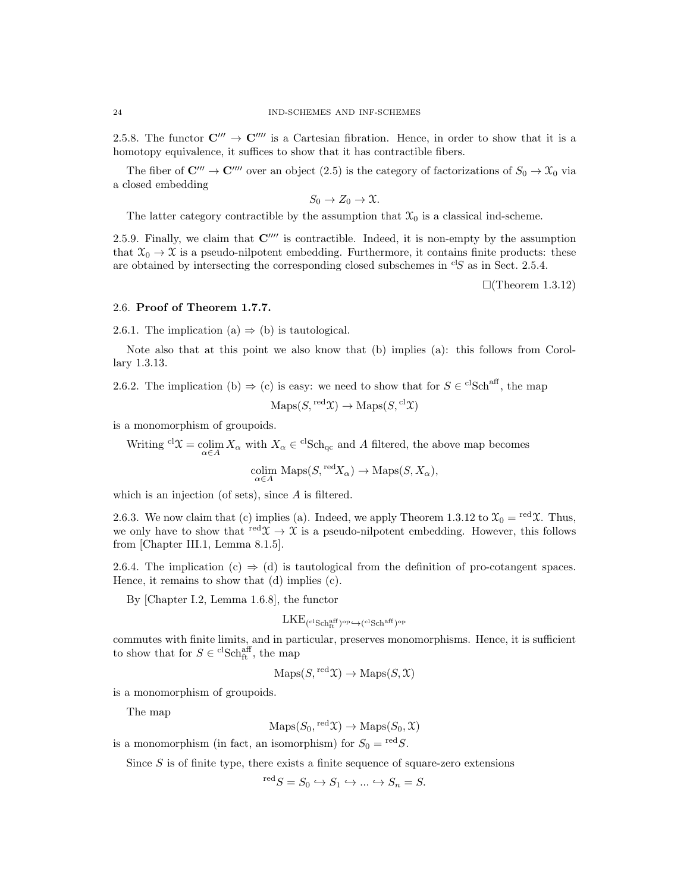2.5.8. The functor $\mathbf{C}''' \to \mathbf{C}''''$ is a Cartesian fibration. Hence, in order to show that it is a homotopy equivalence, it suffices to show that it has contractible fibers.

The fiber of $\mathbf{C}''' \to \mathbf{C}''''$ over an object (2.5) is the category of factorizations of $S_0 \to \mathcal{X}_0$ via a closed embedding

$$S_0 \to Z_0 \to \mathcal{X}.$$

The latter category contractible by the assumption that $\mathcal{X}_0$ is a classical ind-scheme.

2.5.9. Finally, we claim that $\mathbf{C}''''$ is contractible. Indeed, it is non-empty by the assumption that $\mathcal{X}_0 \to \mathcal{X}$ is a pseudo-nilpotent embedding. Furthermore, it contains finite products: these are obtained by intersecting the corresponding closed subschemes in ${}^{\mathrm{cl}}S$ as in Sect. 2.5.4.

□(Theorem 1.3.12)

## 2.6. Proof of Theorem 1.7.7.

2.6.1. The implication (a) ⇒ (b) is tautological.

Note also that at this point we also know that (b) implies (a): this follows from Corollary 1.3.13.

2.6.2. The implication (b) ⇒ (c) is easy: we need to show that for $S \in {}^{\mathrm{cl}}\mathrm{Sch}^{\mathrm{aff}}$, the map

$$\mathrm{Maps}(S, {}^{\mathrm{red}}\mathcal{X}) \to \mathrm{Maps}(S, {}^{\mathrm{cl}}\mathcal{X})$$

is a monomorphism of groupoids.

Writing ${}^{\mathrm{cl}}\mathcal{X} = \underset{\alpha \in A}{\mathrm{colim}}\, X_\alpha$ with $X_\alpha \in {}^{\mathrm{cl}}\mathrm{Sch}_{\mathrm{qc}}$ and $A$ filtered, the above map becomes

$$\underset{\alpha \in A}{\mathrm{colim}}\, \mathrm{Maps}(S, {}^{\mathrm{red}}X_\alpha) \to \mathrm{Maps}(S, X_\alpha),$$

which is an injection (of sets), since $A$ is filtered.

2.6.3. We now claim that (c) implies (a). Indeed, we apply Theorem 1.3.12 to $\mathcal{X}_0 = {}^{\mathrm{red}}\mathcal{X}$. Thus, we only have to show that ${}^{\mathrm{red}}\mathcal{X} \to \mathcal{X}$ is a pseudo-nilpotent embedding. However, this follows from [Chapter III.1, Lemma 8.1.5].

2.6.4. The implication (c) ⇒ (d) is tautological from the definition of pro-cotangent spaces. Hence, it remains to show that (d) implies (c).

By [Chapter I.2, Lemma 1.6.8], the functor

$$\mathrm{LKE}_{({}^{\mathrm{cl}}\mathrm{Sch}^{\mathrm{aff}}_{\mathrm{ft}})^{\mathrm{op}} \hookrightarrow ({}^{\mathrm{cl}}\mathrm{Sch}^{\mathrm{aff}})^{\mathrm{op}}}$$

commutes with finite limits, and in particular, preserves monomorphisms. Hence, it is sufficient to show that for $S \in {}^{\mathrm{cl}}\mathrm{Sch}^{\mathrm{aff}}_{\mathrm{ft}}$, the map

$$\mathrm{Maps}(S, {}^{\mathrm{red}}\mathcal{X}) \to \mathrm{Maps}(S, \mathcal{X})$$

is a monomorphism of groupoids.

The map

$$\mathrm{Maps}(S_0, {}^{\mathrm{red}}\mathcal{X}) \to \mathrm{Maps}(S_0, \mathcal{X})$$

is a monomorphism (in fact, an isomorphism) for $S_0 = {}^{\mathrm{red}}S$.

Since $S$ is of finite type, there exists a finite sequence of square-zero extensions

$${}^{\mathrm{red}}S = S_0 \hookrightarrow S_1 \hookrightarrow \ldots \hookrightarrow S_n = S.$$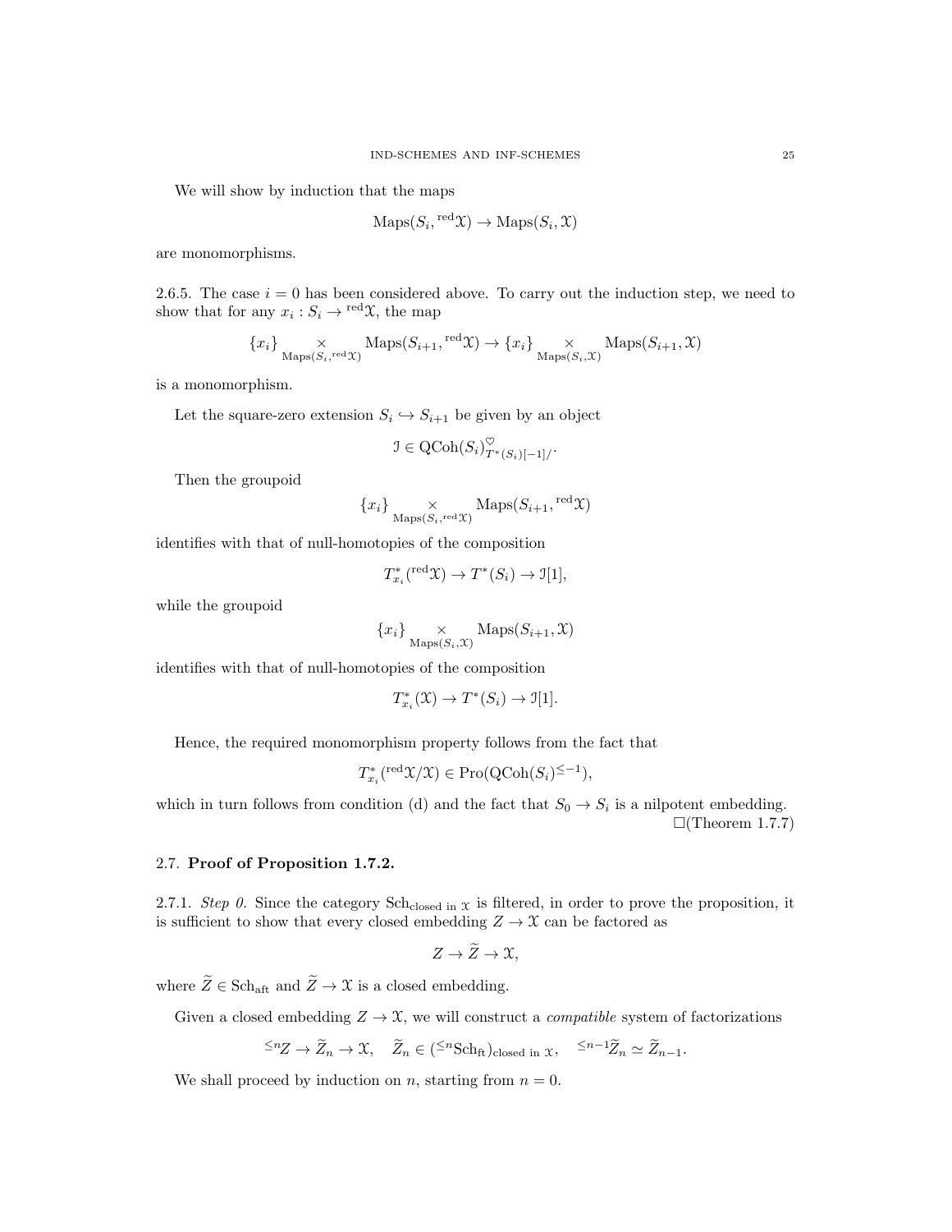We will show by induction that the maps

$$\mathrm{Maps}(S_i, {}^{\mathrm{red}}\mathcal{X}) \to \mathrm{Maps}(S_i, \mathcal{X})$$

are monomorphisms.

2.6.5. The case $i = 0$ has been considered above. To carry out the induction step, we need to show that for any $x_i : S_i \to {}^{\mathrm{red}}\mathcal{X}$, the map

$$\{x_i\} \underset{\mathrm{Maps}(S_i, {}^{\mathrm{red}}\mathcal{X})}{\times} \mathrm{Maps}(S_{i+1}, {}^{\mathrm{red}}\mathcal{X}) \to \{x_i\} \underset{\mathrm{Maps}(S_i, \mathcal{X})}{\times} \mathrm{Maps}(S_{i+1}, \mathcal{X})$$

is a monomorphism.

Let the square-zero extension $S_i \hookrightarrow S_{i+1}$ be given by an object

$$\mathcal{I} \in \mathrm{QCoh}(S_i)^{\heartsuit}_{T^*(S_i)[-1]/}.$$

Then the groupoid

$$\{x_i\} \underset{\mathrm{Maps}(S_i, {}^{\mathrm{red}}\mathcal{X})}{\times} \mathrm{Maps}(S_{i+1}, {}^{\mathrm{red}}\mathcal{X})$$

identifies with that of null-homotopies of the composition

$$T^*_{x_i}({}^{\mathrm{red}}\mathcal{X}) \to T^*(S_i) \to \mathcal{I}[1],$$

while the groupoid

$$\{x_i\} \underset{\mathrm{Maps}(S_i, \mathcal{X})}{\times} \mathrm{Maps}(S_{i+1}, \mathcal{X})$$

identifies with that of null-homotopies of the composition

$$T^*_{x_i}(\mathcal{X}) \to T^*(S_i) \to \mathcal{I}[1].$$

Hence, the required monomorphism property follows from the fact that

$$T^*_{x_i}({}^{\mathrm{red}}\mathcal{X}/\mathcal{X}) \in \mathrm{Pro}(\mathrm{QCoh}(S_i)^{\leq -1}),$$

which in turn follows from condition (d) and the fact that $S_0 \to S_i$ is a nilpotent embedding.

□(Theorem 1.7.7)

## 2.7. Proof of Proposition 1.7.2.

2.7.1. *Step 0.* Since the category $\mathrm{Sch}_{\mathrm{closed\ in\ }\mathcal{X}}$ is filtered, in order to prove the proposition, it is sufficient to show that every closed embedding $Z \to \mathcal{X}$ can be factored as

$$Z \to \widetilde{Z} \to \mathcal{X},$$

where $\widetilde{Z} \in \mathrm{Sch}_{\mathrm{aft}}$ and $\widetilde{Z} \to \mathcal{X}$ is a closed embedding.

Given a closed embedding $Z \to \mathcal{X}$, we will construct a *compatible* system of factorizations

$${}^{\leq n}Z \to \widetilde{Z}_n \to \mathcal{X}, \quad \widetilde{Z}_n \in ({}^{\leq n}\mathrm{Sch}_{\mathrm{ft}})_{\mathrm{closed\ in\ }\mathcal{X}}, \quad {}^{\leq n-1}\widetilde{Z}_n \simeq \widetilde{Z}_{n-1}.$$

We shall proceed by induction on $n$, starting from $n = 0$.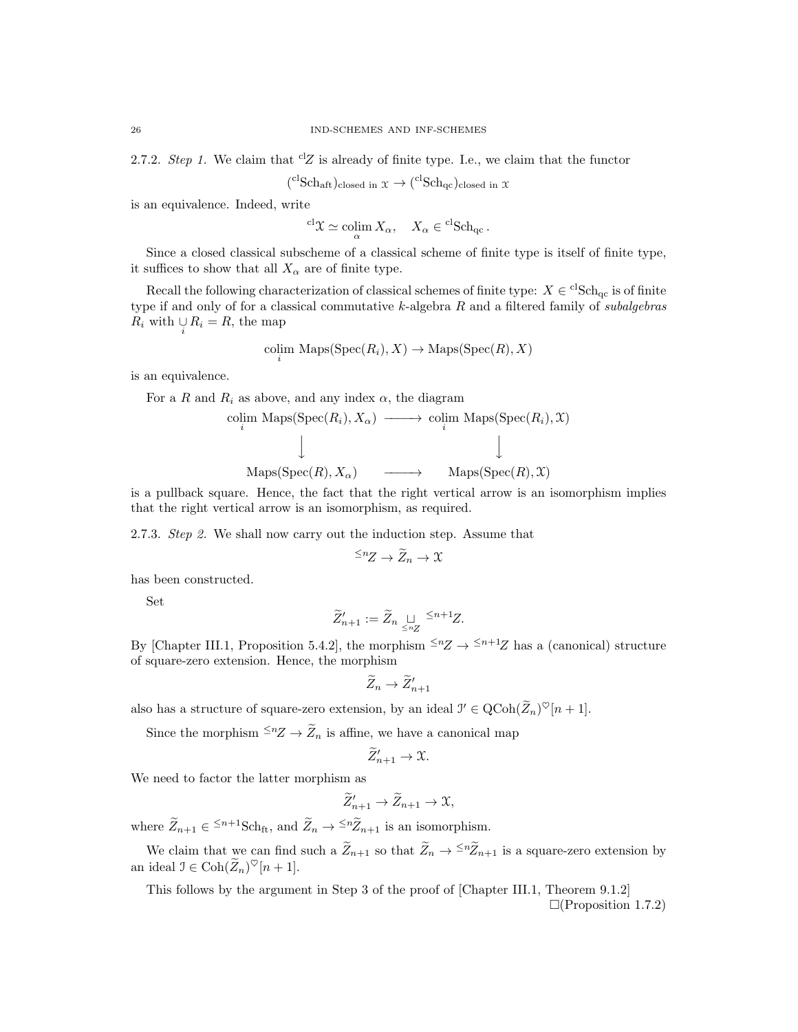2.7.2. *Step 1.* We claim that ${}^{\mathrm{cl}}Z$ is already of finite type. I.e., we claim that the functor

$$({}^{\mathrm{cl}}\mathrm{Sch}_{\mathrm{aft}})_{\mathrm{closed\ in\ }\mathcal{X}} \to ({}^{\mathrm{cl}}\mathrm{Sch}_{\mathrm{qc}})_{\mathrm{closed\ in\ }\mathcal{X}}$$

is an equivalence. Indeed, write

$${}^{\mathrm{cl}}\mathcal{X} \simeq \underset{\alpha}{\mathrm{colim}}\, X_\alpha, \quad X_\alpha \in {}^{\mathrm{cl}}\mathrm{Sch}_{\mathrm{qc}}.$$

Since a closed classical subscheme of a classical scheme of finite type is itself of finite type, it suffices to show that all $X_\alpha$ are of finite type.

Recall the following characterization of classical schemes of finite type: $X \in {}^{\mathrm{cl}}\mathrm{Sch}_{\mathrm{qc}}$ is of finite type if and only of for a classical commutative $k$-algebra $R$ and a filtered family of *subalgebras* $R_i$ with $\underset{i}{\cup} R_i = R$, the map

$$\underset{i}{\mathrm{colim}}\, \mathrm{Maps}(\mathrm{Spec}(R_i), X) \to \mathrm{Maps}(\mathrm{Spec}(R), X)$$

is an equivalence.

For a $R$ and $R_i$ as above, and any index $\alpha$, the diagram

$$\begin{array}{ccc}
\underset{i}{\mathrm{colim}}\, \mathrm{Maps}(\mathrm{Spec}(R_i), X_\alpha) & \longrightarrow & \underset{i}{\mathrm{colim}}\, \mathrm{Maps}(\mathrm{Spec}(R_i), \mathcal{X}) \\
\downarrow & & \downarrow \\
\mathrm{Maps}(\mathrm{Spec}(R), X_\alpha) & \longrightarrow & \mathrm{Maps}(\mathrm{Spec}(R), \mathcal{X})
\end{array}$$

is a pullback square. Hence, the fact that the right vertical arrow is an isomorphism implies that the right vertical arrow is an isomorphism, as required.

2.7.3. *Step 2.* We shall now carry out the induction step. Assume that

$${}^{\leq n}Z \to \widetilde{Z}_n \to \mathcal{X}$$

has been constructed.

Set

$$\widetilde{Z}'_{n+1} := \widetilde{Z}_n \underset{{}^{\leq n}Z}{\sqcup} {}^{\leq n+1}Z.$$

By [Chapter III.1, Proposition 5.4.2], the morphism ${}^{\leq n}Z \to {}^{\leq n+1}Z$ has a (canonical) structure of square-zero extension. Hence, the morphism

$$\widetilde{Z}_n \to \widetilde{Z}'_{n+1}$$

also has a structure of square-zero extension, by an ideal $\mathcal{I}' \in \mathrm{QCoh}(\widetilde{Z}_n)^\heartsuit[n+1]$.

Since the morphism ${}^{\leq n}Z \to \widetilde{Z}_n$ is affine, we have a canonical map

$$\widetilde{Z}'_{n+1} \to \mathcal{X}.$$

We need to factor the latter morphism as

$$\widetilde{Z}'_{n+1} \to \widetilde{Z}_{n+1} \to \mathcal{X},$$

where $\widetilde{Z}_{n+1} \in {}^{\leq n+1}\mathrm{Sch}_{\mathrm{ft}}$, and $\widetilde{Z}_n \to {}^{\leq n}\widetilde{Z}_{n+1}$ is an isomorphism.

We claim that we can find such a $\widetilde{Z}_{n+1}$ so that $\widetilde{Z}_n \to {}^{\leq n}\widetilde{Z}_{n+1}$ is a square-zero extension by an ideal $\mathcal{I} \in \mathrm{Coh}(\widetilde{Z}_n)^\heartsuit[n+1]$.

This follows by the argument in Step 3 of the proof of [Chapter III.1, Theorem 9.1.2]
□(Proposition 1.7.2)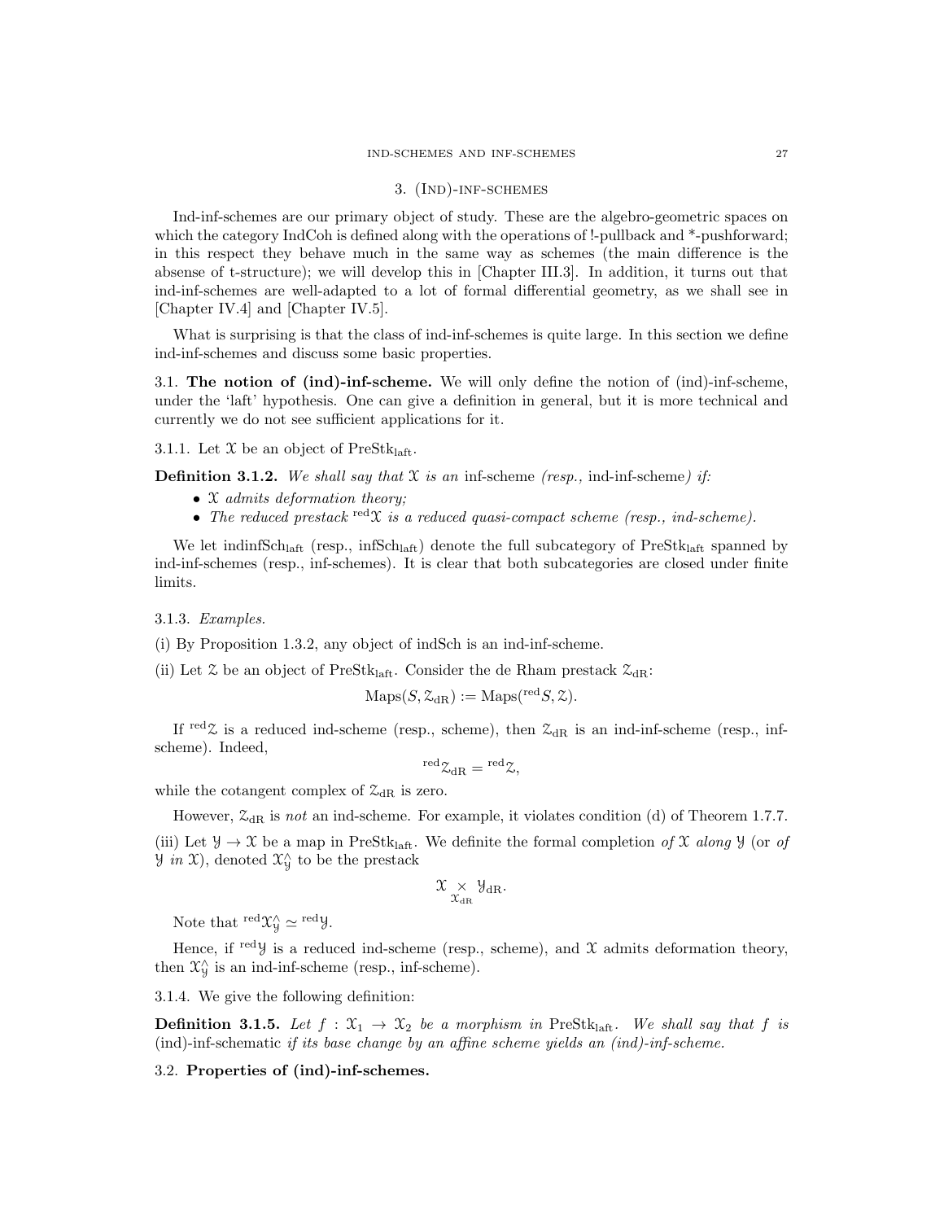## 3. (Ind)-inf-schemes

Ind-inf-schemes are our primary object of study. These are the algebro-geometric spaces on which the category IndCoh is defined along with the operations of !-pullback and \*-pushforward; in this respect they behave much in the same way as schemes (the main difference is the absense of t-structure); we will develop this in [Chapter III.3]. In addition, it turns out that ind-inf-schemes are well-adapted to a lot of formal differential geometry, as we shall see in [Chapter IV.4] and [Chapter IV.5].

What is surprising is that the class of ind-inf-schemes is quite large. In this section we define ind-inf-schemes and discuss some basic properties.

### 3.1. **The notion of (ind)-inf-scheme.**

We will only define the notion of (ind)-inf-scheme, under the 'laft' hypothesis. One can give a definition in general, but it is more technical and currently we do not see sufficient applications for it.

3.1.1. Let $\mathcal{X}$ be an object of $\mathrm{PreStk}_{\mathrm{laft}}$.

**Definition 3.1.2.** *We shall say that $\mathcal{X}$ is an* inf-scheme *(resp.,* ind-inf-scheme*) if:*

- *$\mathcal{X}$ admits deformation theory;*
- *The reduced prestack ${}^{\mathrm{red}}\mathcal{X}$ is a reduced quasi-compact scheme (resp., ind-scheme).*

We let $\mathrm{indinfSch}_{\mathrm{laft}}$ (resp., $\mathrm{infSch}_{\mathrm{laft}}$) denote the full subcategory of $\mathrm{PreStk}_{\mathrm{laft}}$ spanned by ind-inf-schemes (resp., inf-schemes). It is clear that both subcategories are closed under finite limits.

3.1.3. *Examples.*

(i) By Proposition 1.3.2, any object of indSch is an ind-inf-scheme.

(ii) Let $\mathcal{Z}$ be an object of $\mathrm{PreStk}_{\mathrm{laft}}$. Consider the de Rham prestack $\mathcal{Z}_{\mathrm{dR}}$:

$$\mathrm{Maps}(S, \mathcal{Z}_{\mathrm{dR}}) := \mathrm{Maps}({}^{\mathrm{red}}S, \mathcal{Z}).$$

If ${}^{\mathrm{red}}\mathcal{Z}$ is a reduced ind-scheme (resp., scheme), then $\mathcal{Z}_{\mathrm{dR}}$ is an ind-inf-scheme (resp., inf-scheme). Indeed,

$${}^{\mathrm{red}}\mathcal{Z}_{\mathrm{dR}} = {}^{\mathrm{red}}\mathcal{Z},$$

while the cotangent complex of $\mathcal{Z}_{\mathrm{dR}}$ is zero.

However, $\mathcal{Z}_{\mathrm{dR}}$ is *not* an ind-scheme. For example, it violates condition (d) of Theorem 1.7.7.

(iii) Let $\mathcal{Y} \to \mathcal{X}$ be a map in $\mathrm{PreStk}_{\mathrm{laft}}$. We definite the formal completion *of $\mathcal{X}$ along $\mathcal{Y}$* (or *of $\mathcal{Y}$ in $\mathcal{X}$*), denoted $\mathcal{X}^\wedge_{\mathcal{Y}}$ to be the prestack

$$\mathcal{X} \underset{\mathcal{X}_{\mathrm{dR}}}{\times} \mathcal{Y}_{\mathrm{dR}}.$$

Note that ${}^{\mathrm{red}}\mathcal{X}^\wedge_{\mathcal{Y}} \simeq {}^{\mathrm{red}}\mathcal{Y}$.

Hence, if ${}^{\mathrm{red}}\mathcal{Y}$ is a reduced ind-scheme (resp., scheme), and $\mathcal{X}$ admits deformation theory, then $\mathcal{X}^\wedge_{\mathcal{Y}}$ is an ind-inf-scheme (resp., inf-scheme).

3.1.4. We give the following definition:

**Definition 3.1.5.** *Let $f : \mathcal{X}_1 \to \mathcal{X}_2$ be a morphism in $\mathrm{PreStk}_{\mathrm{laft}}$. We shall say that $f$ is* (ind)-inf-schematic *if its base change by an affine scheme yields an (ind)-inf-scheme.*

### 3.2. **Properties of (ind)-inf-schemes.**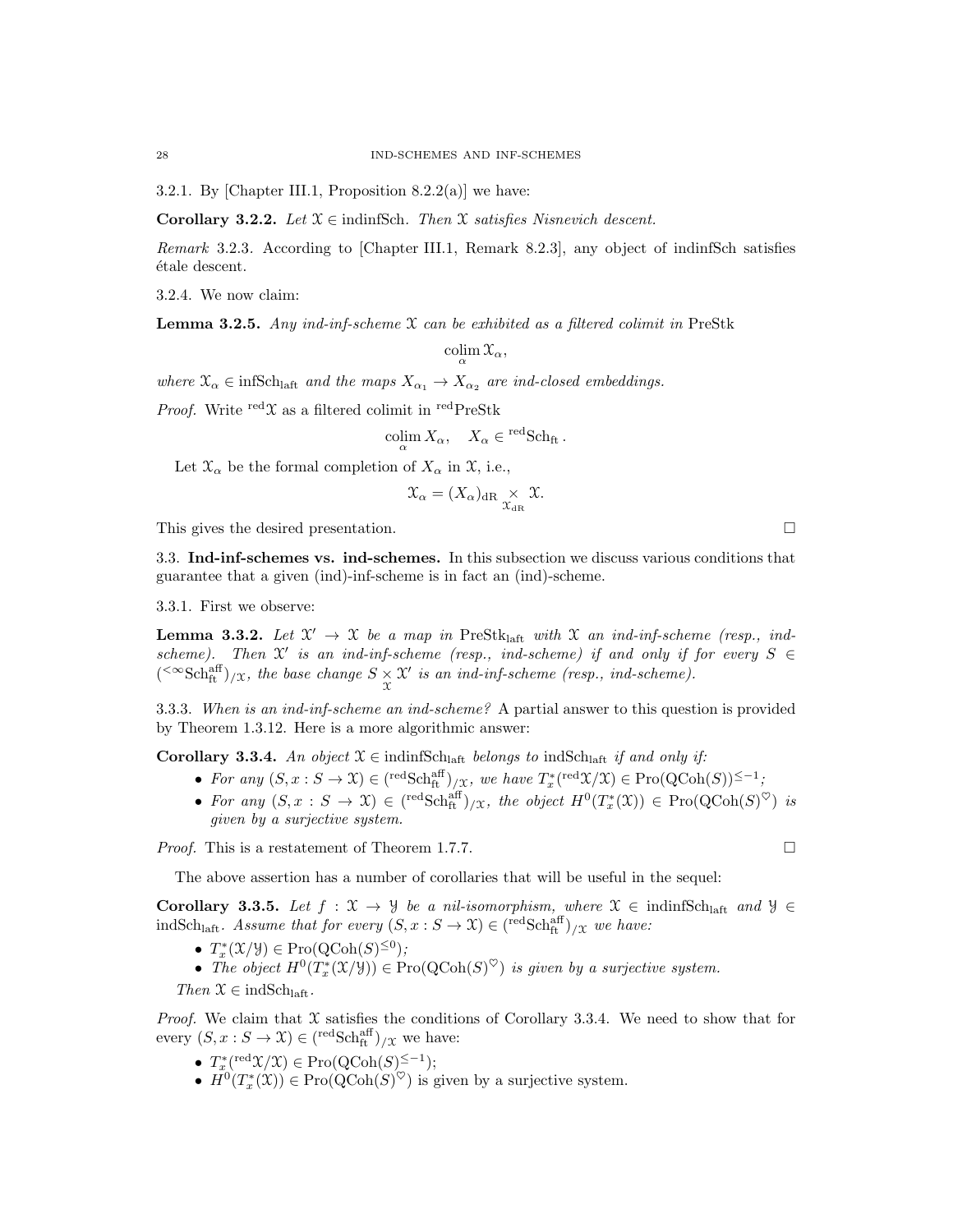3.2.1. By [Chapter III.1, Proposition 8.2.2(a)] we have:

**Corollary 3.2.2.** *Let $\mathcal{X} \in \text{indinfSch}$. Then $\mathcal{X}$ satisfies Nisnevich descent.*

*Remark* 3.2.3. According to [Chapter III.1, Remark 8.2.3], any object of indinfSch satisfies étale descent.

3.2.4. We now claim:

**Lemma 3.2.5.** *Any ind-inf-scheme $\mathcal{X}$ can be exhibited as a filtered colimit in* PreStk

$$\underset{\alpha}{\text{colim}}\, \mathcal{X}_\alpha,$$

*where $\mathcal{X}_\alpha \in \text{infSch}_{\text{laft}}$ and the maps $X_{\alpha_1} \to X_{\alpha_2}$ are ind-closed embeddings.*

*Proof.* Write ${}^{\text{red}}\mathcal{X}$ as a filtered colimit in ${}^{\text{red}}\text{PreStk}$

$$\underset{\alpha}{\text{colim}}\, X_\alpha, \quad X_\alpha \in {}^{\text{red}}\text{Sch}_{\text{ft}}\,.$$

Let $\mathcal{X}_\alpha$ be the formal completion of $X_\alpha$ in $\mathcal{X}$, i.e.,

$$\mathcal{X}_\alpha = (X_\alpha)_{\text{dR}} \underset{\mathcal{X}_{\text{dR}}}{\times} \mathcal{X}.$$

This gives the desired presentation. □

3.3. **Ind-inf-schemes vs. ind-schemes.** In this subsection we discuss various conditions that guarantee that a given (ind)-inf-scheme is in fact an (ind)-scheme.

3.3.1. First we observe:

**Lemma 3.3.2.** *Let $\mathcal{X}' \to \mathcal{X}$ be a map in $\text{PreStk}_{\text{laft}}$ with $\mathcal{X}$ an ind-inf-scheme (resp., ind-scheme). Then $\mathcal{X}'$ is an ind-inf-scheme (resp., ind-scheme) if and only if for every $S \in ({}^{<\infty}\text{Sch}^{\text{aff}}_{\text{ft}})_{/\mathcal{X}}$, the base change $S \underset{\mathcal{X}}{\times} \mathcal{X}'$ is an ind-inf-scheme (resp., ind-scheme).*

3.3.3. *When is an ind-inf-scheme an ind-scheme?* A partial answer to this question is provided by Theorem 1.3.12. Here is a more algorithmic answer:

**Corollary 3.3.4.** *An object $\mathcal{X} \in \text{indinfSch}_{\text{laft}}$ belongs to $\text{indSch}_{\text{laft}}$ if and only if:*

- *For any $(S, x : S \to \mathcal{X}) \in ({}^{\text{red}}\text{Sch}^{\text{aff}}_{\text{ft}})_{/\mathcal{X}}$, we have $T^*_x({}^{\text{red}}\mathcal{X}/\mathcal{X}) \in \text{Pro}(\text{QCoh}(S))^{\leq -1}$;*
- *For any $(S, x : S \to \mathcal{X}) \in ({}^{\text{red}}\text{Sch}^{\text{aff}}_{\text{ft}})_{/\mathcal{X}}$, the object $H^0(T^*_x(\mathcal{X})) \in \text{Pro}(\text{QCoh}(S)^\heartsuit)$ is given by a surjective system.*

*Proof.* This is a restatement of Theorem 1.7.7. □

The above assertion has a number of corollaries that will be useful in the sequel:

**Corollary 3.3.5.** *Let $f : \mathcal{X} \to \mathcal{Y}$ be a nil-isomorphism, where $\mathcal{X} \in \text{indinfSch}_{\text{laft}}$ and $\mathcal{Y} \in \text{indSch}_{\text{laft}}$. Assume that for every $(S, x : S \to \mathcal{X}) \in ({}^{\text{red}}\text{Sch}^{\text{aff}}_{\text{ft}})_{/\mathcal{X}}$ we have:*

- *$T^*_x(\mathcal{X}/\mathcal{Y}) \in \text{Pro}(\text{QCoh}(S)^{\leq 0})$;*
- *The object $H^0(T^*_x(\mathcal{X}/\mathcal{Y})) \in \text{Pro}(\text{QCoh}(S)^\heartsuit)$ is given by a surjective system.*

*Then $\mathcal{X} \in \text{indSch}_{\text{laft}}$.*

*Proof.* We claim that $\mathcal{X}$ satisfies the conditions of Corollary 3.3.4. We need to show that for every $(S, x : S \to \mathcal{X}) \in ({}^{\text{red}}\text{Sch}^{\text{aff}}_{\text{ft}})_{/\mathcal{X}}$ we have:

- $T^*_x({}^{\text{red}}\mathcal{X}/\mathcal{X}) \in \text{Pro}(\text{QCoh}(S)^{\leq -1})$;
- $H^0(T^*_x(\mathcal{X})) \in \text{Pro}(\text{QCoh}(S)^\heartsuit)$ is given by a surjective system.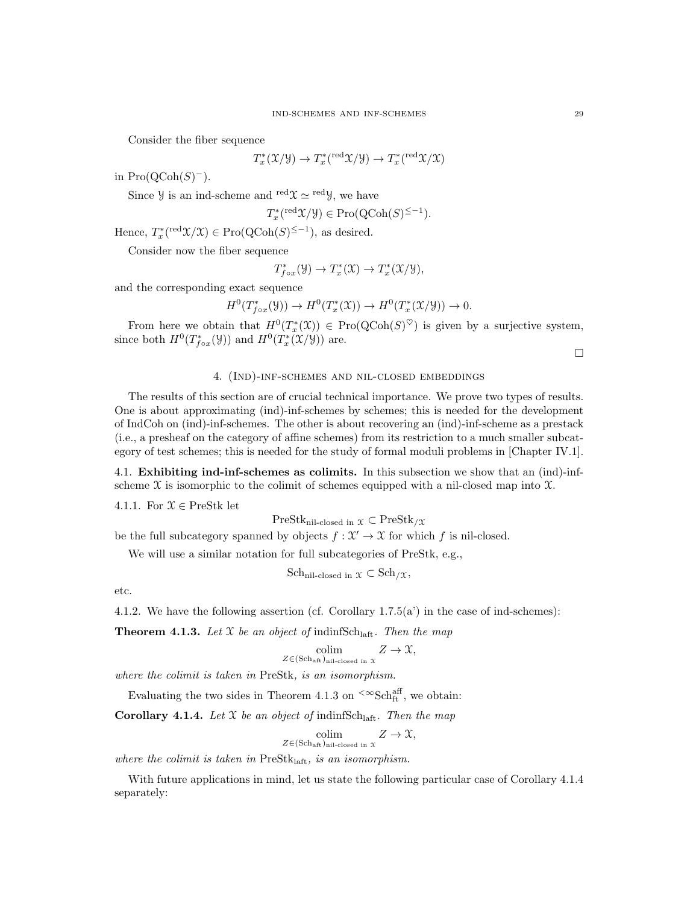Consider the fiber sequence

$$T^*_x(\mathcal{X}/\mathcal{Y}) \to T^*_x({}^{\mathrm{red}}\mathcal{X}/\mathcal{Y}) \to T^*_x({}^{\mathrm{red}}\mathcal{X}/\mathcal{X})$$

in $\mathrm{Pro}(\mathrm{QCoh}(S)^-)$.

Since $\mathcal{Y}$ is an ind-scheme and ${}^{\mathrm{red}}\mathcal{X} \simeq {}^{\mathrm{red}}\mathcal{Y}$, we have

$$T^*_x({}^{\mathrm{red}}\mathcal{X}/\mathcal{Y}) \in \mathrm{Pro}(\mathrm{QCoh}(S)^{\leq -1}).$$

Hence, $T^*_x({}^{\mathrm{red}}\mathcal{X}/\mathcal{X}) \in \mathrm{Pro}(\mathrm{QCoh}(S)^{\leq -1})$, as desired.

Consider now the fiber sequence

$$T^*_{f\circ x}(\mathcal{Y}) \to T^*_x(\mathcal{X}) \to T^*_x(\mathcal{X}/\mathcal{Y}),$$

and the corresponding exact sequence

$$H^0(T^*_{f\circ x}(\mathcal{Y})) \to H^0(T^*_x(\mathcal{X})) \to H^0(T^*_x(\mathcal{X}/\mathcal{Y})) \to 0.$$

From here we obtain that $H^0(T^*_x(\mathcal{X})) \in \mathrm{Pro}(\mathrm{QCoh}(S)^{\heartsuit})$ is given by a surjective system, since both $H^0(T^*_{f\circ x}(\mathcal{Y}))$ and $H^0(T^*_x(\mathcal{X}/\mathcal{Y}))$ are.

□

## 4. (Ind)-inf-schemes and nil-closed embeddings

The results of this section are of crucial technical importance. We prove two types of results. One is about approximating (ind)-inf-schemes by schemes; this is needed for the development of IndCoh on (ind)-inf-schemes. The other is about recovering an (ind)-inf-scheme as a prestack (i.e., a presheaf on the category of affine schemes) from its restriction to a much smaller subcategory of test schemes; this is needed for the study of formal moduli problems in [Chapter IV.1].

### 4.1. Exhibiting ind-inf-schemes as colimits.

In this subsection we show that an (ind)-inf-scheme $\mathcal{X}$ is isomorphic to the colimit of schemes equipped with a nil-closed map into $\mathcal{X}$.

4.1.1. For $\mathcal{X} \in \mathrm{PreStk}$ let

$$\mathrm{PreStk}_{\text{nil-closed in } \mathcal{X}} \subset \mathrm{PreStk}_{/\mathcal{X}}$$

be the full subcategory spanned by objects $f : \mathcal{X}' \to \mathcal{X}$ for which $f$ is nil-closed.

We will use a similar notation for full subcategories of PreStk, e.g.,

$$\mathrm{Sch}_{\text{nil-closed in } \mathcal{X}} \subset \mathrm{Sch}_{/\mathcal{X}},$$

etc.

4.1.2. We have the following assertion (cf. Corollary 1.7.5(a') in the case of ind-schemes):

**Theorem 4.1.3.** *Let $\mathcal{X}$ be an object of* $\mathrm{indinfSch}_{\mathrm{laft}}$. *Then the map*

$$\underset{Z \in (\mathrm{Sch}_{\mathrm{aft}})_{\text{nil-closed in } \mathcal{X}}}{\mathrm{colim}} Z \to \mathcal{X},$$

*where the colimit is taken in* PreStk*, is an isomorphism.*

Evaluating the two sides in Theorem 4.1.3 on ${}^{<\infty}\mathrm{Sch}^{\mathrm{aff}}_{\mathrm{ft}}$, we obtain:

**Corollary 4.1.4.** *Let $\mathcal{X}$ be an object of* $\mathrm{indinfSch}_{\mathrm{laft}}$. *Then the map*

$$\underset{Z \in (\mathrm{Sch}_{\mathrm{aft}})_{\text{nil-closed in } \mathcal{X}}}{\mathrm{colim}} Z \to \mathcal{X},$$

*where the colimit is taken in* $\mathrm{PreStk}_{\mathrm{laft}}$*, is an isomorphism.*

With future applications in mind, let us state the following particular case of Corollary 4.1.4 separately: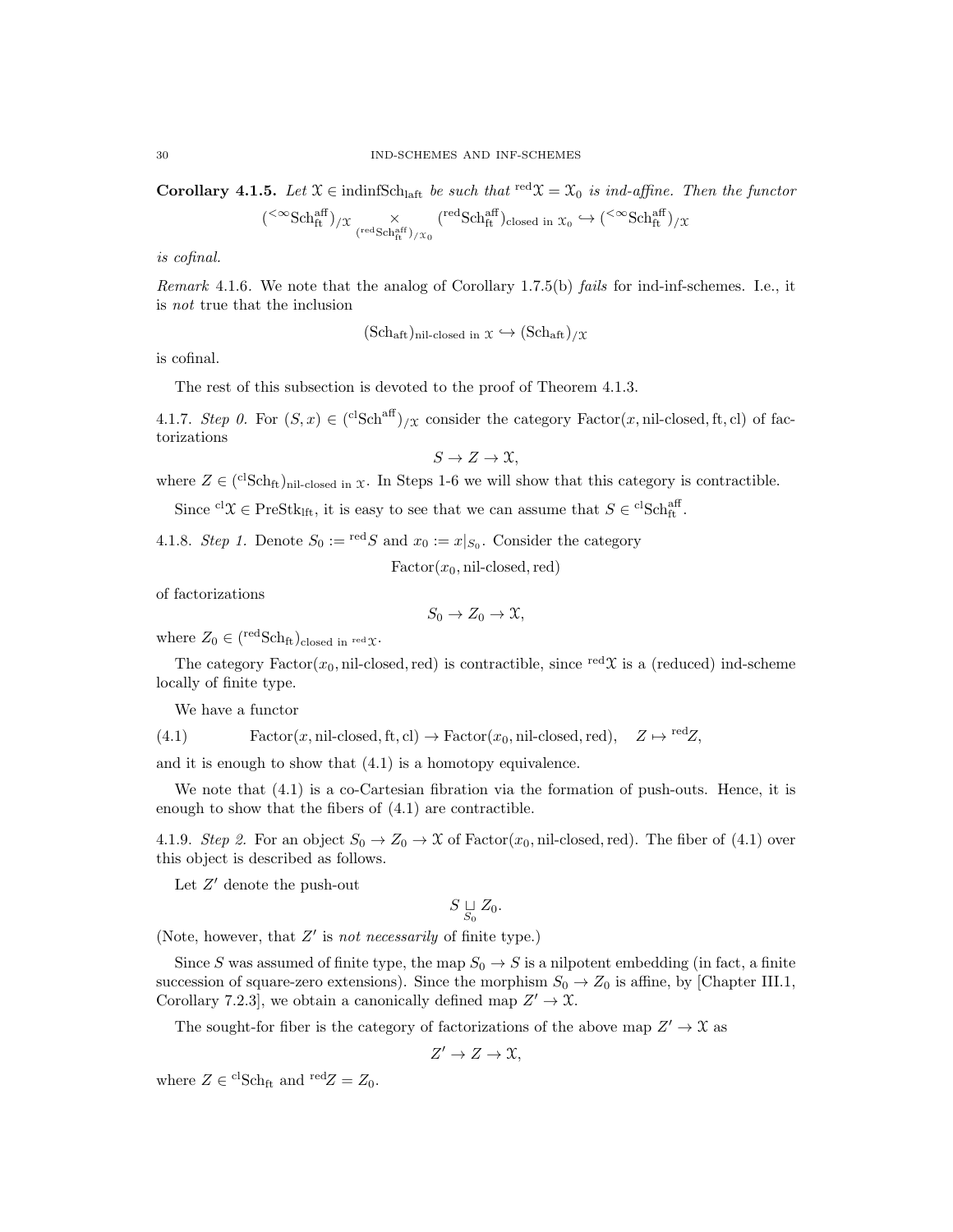**Corollary 4.1.5.** *Let $\mathcal{X} \in \text{indinfSch}_{\text{laft}}$ be such that ${}^{\text{red}}\mathcal{X} = \mathcal{X}_0$ is ind-affine. Then the functor*

$$({}^{<\infty}\text{Sch}^{\text{aff}}_{\text{ft}})_{/\mathcal{X}} \underset{({}^{\text{red}}\text{Sch}^{\text{aff}}_{\text{ft}})_{/\mathcal{X}_0}}{\times} ({}^{\text{red}}\text{Sch}^{\text{aff}}_{\text{ft}})_{\text{closed in } \mathcal{X}_0} \hookrightarrow ({}^{<\infty}\text{Sch}^{\text{aff}}_{\text{ft}})_{/\mathcal{X}}$$

*is cofinal.*

*Remark* 4.1.6. We note that the analog of Corollary 1.7.5(b) *fails* for ind-inf-schemes. I.e., it is *not* true that the inclusion

$$(\text{Sch}_{\text{aft}})_{\text{nil-closed in } \mathcal{X}} \hookrightarrow (\text{Sch}_{\text{aft}})_{/\mathcal{X}}$$

is cofinal.

The rest of this subsection is devoted to the proof of Theorem 4.1.3.

4.1.7. *Step 0.* For $(S, x) \in ({}^{\text{cl}}\text{Sch}^{\text{aff}})_{/\mathcal{X}}$ consider the category $\text{Factor}(x, \text{nil-closed}, \text{ft}, \text{cl})$ of factorizations

$$S \to Z \to \mathcal{X},$$

where $Z \in ({}^{\text{cl}}\text{Sch}_{\text{ft}})_{\text{nil-closed in } \mathcal{X}}$. In Steps 1-6 we will show that this category is contractible.

Since ${}^{\text{cl}}\mathcal{X} \in \text{PreStk}_{\text{lft}}$, it is easy to see that we can assume that $S \in {}^{\text{cl}}\text{Sch}^{\text{aff}}_{\text{ft}}$.

4.1.8. *Step 1.* Denote $S_0 := {}^{\text{red}}S$ and $x_0 := x|_{S_0}$. Consider the category

$$\text{Factor}(x_0, \text{nil-closed}, \text{red})$$

of factorizations

$$S_0 \to Z_0 \to \mathcal{X},$$

where $Z_0 \in ({}^{\text{red}}\text{Sch}_{\text{ft}})_{\text{closed in } {}^{\text{red}}\mathcal{X}}$.

The category $\text{Factor}(x_0, \text{nil-closed}, \text{red})$ is contractible, since ${}^{\text{red}}\mathcal{X}$ is a (reduced) ind-scheme locally of finite type.

We have a functor

$$\text{Factor}(x, \text{nil-closed}, \text{ft}, \text{cl}) \to \text{Factor}(x_0, \text{nil-closed}, \text{red}), \quad Z \mapsto {}^{\text{red}}Z, \tag{4.1}$$

and it is enough to show that (4.1) is a homotopy equivalence.

We note that (4.1) is a co-Cartesian fibration via the formation of push-outs. Hence, it is enough to show that the fibers of (4.1) are contractible.

4.1.9. *Step 2.* For an object $S_0 \to Z_0 \to \mathcal{X}$ of $\text{Factor}(x_0, \text{nil-closed}, \text{red})$. The fiber of (4.1) over this object is described as follows.

Let $Z'$ denote the push-out

$$S \underset{S_0}{\sqcup} Z_0.$$

(Note, however, that $Z'$ is *not necessarily* of finite type.)

Since $S$ was assumed of finite type, the map $S_0 \to S$ is a nilpotent embedding (in fact, a finite succession of square-zero extensions). Since the morphism $S_0 \to Z_0$ is affine, by [Chapter III.1, Corollary 7.2.3], we obtain a canonically defined map $Z' \to \mathcal{X}$.

The sought-for fiber is the category of factorizations of the above map $Z' \to \mathcal{X}$ as

$$Z' \to Z \to \mathcal{X},$$

where $Z \in {}^{\text{cl}}\text{Sch}_{\text{ft}}$ and ${}^{\text{red}}Z = Z_0$.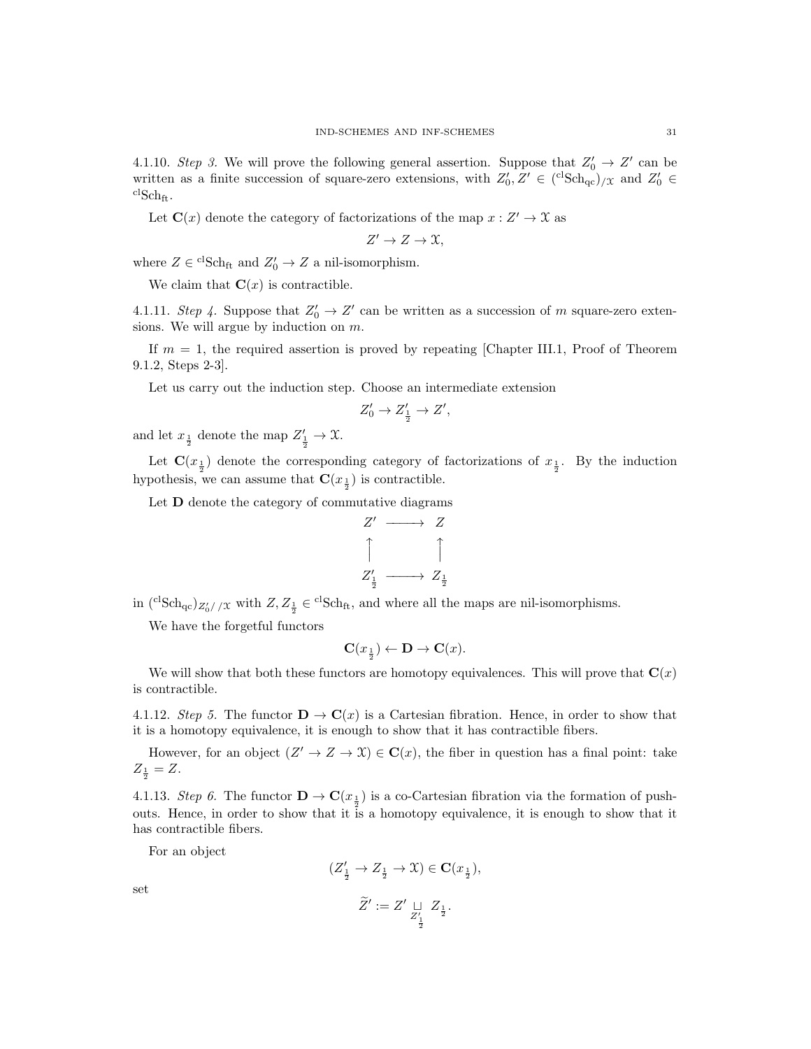4.1.10. *Step 3.* We will prove the following general assertion. Suppose that $Z'_0 \to Z'$ can be written as a finite succession of square-zero extensions, with $Z'_0, Z' \in ({}^{\mathrm{cl}}\mathrm{Sch}_{\mathrm{qc}})_{/\mathcal{X}}$ and $Z'_0 \in {}^{\mathrm{cl}}\mathrm{Sch}_{\mathrm{ft}}$.

Let $\mathbf{C}(x)$ denote the category of factorizations of the map $x : Z' \to \mathcal{X}$ as

$$Z' \to Z \to \mathcal{X},$$

where $Z \in {}^{\mathrm{cl}}\mathrm{Sch}_{\mathrm{ft}}$ and $Z'_0 \to Z$ a nil-isomorphism.

We claim that $\mathbf{C}(x)$ is contractible.

4.1.11. *Step 4.* Suppose that $Z'_0 \to Z'$ can be written as a succession of $m$ square-zero extensions. We will argue by induction on $m$.

If $m = 1$, the required assertion is proved by repeating [Chapter III.1, Proof of Theorem 9.1.2, Steps 2-3].

Let us carry out the induction step. Choose an intermediate extension

$$Z'_0 \to Z'_{\frac{1}{2}} \to Z',$$

and let $x_{\frac{1}{2}}$ denote the map $Z'_{\frac{1}{2}} \to \mathcal{X}$.

Let $\mathbf{C}(x_{\frac{1}{2}})$ denote the corresponding category of factorizations of $x_{\frac{1}{2}}$. By the induction hypothesis, we can assume that $\mathbf{C}(x_{\frac{1}{2}})$ is contractible.

Let $\mathbf{D}$ denote the category of commutative diagrams

$$\begin{array}{ccc} Z' & \longrightarrow & Z \\ \uparrow & & \uparrow \\ Z'_{\frac{1}{2}} & \longrightarrow & Z_{\frac{1}{2}} \end{array}$$

in $({}^{\mathrm{cl}}\mathrm{Sch}_{\mathrm{qc}})_{Z'_0/ /\mathcal{X}}$ with $Z, Z_{\frac{1}{2}} \in {}^{\mathrm{cl}}\mathrm{Sch}_{\mathrm{ft}}$, and where all the maps are nil-isomorphisms.

We have the forgetful functors

$$\mathbf{C}(x_{\frac{1}{2}}) \leftarrow \mathbf{D} \to \mathbf{C}(x).$$

We will show that both these functors are homotopy equivalences. This will prove that $\mathbf{C}(x)$ is contractible.

4.1.12. *Step 5.* The functor $\mathbf{D} \to \mathbf{C}(x)$ is a Cartesian fibration. Hence, in order to show that it is a homotopy equivalence, it is enough to show that it has contractible fibers.

However, for an object $(Z' \to Z \to \mathcal{X}) \in \mathbf{C}(x)$, the fiber in question has a final point: take $Z_{\frac{1}{2}} = Z$.

4.1.13. *Step 6.* The functor $\mathbf{D} \to \mathbf{C}(x_{\frac{1}{2}})$ is a co-Cartesian fibration via the formation of push-outs. Hence, in order to show that it is a homotopy equivalence, it is enough to show that it has contractible fibers.

For an object

$$(Z'_{\frac{1}{2}} \to Z_{\frac{1}{2}} \to \mathcal{X}) \in \mathbf{C}(x_{\frac{1}{2}}),$$

set

$$\widetilde{Z}' := Z' \underset{Z'_{\frac{1}{2}}}{\sqcup} Z_{\frac{1}{2}}.$$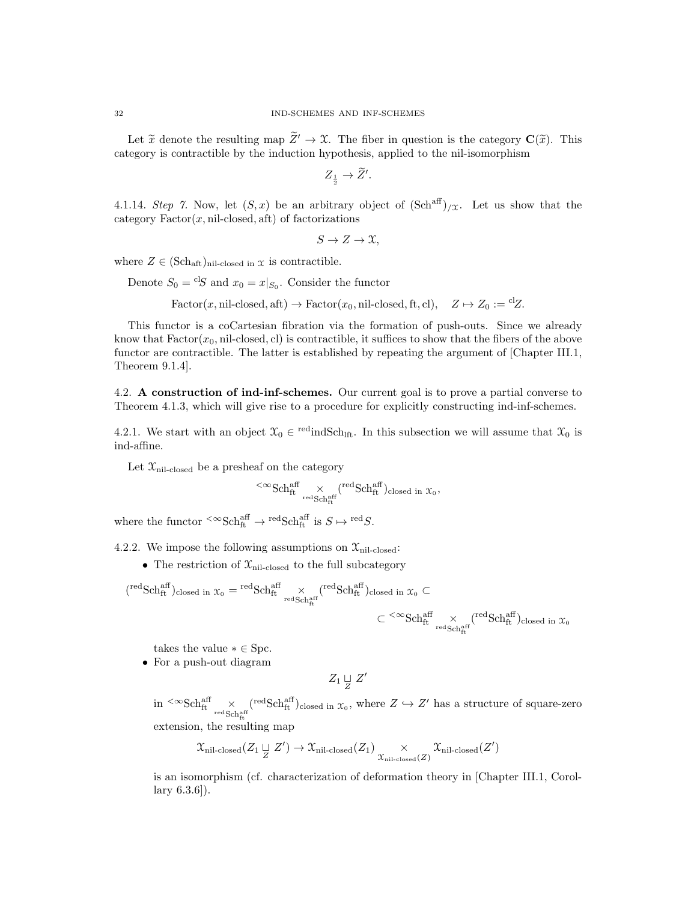Let $\widetilde{x}$ denote the resulting map $\widetilde{Z}' \to \mathcal{X}$. The fiber in question is the category $\mathbf{C}(\widetilde{x})$. This category is contractible by the induction hypothesis, applied to the nil-isomorphism

$$Z_{\frac{1}{2}} \to \widetilde{Z}'.$$

4.1.14. *Step 7.* Now, let $(S, x)$ be an arbitrary object of $(\mathrm{Sch}^{\mathrm{aff}})_{/\mathcal{X}}$. Let us show that the category $\mathrm{Factor}(x, \text{nil-closed}, \mathrm{aft})$ of factorizations

$$S \to Z \to \mathcal{X},$$

where $Z \in (\mathrm{Sch}_{\mathrm{aft}})_{\text{nil-closed in } \mathcal{X}}$ is contractible.

Denote $S_0 = {}^{\mathrm{cl}}S$ and $x_0 = x|_{S_0}$. Consider the functor

$$\mathrm{Factor}(x, \text{nil-closed}, \mathrm{aft}) \to \mathrm{Factor}(x_0, \text{nil-closed}, \mathrm{ft}, \mathrm{cl}), \quad Z \mapsto Z_0 := {}^{\mathrm{cl}}Z.$$

This functor is a coCartesian fibration via the formation of push-outs. Since we already know that $\mathrm{Factor}(x_0, \text{nil-closed}, \mathrm{cl})$ is contractible, it suffices to show that the fibers of the above functor are contractible. The latter is established by repeating the argument of [Chapter III.1, Theorem 9.1.4].

## 4.2. **A construction of ind-inf-schemes.**

Our current goal is to prove a partial converse to Theorem 4.1.3, which will give rise to a procedure for explicitly constructing ind-inf-schemes.

4.2.1. We start with an object $\mathcal{X}_0 \in {}^{\mathrm{red}}\mathrm{indSch}_{\mathrm{lft}}$. In this subsection we will assume that $\mathcal{X}_0$ is ind-affine.

Let $\mathcal{X}_{\text{nil-closed}}$ be a presheaf on the category

$${}^{<\infty}\mathrm{Sch}^{\mathrm{aff}}_{\mathrm{ft}} \underset{{}^{\mathrm{red}}\mathrm{Sch}^{\mathrm{aff}}_{\mathrm{ft}}}{\times} ({}^{\mathrm{red}}\mathrm{Sch}^{\mathrm{aff}}_{\mathrm{ft}})_{\text{closed in } \mathcal{X}_0},$$

where the functor ${}^{<\infty}\mathrm{Sch}^{\mathrm{aff}}_{\mathrm{ft}} \to {}^{\mathrm{red}}\mathrm{Sch}^{\mathrm{aff}}_{\mathrm{ft}}$ is $S \mapsto {}^{\mathrm{red}}S$.

4.2.2. We impose the following assumptions on $\mathcal{X}_{\text{nil-closed}}$:

- The restriction of $\mathcal{X}_{\text{nil-closed}}$ to the full subcategory

$$({}^{\mathrm{red}}\mathrm{Sch}^{\mathrm{aff}}_{\mathrm{ft}})_{\text{closed in } \mathcal{X}_0} = {}^{\mathrm{red}}\mathrm{Sch}^{\mathrm{aff}}_{\mathrm{ft}} \underset{{}^{\mathrm{red}}\mathrm{Sch}^{\mathrm{aff}}_{\mathrm{ft}}}{\times} ({}^{\mathrm{red}}\mathrm{Sch}^{\mathrm{aff}}_{\mathrm{ft}})_{\text{closed in } \mathcal{X}_0} \subset$$
$$\subset {}^{<\infty}\mathrm{Sch}^{\mathrm{aff}}_{\mathrm{ft}} \underset{{}^{\mathrm{red}}\mathrm{Sch}^{\mathrm{aff}}_{\mathrm{ft}}}{\times} ({}^{\mathrm{red}}\mathrm{Sch}^{\mathrm{aff}}_{\mathrm{ft}})_{\text{closed in } \mathcal{X}_0}$$

  takes the value $* \in \mathrm{Spc}$.
- For a push-out diagram

$$Z_1 \underset{Z}{\sqcup} Z'$$

  in ${}^{<\infty}\mathrm{Sch}^{\mathrm{aff}}_{\mathrm{ft}} \underset{{}^{\mathrm{red}}\mathrm{Sch}^{\mathrm{aff}}_{\mathrm{ft}}}{\times} ({}^{\mathrm{red}}\mathrm{Sch}^{\mathrm{aff}}_{\mathrm{ft}})_{\text{closed in } \mathcal{X}_0}$, where $Z \hookrightarrow Z'$ has a structure of square-zero extension, the resulting map

$$\mathcal{X}_{\text{nil-closed}}(Z_1 \underset{Z}{\sqcup} Z') \to \mathcal{X}_{\text{nil-closed}}(Z_1) \underset{\mathcal{X}_{\text{nil-closed}}(Z)}{\times} \mathcal{X}_{\text{nil-closed}}(Z')$$

  is an isomorphism (cf. characterization of deformation theory in [Chapter III.1, Corollary 6.3.6]).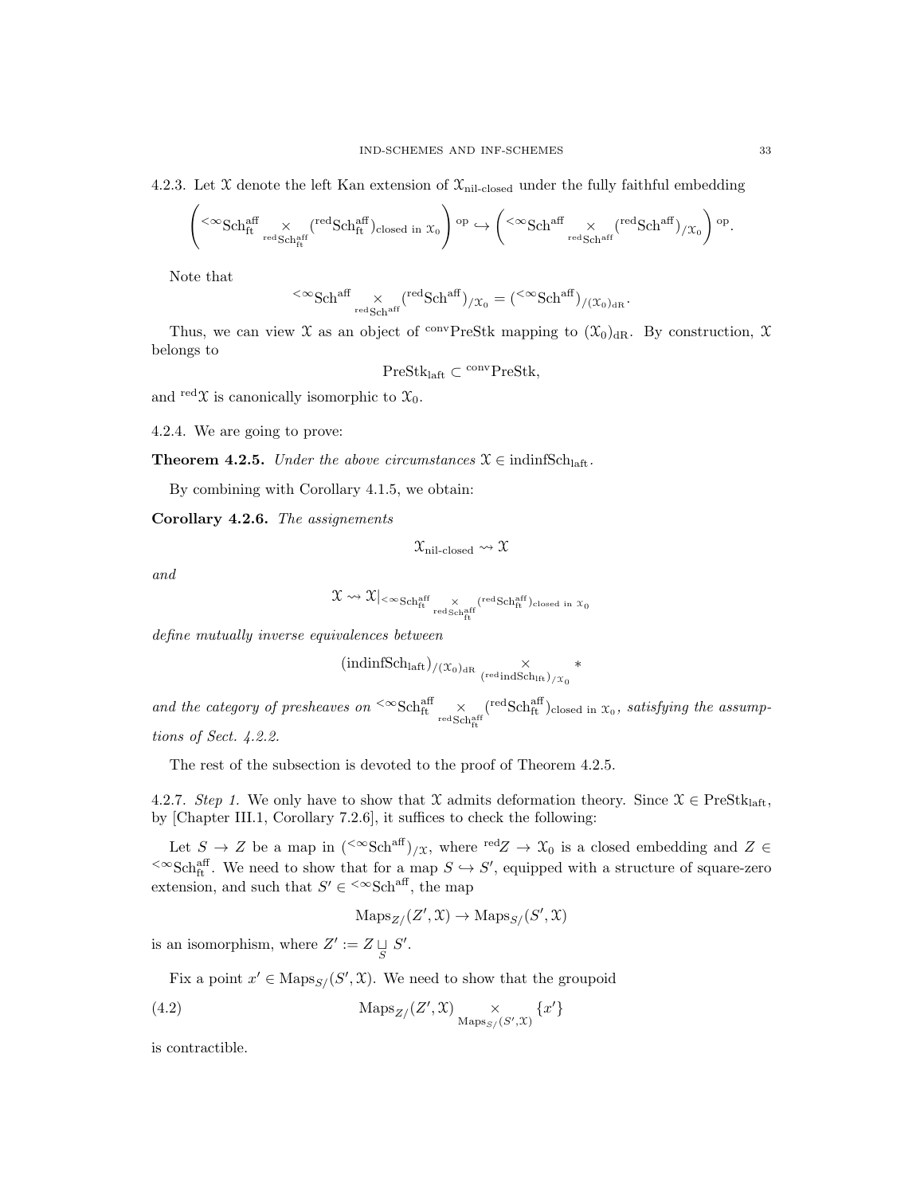4.2.3. Let $\mathcal{X}$ denote the left Kan extension of $\mathcal{X}_{\text{nil-closed}}$ under the fully faithful embedding

$$\left( {}^{<\infty}\text{Sch}^{\text{aff}}_{\text{ft}} \underset{{}^{\text{red}}\text{Sch}^{\text{aff}}_{\text{ft}}}{\times} ({}^{\text{red}}\text{Sch}^{\text{aff}}_{\text{ft}})_{\text{closed in } \mathcal{X}_0} \right)^{\text{op}} \hookrightarrow \left( {}^{<\infty}\text{Sch}^{\text{aff}} \underset{{}^{\text{red}}\text{Sch}^{\text{aff}}}{\times} ({}^{\text{red}}\text{Sch}^{\text{aff}})_{/\mathcal{X}_0} \right)^{\text{op}}.$$

Note that

$${}^{<\infty}\text{Sch}^{\text{aff}} \underset{{}^{\text{red}}\text{Sch}^{\text{aff}}}{\times} ({}^{\text{red}}\text{Sch}^{\text{aff}})_{/\mathcal{X}_0} = ({}^{<\infty}\text{Sch}^{\text{aff}})_{/(\mathcal{X}_0)_{\text{dR}}}.$$

Thus, we can view $\mathcal{X}$ as an object of ${}^{\text{conv}}\text{PreStk}$ mapping to $(\mathcal{X}_0)_{\text{dR}}$. By construction, $\mathcal{X}$ belongs to

$$\text{PreStk}_{\text{laft}} \subset {}^{\text{conv}}\text{PreStk},$$

and ${}^{\text{red}}\mathcal{X}$ is canonically isomorphic to $\mathcal{X}_0$.

4.2.4. We are going to prove:

**Theorem 4.2.5.** *Under the above circumstances* $\mathcal{X} \in \text{indinfSch}_{\text{laft}}$.

By combining with Corollary 4.1.5, we obtain:

**Corollary 4.2.6.** *The assignements*

$$\mathcal{X}_{\text{nil-closed}} \rightsquigarrow \mathcal{X}$$

*and*

$$\mathcal{X} \rightsquigarrow \mathcal{X}|_{{}^{<\infty}\text{Sch}^{\text{aff}}_{\text{ft}} \underset{{}^{\text{red}}\text{Sch}^{\text{aff}}_{\text{ft}}}{\times} ({}^{\text{red}}\text{Sch}^{\text{aff}}_{\text{ft}})_{\text{closed in } \mathcal{X}_0}}$$

*define mutually inverse equivalences between*

$$(\text{indinfSch}_{\text{laft}})_{/(\mathcal{X}_0)_{\text{dR}}} \underset{({}^{\text{red}}\text{indSch}_{\text{lft}})_{/\mathcal{X}_0}}{\times} *$$

*and the category of presheaves on* ${}^{<\infty}\text{Sch}^{\text{aff}}_{\text{ft}} \underset{{}^{\text{red}}\text{Sch}^{\text{aff}}_{\text{ft}}}{\times} ({}^{\text{red}}\text{Sch}^{\text{aff}}_{\text{ft}})_{\text{closed in } \mathcal{X}_0}$*, satisfying the assumptions of Sect. 4.2.2.*

The rest of the subsection is devoted to the proof of Theorem 4.2.5.

4.2.7. *Step 1.* We only have to show that $\mathcal{X}$ admits deformation theory. Since $\mathcal{X} \in \text{PreStk}_{\text{laft}}$, by [Chapter III.1, Corollary 7.2.6], it suffices to check the following:

Let $S \to Z$ be a map in $({}^{<\infty}\text{Sch}^{\text{aff}})_{/\mathcal{X}}$, where ${}^{\text{red}}Z \to \mathcal{X}_0$ is a closed embedding and $Z \in {}^{<\infty}\text{Sch}^{\text{aff}}_{\text{ft}}$. We need to show that for a map $S \hookrightarrow S'$, equipped with a structure of square-zero extension, and such that $S' \in {}^{<\infty}\text{Sch}^{\text{aff}}$, the map

$$\text{Maps}_{Z/}(Z', \mathcal{X}) \to \text{Maps}_{S/}(S', \mathcal{X})$$

is an isomorphism, where $Z' := Z \underset{S}{\sqcup} S'$.

Fix a point $x' \in \text{Maps}_{S/}(S', \mathcal{X})$. We need to show that the groupoid

$$\text{Maps}_{Z/}(Z', \mathcal{X}) \underset{\text{Maps}_{S/}(S', \mathcal{X})}{\times} \{x'\} \tag{4.2}$$

is contractible.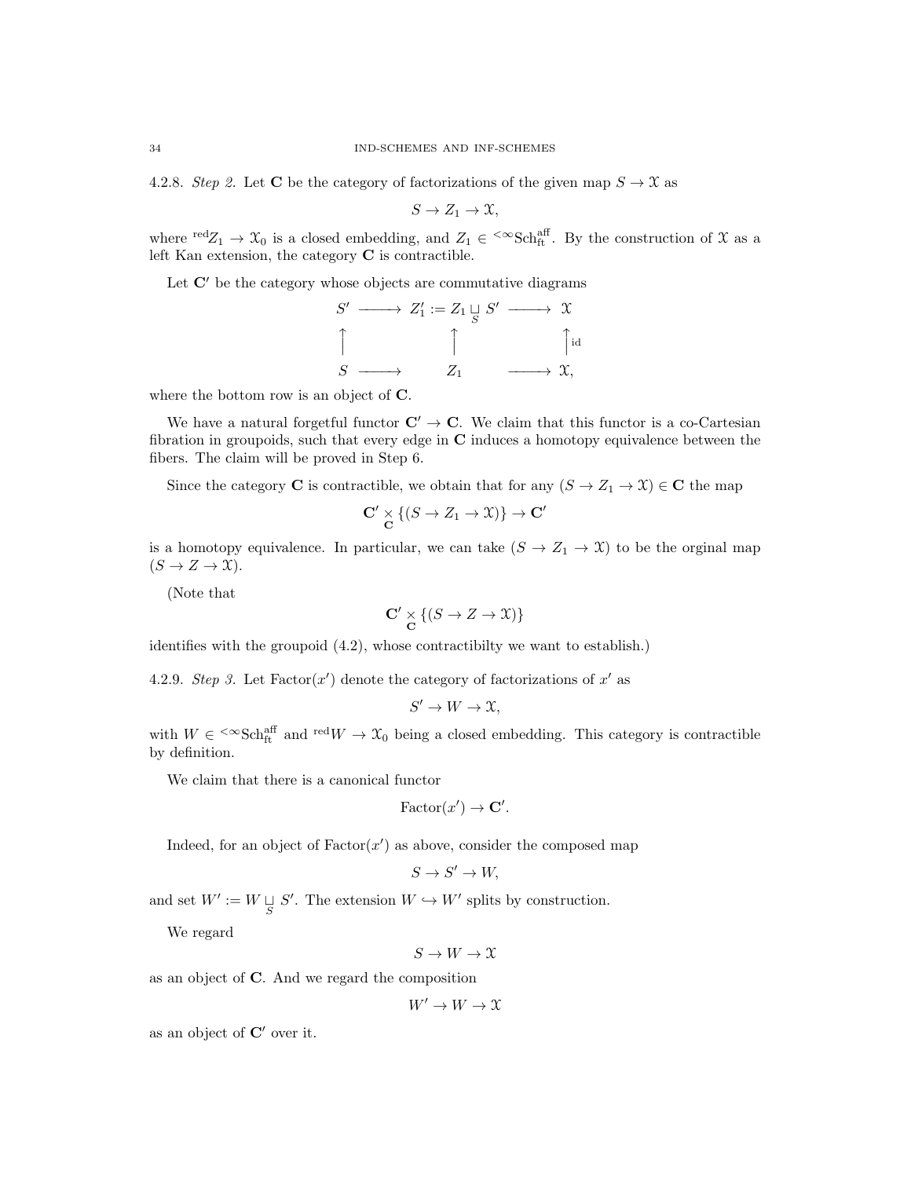4.2.8. *Step 2.* Let $\mathbf{C}$ be the category of factorizations of the given map $S \to \mathcal{X}$ as

$$S \to Z_1 \to \mathcal{X},$$

where ${}^{\mathrm{red}}Z_1 \to \mathcal{X}_0$ is a closed embedding, and $Z_1 \in {}^{<\infty}\mathrm{Sch}^{\mathrm{aff}}_{\mathrm{ft}}$. By the construction of $\mathcal{X}$ as a left Kan extension, the category $\mathbf{C}$ is contractible.

Let $\mathbf{C}'$ be the category whose objects are commutative diagrams

$$\begin{array}{ccccc} S' & \longrightarrow & Z_1' := Z_1 \underset{S}{\sqcup} S' & \longrightarrow & \mathcal{X} \\ \uparrow & & \uparrow & & \uparrow{\scriptstyle \mathrm{id}} \\ S & \longrightarrow & Z_1 & \longrightarrow & \mathcal{X}, \end{array}$$

where the bottom row is an object of $\mathbf{C}$.

We have a natural forgetful functor $\mathbf{C}' \to \mathbf{C}$. We claim that this functor is a co-Cartesian fibration in groupoids, such that every edge in $\mathbf{C}$ induces a homotopy equivalence between the fibers. The claim will be proved in Step 6.

Since the category $\mathbf{C}$ is contractible, we obtain that for any $(S \to Z_1 \to \mathcal{X}) \in \mathbf{C}$ the map

$$\mathbf{C}' \underset{\mathbf{C}}{\times} \{(S \to Z_1 \to \mathcal{X})\} \to \mathbf{C}'$$

is a homotopy equivalence. In particular, we can take $(S \to Z_1 \to \mathcal{X})$ to be the orginal map $(S \to Z \to \mathcal{X})$.

(Note that

$$\mathbf{C}' \underset{\mathbf{C}}{\times} \{(S \to Z \to \mathcal{X})\}$$

identifies with the groupoid (4.2), whose contractibilty we want to establish.)

4.2.9. *Step 3.* Let $\mathrm{Factor}(x')$ denote the category of factorizations of $x'$ as

$$S' \to W \to \mathcal{X},$$

with $W \in {}^{<\infty}\mathrm{Sch}^{\mathrm{aff}}_{\mathrm{ft}}$ and ${}^{\mathrm{red}}W \to \mathcal{X}_0$ being a closed embedding. This category is contractible by definition.

We claim that there is a canonical functor

$$\mathrm{Factor}(x') \to \mathbf{C}'.$$

Indeed, for an object of $\mathrm{Factor}(x')$ as above, consider the composed map

$$S \to S' \to W,$$

and set $W' := W \underset{S}{\sqcup} S'$. The extension $W \hookrightarrow W'$ splits by construction.

We regard

$$S \to W \to \mathcal{X}$$

as an object of $\mathbf{C}$. And we regard the composition

$$W' \to W \to \mathcal{X}$$

as an object of $\mathbf{C}'$ over it.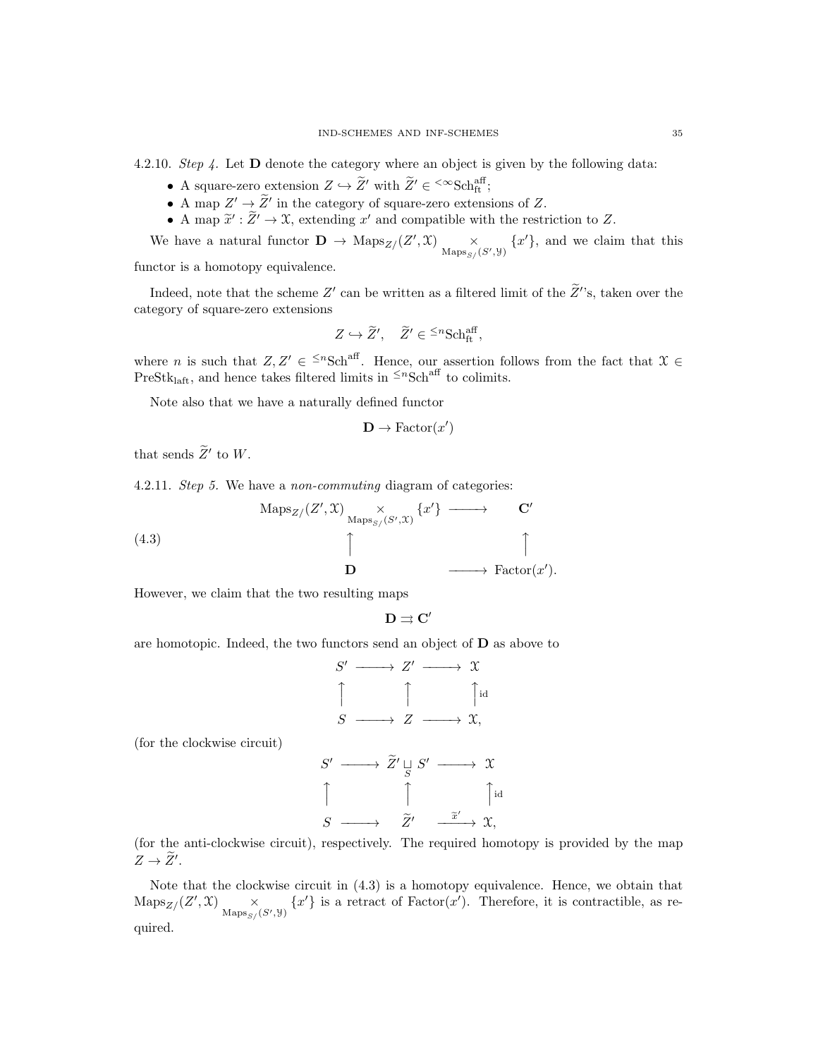4.2.10. *Step 4.* Let $\mathbf{D}$ denote the category where an object is given by the following data:

- A square-zero extension $Z \hookrightarrow \widetilde{Z}'$ with $\widetilde{Z}' \in {}^{<\infty}\mathrm{Sch}^{\mathrm{aff}}_{\mathrm{ft}}$;
- A map $Z' \to \widetilde{Z}'$ in the category of square-zero extensions of $Z$.
- A map $\widetilde{x}' : \widetilde{Z}' \to \mathcal{X}$, extending $x'$ and compatible with the restriction to $Z$.

We have a natural functor $\mathbf{D} \to \mathrm{Maps}_{Z/}(Z', \mathcal{X}) \underset{\mathrm{Maps}_{S/}(S', \mathcal{Y})}{\times} \{x'\}$, and we claim that this functor is a homotopy equivalence.

Indeed, note that the scheme $Z'$ can be written as a filtered limit of the $\widetilde{Z}'$'s, taken over the category of square-zero extensions

$$Z \hookrightarrow \widetilde{Z}', \quad \widetilde{Z}' \in {}^{\leq n}\mathrm{Sch}^{\mathrm{aff}}_{\mathrm{ft}},$$

where $n$ is such that $Z, Z' \in {}^{\leq n}\mathrm{Sch}^{\mathrm{aff}}$. Hence, our assertion follows from the fact that $\mathcal{X} \in \mathrm{PreStk}_{\mathrm{laft}}$, and hence takes filtered limits in ${}^{\leq n}\mathrm{Sch}^{\mathrm{aff}}$ to colimits.

Note also that we have a naturally defined functor

$$\mathbf{D} \to \mathrm{Factor}(x')$$

that sends $\widetilde{Z}'$ to $W$.

4.2.11. *Step 5.* We have a *non-commuting* diagram of categories:

$$\begin{array}{ccc} \mathrm{Maps}_{Z/}(Z', \mathcal{X}) \underset{\mathrm{Maps}_{S/}(S', \mathcal{X})}{\times} \{x'\} & \longrightarrow & \mathbf{C}' \\ \uparrow & & \uparrow \\ \mathbf{D} & \longrightarrow & \mathrm{Factor}(x'). \end{array} \tag{4.3}$$

However, we claim that the two resulting maps

$$\mathbf{D} \rightrightarrows \mathbf{C}'$$

are homotopic. Indeed, the two functors send an object of $\mathbf{D}$ as above to

$$\begin{array}{ccccc} S' & \longrightarrow & Z' & \longrightarrow & \mathcal{X} \\ \uparrow & & \uparrow & & \uparrow \mathrm{id} \\ S & \longrightarrow & Z & \longrightarrow & \mathcal{X}, \end{array}$$

(for the clockwise circuit)

$$\begin{array}{ccccc} S' & \longrightarrow & \widetilde{Z}' \underset{S}{\sqcup} S' & \longrightarrow & \mathcal{X} \\ \uparrow & & \uparrow & & \uparrow \mathrm{id} \\ S & \longrightarrow & \widetilde{Z}' & \xrightarrow{\widetilde{x}'} & \mathcal{X}, \end{array}$$

(for the anti-clockwise circuit), respectively. The required homotopy is provided by the map $Z \to \widetilde{Z}'$.

Note that the clockwise circuit in (4.3) is a homotopy equivalence. Hence, we obtain that $\mathrm{Maps}_{Z/}(Z', \mathcal{X}) \underset{\mathrm{Maps}_{S/}(S', \mathcal{Y})}{\times} \{x'\}$ is a retract of $\mathrm{Factor}(x')$. Therefore, it is contractible, as required.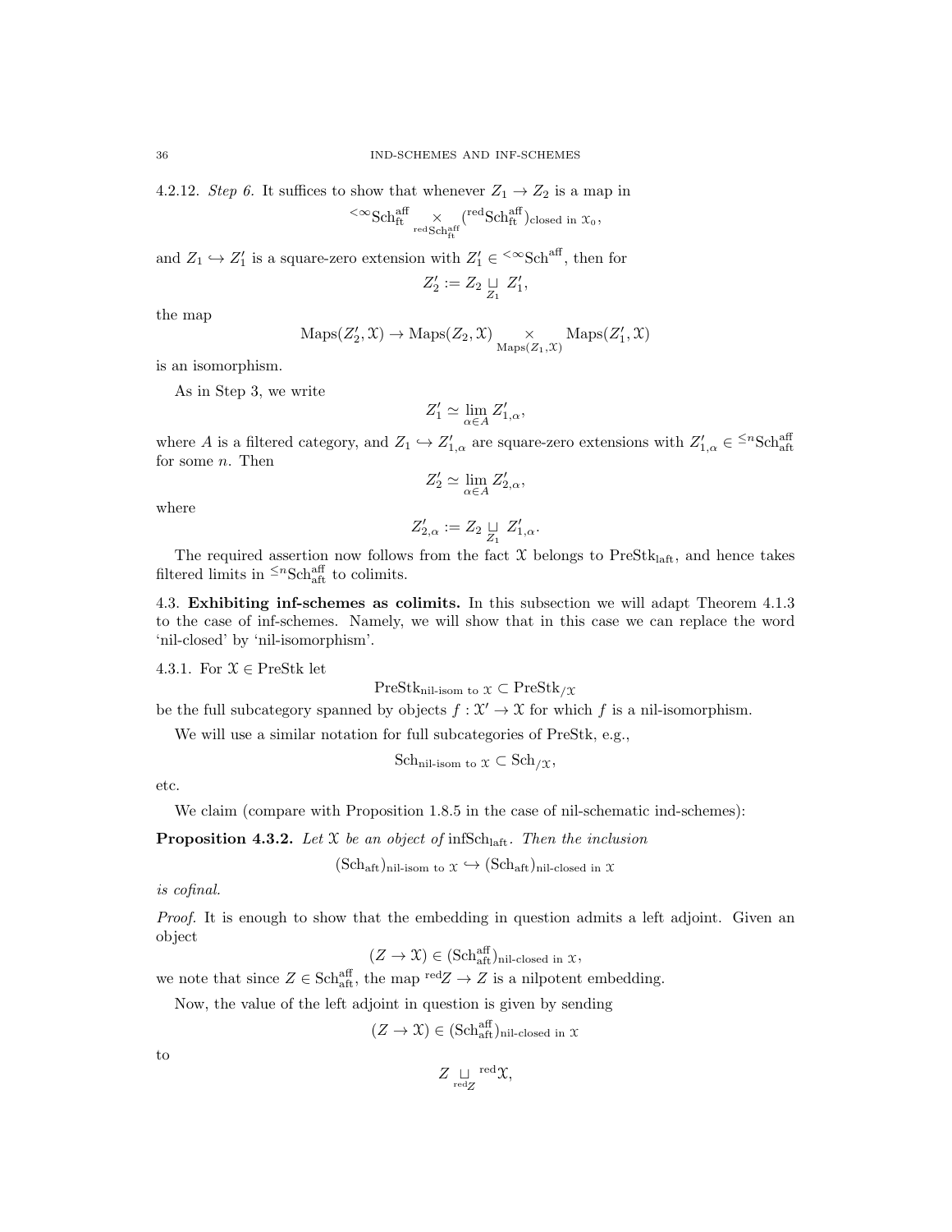4.2.12. *Step 6.* It suffices to show that whenever $Z_1 \to Z_2$ is a map in

$$
{}^{<\infty}\mathrm{Sch}^{\mathrm{aff}}_{\mathrm{ft}} \underset{{}^{\mathrm{red}}\mathrm{Sch}^{\mathrm{aff}}_{\mathrm{ft}}}{\times} ({}^{\mathrm{red}}\mathrm{Sch}^{\mathrm{aff}}_{\mathrm{ft}})_{\mathrm{closed\ in\ } \mathcal{X}_0},
$$

and $Z_1 \hookrightarrow Z_1'$ is a square-zero extension with $Z_1' \in {}^{<\infty}\mathrm{Sch}^{\mathrm{aff}}$, then for

$$
Z_2' := Z_2 \underset{Z_1}{\sqcup} Z_1',
$$

the map

$$
\mathrm{Maps}(Z_2', \mathcal{X}) \to \mathrm{Maps}(Z_2, \mathcal{X}) \underset{\mathrm{Maps}(Z_1,\mathcal{X})}{\times} \mathrm{Maps}(Z_1', \mathcal{X})
$$

is an isomorphism.

As in Step 3, we write

$$
Z_1' \simeq \lim_{\alpha \in A} Z_{1,\alpha}',
$$

where $A$ is a filtered category, and $Z_1 \hookrightarrow Z_{1,\alpha}'$ are square-zero extensions with $Z_{1,\alpha}' \in {}^{\leq n}\mathrm{Sch}^{\mathrm{aff}}_{\mathrm{aft}}$ for some $n$. Then

$$
Z_2' \simeq \lim_{\alpha \in A} Z_{2,\alpha}',
$$

where

$$
Z_{2,\alpha}' := Z_2 \underset{Z_1}{\sqcup} Z_{1,\alpha}'.
$$

The required assertion now follows from the fact $\mathcal{X}$ belongs to $\mathrm{PreStk}_{\mathrm{laft}}$, and hence takes filtered limits in ${}^{\leq n}\mathrm{Sch}^{\mathrm{aff}}_{\mathrm{aft}}$ to colimits.

4.3. **Exhibiting inf-schemes as colimits.** In this subsection we will adapt Theorem 4.1.3 to the case of inf-schemes. Namely, we will show that in this case we can replace the word 'nil-closed' by 'nil-isomorphism'.

4.3.1. For $\mathcal{X} \in \mathrm{PreStk}$ let

$$
\mathrm{PreStk}_{\mathrm{nil\text{-}isom\ to\ } \mathcal{X}} \subset \mathrm{PreStk}_{/\mathcal{X}}
$$

be the full subcategory spanned by objects $f : \mathcal{X}' \to \mathcal{X}$ for which $f$ is a nil-isomorphism.

We will use a similar notation for full subcategories of PreStk, e.g.,

$$
\mathrm{Sch}_{\mathrm{nil\text{-}isom\ to\ } \mathcal{X}} \subset \mathrm{Sch}_{/\mathcal{X}},
$$

etc.

We claim (compare with Proposition 1.8.5 in the case of nil-schematic ind-schemes):

**Proposition 4.3.2.** *Let $\mathcal{X}$ be an object of* $\mathrm{infSch}_{\mathrm{laft}}$*. Then the inclusion*

$$
(\mathrm{Sch}_{\mathrm{aft}})_{\mathrm{nil\text{-}isom\ to\ } \mathcal{X}} \hookrightarrow (\mathrm{Sch}_{\mathrm{aft}})_{\mathrm{nil\text{-}closed\ in\ } \mathcal{X}}
$$

*is cofinal.*

*Proof.* It is enough to show that the embedding in question admits a left adjoint. Given an object

$$
(Z \to \mathcal{X}) \in (\mathrm{Sch}^{\mathrm{aff}}_{\mathrm{aft}})_{\mathrm{nil\text{-}closed\ in\ } \mathcal{X}},
$$

we note that since $Z \in \mathrm{Sch}^{\mathrm{aff}}_{\mathrm{aft}}$, the map ${}^{\mathrm{red}}Z \to Z$ is a nilpotent embedding.

Now, the value of the left adjoint in question is given by sending

$$
(Z \to \mathcal{X}) \in (\mathrm{Sch}^{\mathrm{aff}}_{\mathrm{aft}})_{\mathrm{nil\text{-}closed\ in\ } \mathcal{X}}
$$

to

$$
Z \underset{{}^{\mathrm{red}}Z}{\sqcup} {}^{\mathrm{red}}\mathcal{X},
$$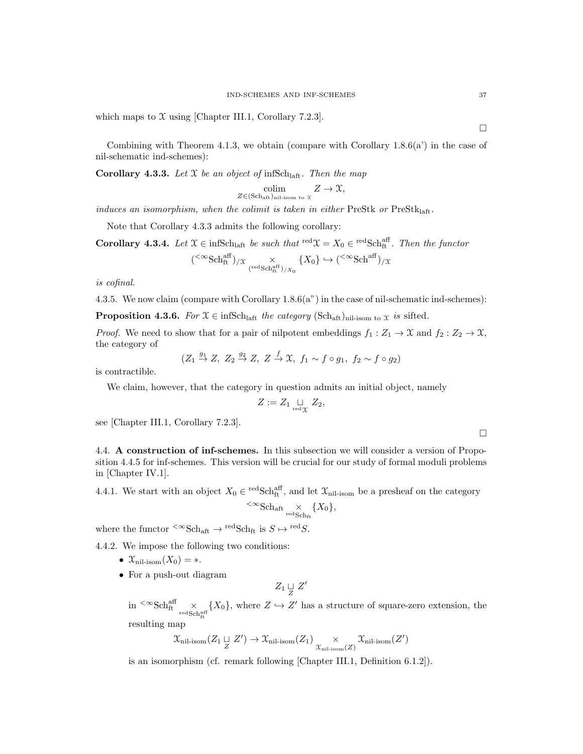which maps to $\mathcal{X}$ using [Chapter III.1, Corollary 7.2.3].

$\square$

Combining with Theorem 4.1.3, we obtain (compare with Corollary 1.8.6(a') in the case of nil-schematic ind-schemes):

**Corollary 4.3.3.** *Let $\mathcal{X}$ be an object of* $\mathrm{infSch}_{\mathrm{laft}}$. *Then the map*

$$\underset{Z \in (\mathrm{Sch}_{\mathrm{aft}})_{\text{nil-isom to } \mathcal{X}}}{\mathrm{colim}} Z \to \mathcal{X},$$

*induces an isomorphism, when the colimit is taken in either* $\mathrm{PreStk}$ *or* $\mathrm{PreStk}_{\mathrm{laft}}$.

Note that Corollary 4.3.3 admits the following corollary:

**Corollary 4.3.4.** *Let $\mathcal{X} \in \mathrm{infSch}_{\mathrm{laft}}$ be such that ${}^{\mathrm{red}}\mathcal{X} = X_0 \in {}^{\mathrm{red}}\mathrm{Sch}^{\mathrm{aff}}_{\mathrm{ft}}$. Then the functor*

$$({}^{<\infty}\mathrm{Sch}^{\mathrm{aff}}_{\mathrm{ft}})_{/\mathcal{X}} \underset{({}^{\mathrm{red}}\mathrm{Sch}^{\mathrm{aff}}_{\mathrm{ft}})_{/X_0}}{\times} \{X_0\} \hookrightarrow ({}^{<\infty}\mathrm{Sch}^{\mathrm{aff}})_{/\mathcal{X}}$$

*is cofinal.*

4.3.5. We now claim (compare with Corollary 1.8.6(a") in the case of nil-schematic ind-schemes):

**Proposition 4.3.6.** *For $\mathcal{X} \in \mathrm{infSch}_{\mathrm{laft}}$ the category $(\mathrm{Sch}_{\mathrm{aft}})_{\text{nil-isom to } \mathcal{X}}$ is sifted.*

*Proof.* We need to show that for a pair of nilpotent embeddings $f_1 : Z_1 \to \mathcal{X}$ and $f_2 : Z_2 \to \mathcal{X}$, the category of

$$(Z_1 \overset{g_1}{\to} Z,\ Z_2 \overset{g_2}{\to} Z,\ Z \overset{f}{\to} \mathcal{X},\ f_1 \sim f \circ g_1,\ f_2 \sim f \circ g_2)$$

is contractible.

We claim, however, that the category in question admits an initial object, namely

$$Z := Z_1 \underset{{}^{\mathrm{red}}\mathcal{X}}{\sqcup} Z_2,$$

see [Chapter III.1, Corollary 7.2.3].

$\square$

## 4.4. A construction of inf-schemes.

In this subsection we will consider a version of Proposition 4.4.5 for inf-schemes. This version will be crucial for our study of formal moduli problems in [Chapter IV.1].

4.4.1. We start with an object $X_0 \in {}^{\mathrm{red}}\mathrm{Sch}^{\mathrm{aff}}_{\mathrm{ft}}$, and let $\mathcal{X}_{\text{nil-isom}}$ be a presheaf on the category

$${}^{<\infty}\mathrm{Sch}_{\mathrm{aft}} \underset{{}^{\mathrm{red}}\mathrm{Sch}_{\mathrm{ft}}}{\times} \{X_0\},$$

where the functor ${}^{<\infty}\mathrm{Sch}_{\mathrm{aft}} \to {}^{\mathrm{red}}\mathrm{Sch}_{\mathrm{ft}}$ is $S \mapsto {}^{\mathrm{red}}S$.

4.4.2. We impose the following two conditions:

- $\mathcal{X}_{\text{nil-isom}}(X_0) = *$.
- For a push-out diagram

$$Z_1 \underset{Z}{\sqcup} Z'$$

in ${}^{<\infty}\mathrm{Sch}^{\mathrm{aff}}_{\mathrm{ft}} \underset{{}^{\mathrm{red}}\mathrm{Sch}^{\mathrm{aff}}_{\mathrm{ft}}}{\times} \{X_0\}$, where $Z \hookrightarrow Z'$ has a structure of square-zero extension, the resulting map

$$\mathcal{X}_{\text{nil-isom}}(Z_1 \underset{Z}{\sqcup} Z') \to \mathcal{X}_{\text{nil-isom}}(Z_1) \underset{\mathcal{X}_{\text{nil-isom}}(Z)}{\times} \mathcal{X}_{\text{nil-isom}}(Z')$$

is an isomorphism (cf. remark following [Chapter III.1, Definition 6.1.2]).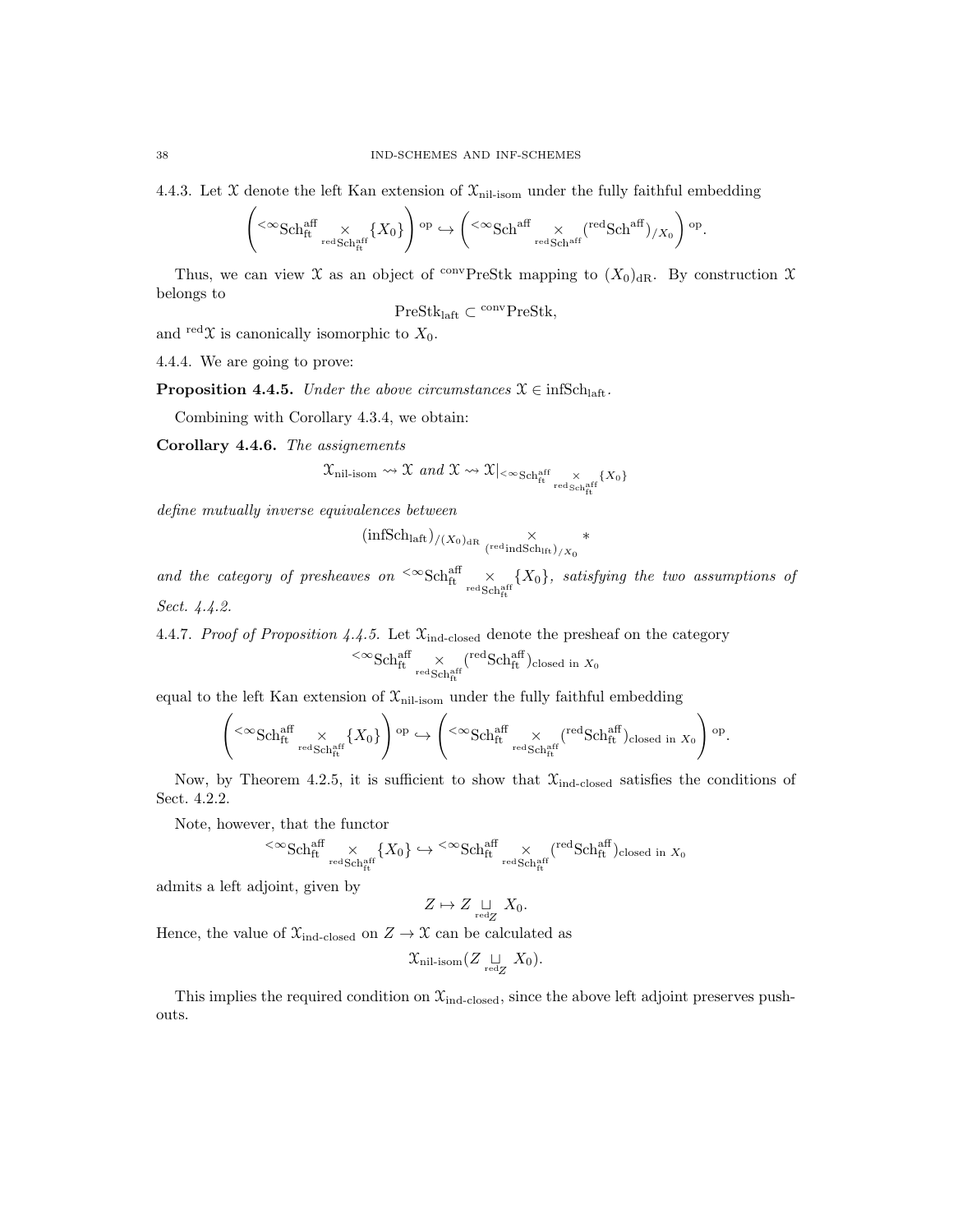4.4.3. Let $\mathcal{X}$ denote the left Kan extension of $\mathcal{X}_{\text{nil-isom}}$ under the fully faithful embedding

$$\left({}^{<\infty}\text{Sch}^{\text{aff}}_{\text{ft}} \underset{{}^{\text{red}}\text{Sch}^{\text{aff}}_{\text{ft}}}{\times} \{X_0\}\right)^{\text{op}} \hookrightarrow \left({}^{<\infty}\text{Sch}^{\text{aff}} \underset{{}^{\text{red}}\text{Sch}^{\text{aff}}}{\times} ({}^{\text{red}}\text{Sch}^{\text{aff}})_{/X_0}\right)^{\text{op}}.$$

Thus, we can view $\mathcal{X}$ as an object of ${}^{\text{conv}}\text{PreStk}$ mapping to $(X_0)_{\text{dR}}$. By construction $\mathcal{X}$ belongs to

$$\text{PreStk}_{\text{laft}} \subset {}^{\text{conv}}\text{PreStk},$$

and ${}^{\text{red}}\mathcal{X}$ is canonically isomorphic to $X_0$.

4.4.4. We are going to prove:

**Proposition 4.4.5.** *Under the above circumstances $\mathcal{X} \in \text{infSch}_{\text{laft}}$.*

Combining with Corollary 4.3.4, we obtain:

**Corollary 4.4.6.** *The assignements*

$$\mathcal{X}_{\text{nil-isom}} \rightsquigarrow \mathcal{X} \text{ and } \mathcal{X} \rightsquigarrow \mathcal{X}|_{{}^{<\infty}\text{Sch}^{\text{aff}}_{\text{ft}} \underset{{}^{\text{red}}\text{Sch}^{\text{aff}}_{\text{ft}}}{\times} \{X_0\}}$$

*define mutually inverse equivalences between*

$$(\text{infSch}_{\text{laft}})_{/(X_0)_{\text{dR}}} \underset{({}^{\text{red}}\text{indSch}_{\text{lft}})_{/X_0}}{\times} *$$

*and the category of presheaves on ${}^{<\infty}\text{Sch}^{\text{aff}}_{\text{ft}} \underset{{}^{\text{red}}\text{Sch}^{\text{aff}}_{\text{ft}}}{\times} \{X_0\}$, satisfying the two assumptions of Sect. 4.4.2.*

4.4.7. *Proof of Proposition 4.4.5.* Let $\mathcal{X}_{\text{ind-closed}}$ denote the presheaf on the category

$${}^{<\infty}\text{Sch}^{\text{aff}}_{\text{ft}} \underset{{}^{\text{red}}\text{Sch}^{\text{aff}}_{\text{ft}}}{\times} ({}^{\text{red}}\text{Sch}^{\text{aff}}_{\text{ft}})_{\text{closed in } X_0}$$

equal to the left Kan extension of $\mathcal{X}_{\text{nil-isom}}$ under the fully faithful embedding

$$\left({}^{<\infty}\text{Sch}^{\text{aff}}_{\text{ft}} \underset{{}^{\text{red}}\text{Sch}^{\text{aff}}_{\text{ft}}}{\times} \{X_0\}\right)^{\text{op}} \hookrightarrow \left({}^{<\infty}\text{Sch}^{\text{aff}}_{\text{ft}} \underset{{}^{\text{red}}\text{Sch}^{\text{aff}}_{\text{ft}}}{\times} ({}^{\text{red}}\text{Sch}^{\text{aff}}_{\text{ft}})_{\text{closed in } X_0}\right)^{\text{op}}.$$

Now, by Theorem 4.2.5, it is sufficient to show that $\mathcal{X}_{\text{ind-closed}}$ satisfies the conditions of Sect. 4.2.2.

Note, however, that the functor

$${}^{<\infty}\text{Sch}^{\text{aff}}_{\text{ft}} \underset{{}^{\text{red}}\text{Sch}^{\text{aff}}_{\text{ft}}}{\times} \{X_0\} \hookrightarrow {}^{<\infty}\text{Sch}^{\text{aff}}_{\text{ft}} \underset{{}^{\text{red}}\text{Sch}^{\text{aff}}_{\text{ft}}}{\times} ({}^{\text{red}}\text{Sch}^{\text{aff}}_{\text{ft}})_{\text{closed in } X_0}$$

admits a left adjoint, given by

$$Z \mapsto Z \underset{{}^{\text{red}}Z}{\sqcup} X_0.$$

Hence, the value of $\mathcal{X}_{\text{ind-closed}}$ on $Z \to \mathcal{X}$ can be calculated as

$$\mathcal{X}_{\text{nil-isom}}(Z \underset{{}^{\text{red}}Z}{\sqcup} X_0).$$

This implies the required condition on $\mathcal{X}_{\text{ind-closed}}$, since the above left adjoint preserves push-outs.